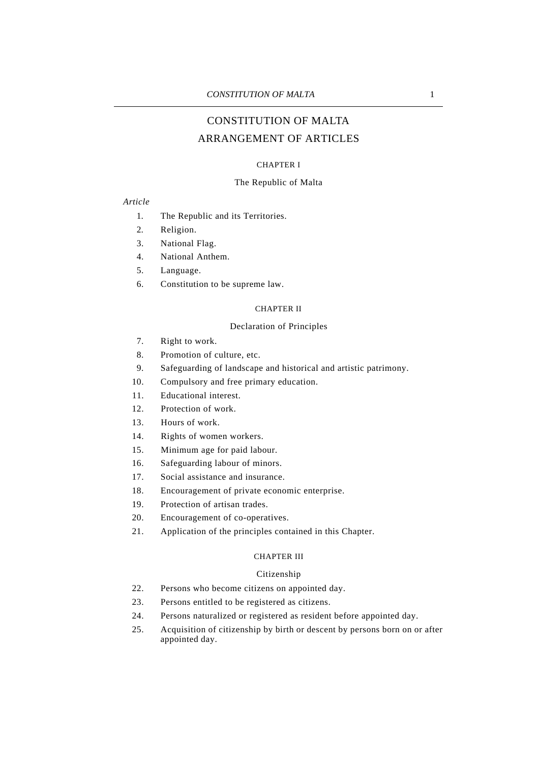# CONSTITUTION OF MALTA

## ARRANGEMENT OF ARTICLES

### CHAPTER I

The Republic of Malta

*Article*

1. The Republic and its Territories.
2. Religion.
3. National Flag.
4. National Anthem.
5. Language.
6. Constitution to be supreme law.

### CHAPTER II

Declaration of Principles

7. Right to work.
8. Promotion of culture, etc.
9. Safeguarding of landscape and historical and artistic patrimony.
10. Compulsory and free primary education.
11. Educational interest.
12. Protection of work.
13. Hours of work.
14. Rights of women workers.
15. Minimum age for paid labour.
16. Safeguarding labour of minors.
17. Social assistance and insurance.
18. Encouragement of private economic enterprise.
19. Protection of artisan trades.
20. Encouragement of co-operatives.
21. Application of the principles contained in this Chapter.

### CHAPTER III

Citizenship

22. Persons who become citizens on appointed day.
23. Persons entitled to be registered as citizens.
24. Persons naturalized or registered as resident before appointed day.
25. Acquisition of citizenship by birth or descent by persons born on or after appointed day.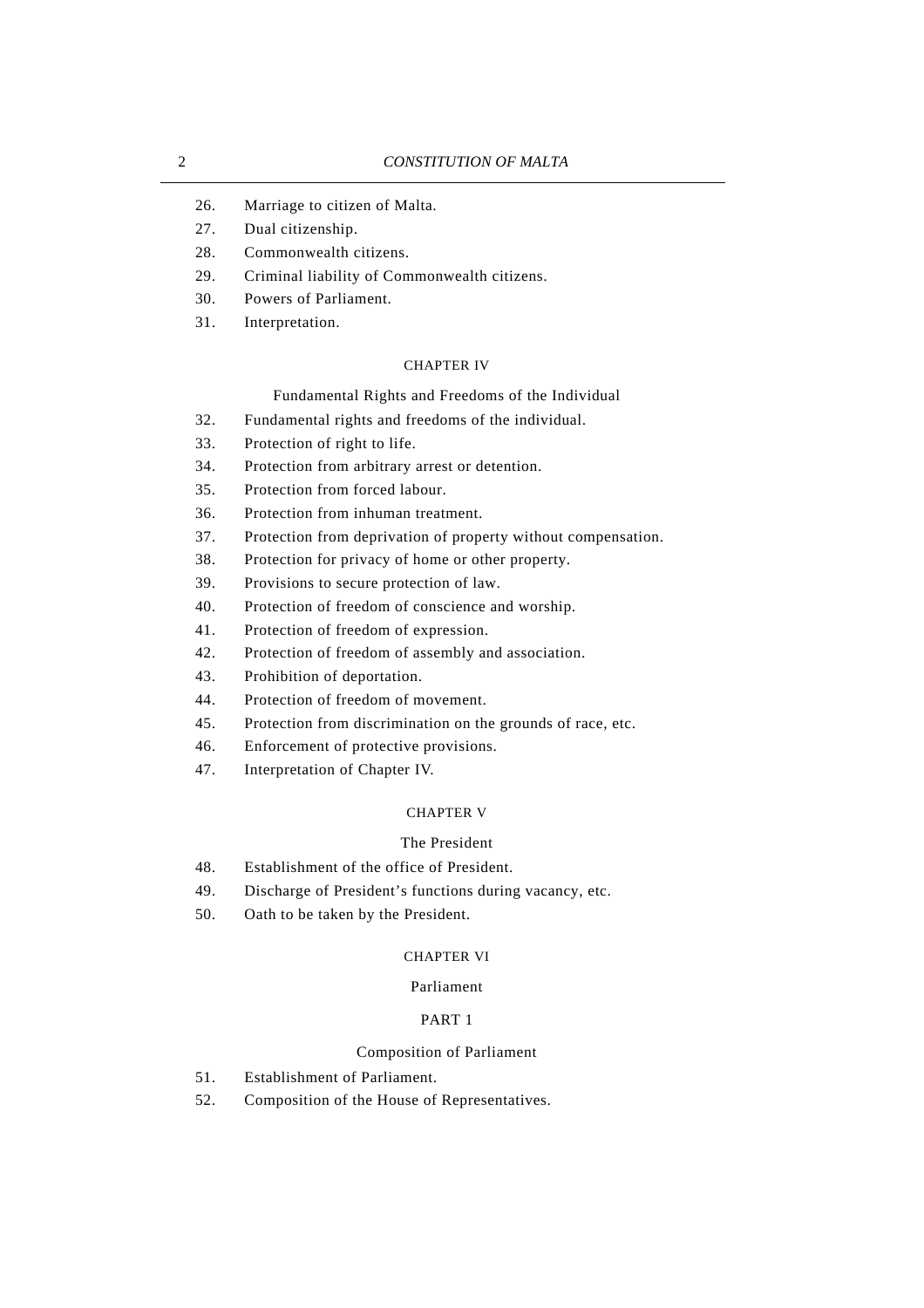26. Marriage to citizen of Malta.
27. Dual citizenship.
28. Commonwealth citizens.
29. Criminal liability of Commonwealth citizens.
30. Powers of Parliament.
31. Interpretation.

## CHAPTER IV

### Fundamental Rights and Freedoms of the Individual

32. Fundamental rights and freedoms of the individual.
33. Protection of right to life.
34. Protection from arbitrary arrest or detention.
35. Protection from forced labour.
36. Protection from inhuman treatment.
37. Protection from deprivation of property without compensation.
38. Protection for privacy of home or other property.
39. Provisions to secure protection of law.
40. Protection of freedom of conscience and worship.
41. Protection of freedom of expression.
42. Protection of freedom of assembly and association.
43. Prohibition of deportation.
44. Protection of freedom of movement.
45. Protection from discrimination on the grounds of race, etc.
46. Enforcement of protective provisions.
47. Interpretation of Chapter IV.

## CHAPTER V

### The President

48. Establishment of the office of President.
49. Discharge of President's functions during vacancy, etc.
50. Oath to be taken by the President.

## CHAPTER VI

### Parliament

### PART 1

### Composition of Parliament

51. Establishment of Parliament.
52. Composition of the House of Representatives.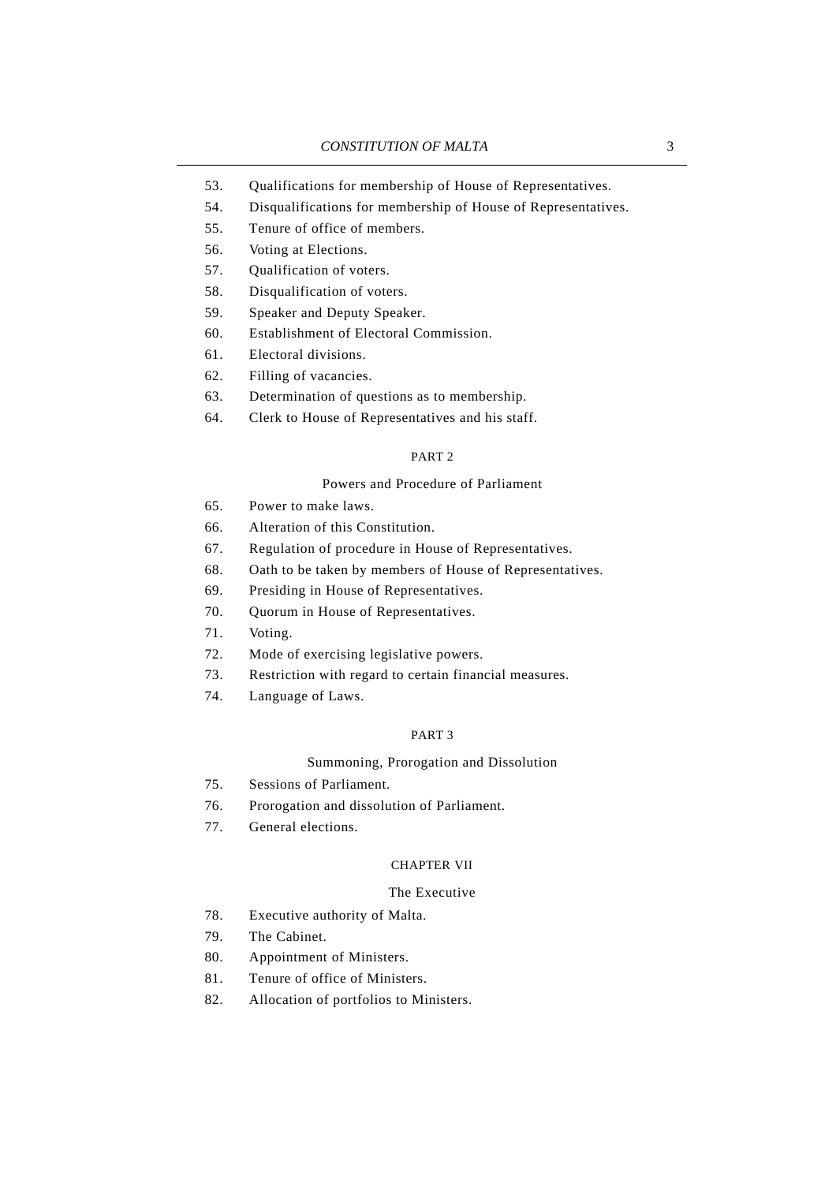53. Qualifications for membership of House of Representatives.
54. Disqualifications for membership of House of Representatives.
55. Tenure of office of members.
56. Voting at Elections.
57. Qualification of voters.
58. Disqualification of voters.
59. Speaker and Deputy Speaker.
60. Establishment of Electoral Commission.
61. Electoral divisions.
62. Filling of vacancies.
63. Determination of questions as to membership.
64. Clerk to House of Representatives and his staff.

PART 2

Powers and Procedure of Parliament

65. Power to make laws.
66. Alteration of this Constitution.
67. Regulation of procedure in House of Representatives.
68. Oath to be taken by members of House of Representatives.
69. Presiding in House of Representatives.
70. Quorum in House of Representatives.
71. Voting.
72. Mode of exercising legislative powers.
73. Restriction with regard to certain financial measures.
74. Language of Laws.

PART 3

Summoning, Prorogation and Dissolution

75. Sessions of Parliament.
76. Prorogation and dissolution of Parliament.
77. General elections.

CHAPTER VII

The Executive

78. Executive authority of Malta.
79. The Cabinet.
80. Appointment of Ministers.
81. Tenure of office of Ministers.
82. Allocation of portfolios to Ministers.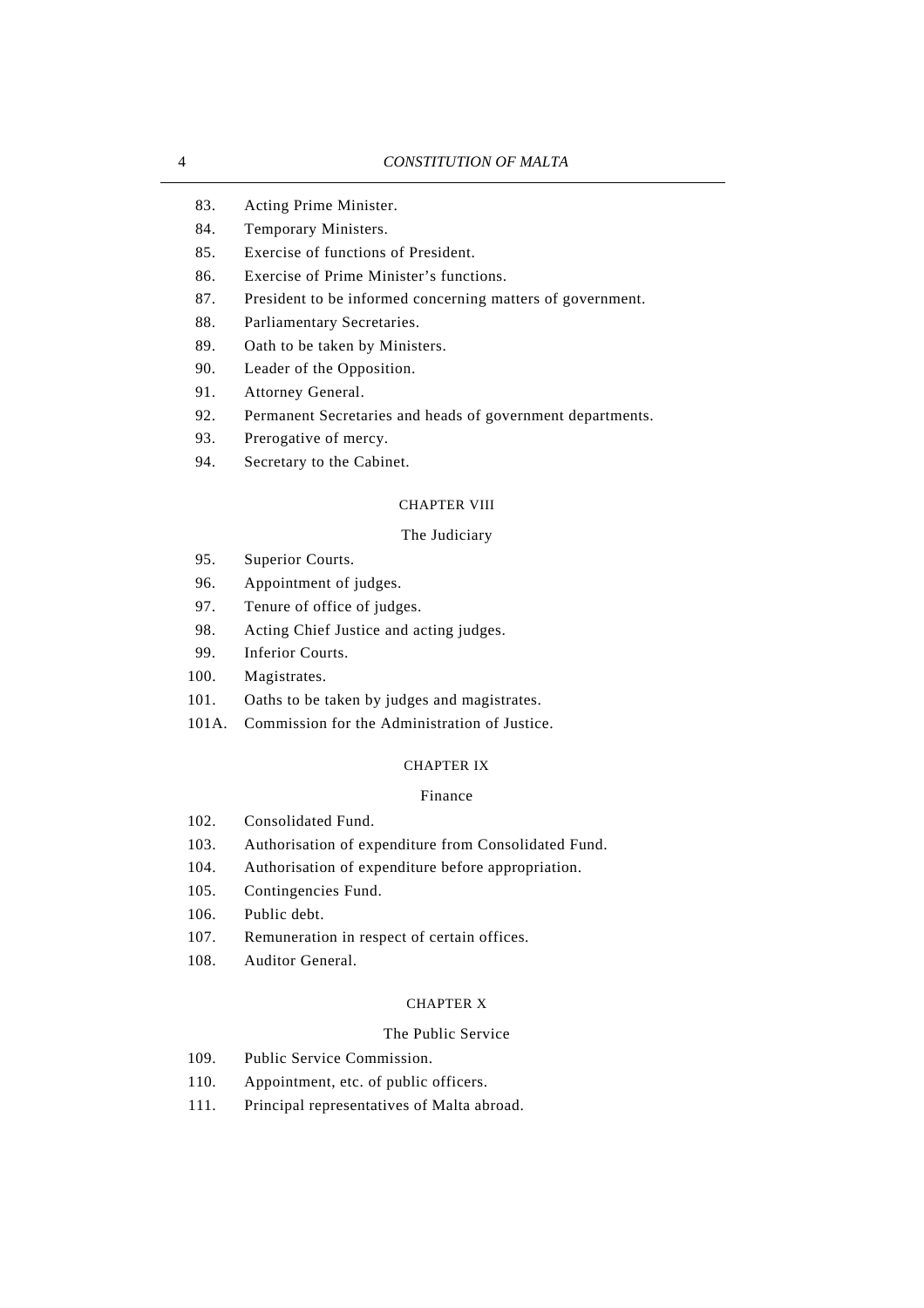83. Acting Prime Minister.
84. Temporary Ministers.
85. Exercise of functions of President.
86. Exercise of Prime Minister’s functions.
87. President to be informed concerning matters of government.
88. Parliamentary Secretaries.
89. Oath to be taken by Ministers.
90. Leader of the Opposition.
91. Attorney General.
92. Permanent Secretaries and heads of government departments.
93. Prerogative of mercy.
94. Secretary to the Cabinet.

## CHAPTER VIII

### The Judiciary

95. Superior Courts.
96. Appointment of judges.
97. Tenure of office of judges.
98. Acting Chief Justice and acting judges.
99. Inferior Courts.
100. Magistrates.
101. Oaths to be taken by judges and magistrates.

101A. Commission for the Administration of Justice.

## CHAPTER IX

### Finance

102. Consolidated Fund.
103. Authorisation of expenditure from Consolidated Fund.
104. Authorisation of expenditure before appropriation.
105. Contingencies Fund.
106. Public debt.
107. Remuneration in respect of certain offices.
108. Auditor General.

## CHAPTER X

### The Public Service

109. Public Service Commission.
110. Appointment, etc. of public officers.
111. Principal representatives of Malta abroad.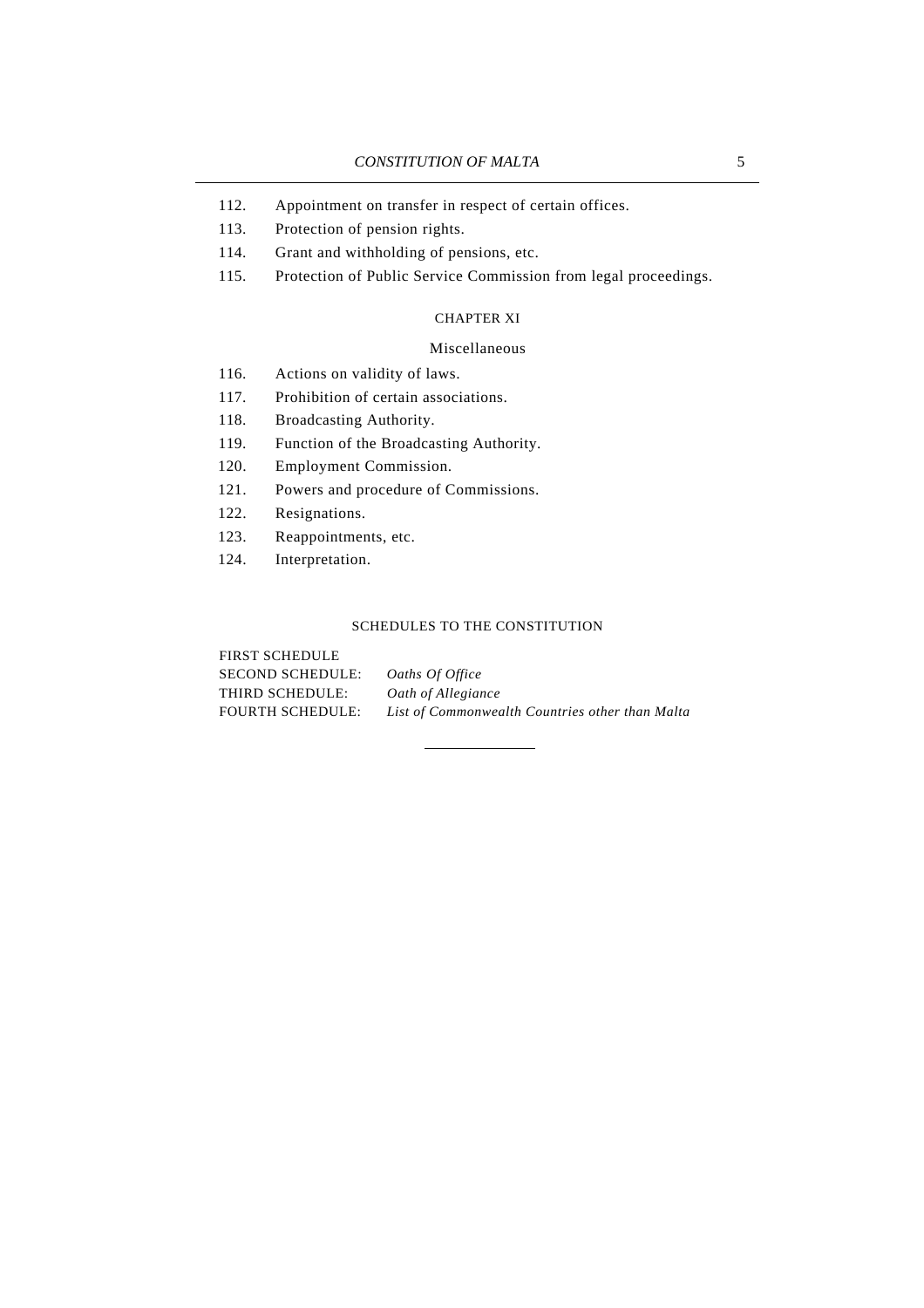112. Appointment on transfer in respect of certain offices.

113. Protection of pension rights.

114. Grant and withholding of pensions, etc.

115. Protection of Public Service Commission from legal proceedings.

## CHAPTER XI

### Miscellaneous

116. Actions on validity of laws.

117. Prohibition of certain associations.

118. Broadcasting Authority.

119. Function of the Broadcasting Authority.

120. Employment Commission.

121. Powers and procedure of Commissions.

122. Resignations.

123. Reappointments, etc.

124. Interpretation.

## SCHEDULES TO THE CONSTITUTION

FIRST SCHEDULE

SECOND SCHEDULE: *Oaths Of Office*

THIRD SCHEDULE: *Oath of Allegiance*

FOURTH SCHEDULE: *List of Commonwealth Countries other than Malta*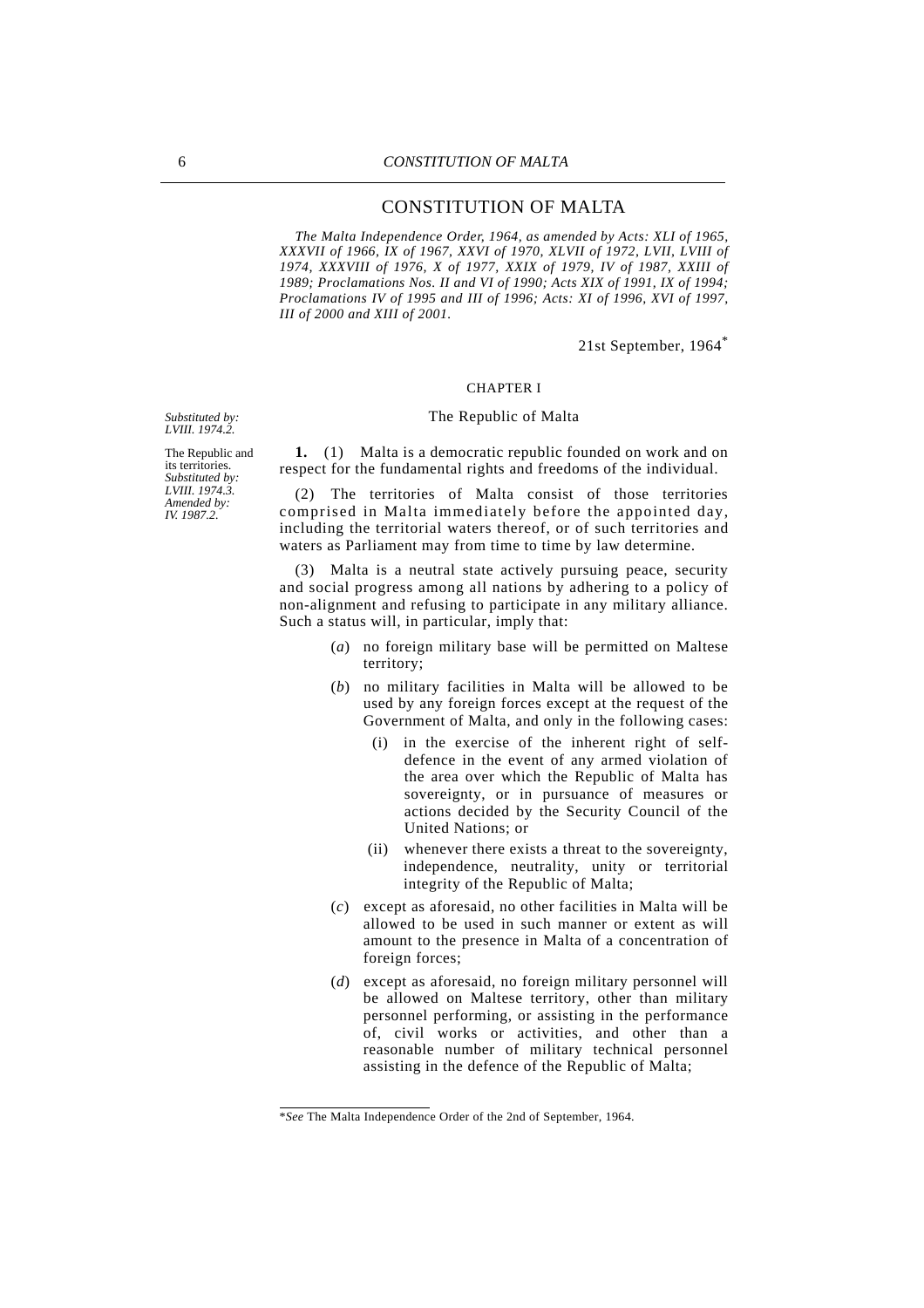# CONSTITUTION OF MALTA

*The Malta Independence Order, 1964, as amended by Acts: XLI of 1965, XXXVII of 1966, IX of 1967, XXVI of 1970, XLVII of 1972, LVII, LVIII of 1974, XXXVIII of 1976, X of 1977, XXIX of 1979, IV of 1987, XXIII of 1989; Proclamations Nos. II and VI of 1990; Acts XIX of 1991, IX of 1994; Proclamations IV of 1995 and III of 1996; Acts: XI of 1996, XVI of 1997, III of 2000 and XIII of 2001.*

21st September, 1964*

## CHAPTER I

*Substituted by: LVIII. 1974.2.*

### The Republic of Malta

The Republic and its territories. *Substituted by: LVIII. 1974.3. Amended by: IV. 1987.2.*

**1.** (1) Malta is a democratic republic founded on work and on respect for the fundamental rights and freedoms of the individual.

(2) The territories of Malta consist of those territories comprised in Malta immediately before the appointed day, including the territorial waters thereof, or of such territories and waters as Parliament may from time to time by law determine.

(3) Malta is a neutral state actively pursuing peace, security and social progress among all nations by adhering to a policy of non-alignment and refusing to participate in any military alliance. Such a status will, in particular, imply that:

(*a*) no foreign military base will be permitted on Maltese territory;

(*b*) no military facilities in Malta will be allowed to be used by any foreign forces except at the request of the Government of Malta, and only in the following cases:

(i) in the exercise of the inherent right of self-defence in the event of any armed violation of the area over which the Republic of Malta has sovereignty, or in pursuance of measures or actions decided by the Security Council of the United Nations; or

(ii) whenever there exists a threat to the sovereignty, independence, neutrality, unity or territorial integrity of the Republic of Malta;

(*c*) except as aforesaid, no other facilities in Malta will be allowed to be used in such manner or extent as will amount to the presence in Malta of a concentration of foreign forces;

(*d*) except as aforesaid, no foreign military personnel will be allowed on Maltese territory, other than military personnel performing, or assisting in the performance of, civil works or activities, and other than a reasonable number of military technical personnel assisting in the defence of the Republic of Malta;

*\*See* The Malta Independence Order of the 2nd of September, 1964.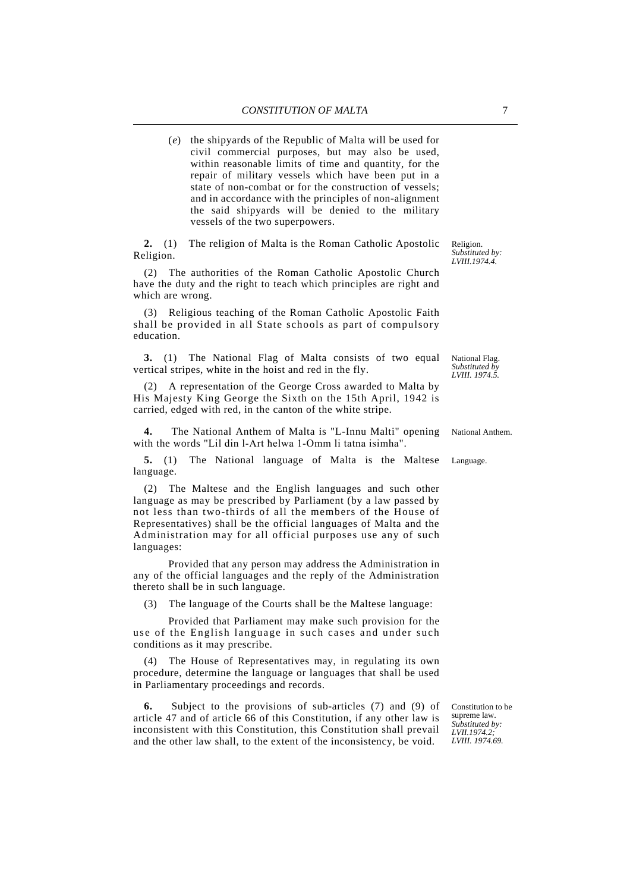(*e*) the shipyards of the Republic of Malta will be used for civil commercial purposes, but may also be used, within reasonable limits of time and quantity, for the repair of military vessels which have been put in a state of non-combat or for the construction of vessels; and in accordance with the principles of non-alignment the said shipyards will be denied to the military vessels of the two superpowers.

Religion.
*Substituted by: LVIII.1974.4.*

**2.** (1) The religion of Malta is the Roman Catholic Apostolic Religion.

(2) The authorities of the Roman Catholic Apostolic Church have the duty and the right to teach which principles are right and which are wrong.

(3) Religious teaching of the Roman Catholic Apostolic Faith shall be provided in all State schools as part of compulsory education.

National Flag.
*Substituted by LVIII. 1974.5.*

**3.** (1) The National Flag of Malta consists of two equal vertical stripes, white in the hoist and red in the fly.

(2) A representation of the George Cross awarded to Malta by His Majesty King George the Sixth on the 15th April, 1942 is carried, edged with red, in the canton of the white stripe.

National Anthem.

**4.** The National Anthem of Malta is "L-Innu Malti" opening with the words "Lil din l-Art ħelwa 1-Omm li tatna isimha".

Language.

**5.** (1) The National language of Malta is the Maltese language.

(2) The Maltese and the English languages and such other language as may be prescribed by Parliament (by a law passed by not less than two-thirds of all the members of the House of Representatives) shall be the official languages of Malta and the Administration may for all official purposes use any of such languages:

Provided that any person may address the Administration in any of the official languages and the reply of the Administration thereto shall be in such language.

(3) The language of the Courts shall be the Maltese language:

Provided that Parliament may make such provision for the use of the English language in such cases and under such conditions as it may prescribe.

(4) The House of Representatives may, in regulating its own procedure, determine the language or languages that shall be used in Parliamentary proceedings and records.

Constitution to be supreme law.
*Substituted by: LVII.1974.2; LVIII. 1974.69.*

**6.** Subject to the provisions of sub-articles (7) and (9) of article 47 and of article 66 of this Constitution, if any other law is inconsistent with this Constitution, this Constitution shall prevail and the other law shall, to the extent of the inconsistency, be void.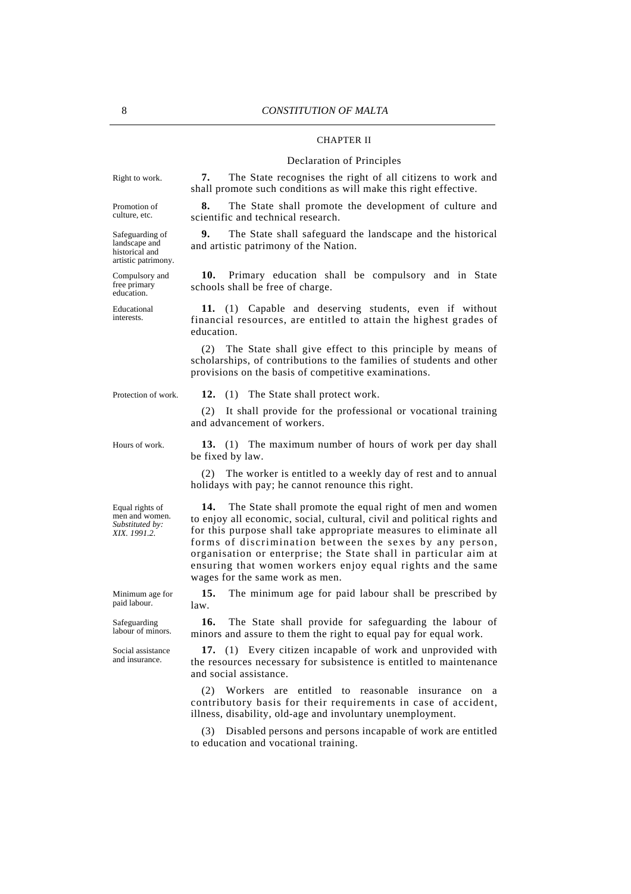## CHAPTER II

### Declaration of Principles

Right to work.

**7.** The State recognises the right of all citizens to work and shall promote such conditions as will make this right effective.

Promotion of culture, etc.

**8.** The State shall promote the development of culture and scientific and technical research.

Safeguarding of landscape and historical and artistic patrimony.

**9.** The State shall safeguard the landscape and the historical and artistic patrimony of the Nation.

Compulsory and free primary education.

**10.** Primary education shall be compulsory and in State schools shall be free of charge.

Educational interests.

**11.** (1) Capable and deserving students, even if without financial resources, are entitled to attain the highest grades of education.

(2) The State shall give effect to this principle by means of scholarships, of contributions to the families of students and other provisions on the basis of competitive examinations.

Protection of work.

**12.** (1) The State shall protect work.

(2) It shall provide for the professional or vocational training and advancement of workers.

Hours of work.

**13.** (1) The maximum number of hours of work per day shall be fixed by law.

(2) The worker is entitled to a weekly day of rest and to annual holidays with pay; he cannot renounce this right.

Equal rights of men and women. *Substituted by: XIX. 1991.2.*

**14.** The State shall promote the equal right of men and women to enjoy all economic, social, cultural, civil and political rights and for this purpose shall take appropriate measures to eliminate all forms of discrimination between the sexes by any person, organisation or enterprise; the State shall in particular aim at ensuring that women workers enjoy equal rights and the same wages for the same work as men.

Minimum age for paid labour.

**15.** The minimum age for paid labour shall be prescribed by law.

Safeguarding labour of minors.

**16.** The State shall provide for safeguarding the labour of minors and assure to them the right to equal pay for equal work.

Social assistance and insurance.

**17.** (1) Every citizen incapable of work and unprovided with the resources necessary for subsistence is entitled to maintenance and social assistance.

(2) Workers are entitled to reasonable insurance on a contributory basis for their requirements in case of accident, illness, disability, old-age and involuntary unemployment.

(3) Disabled persons and persons incapable of work are entitled to education and vocational training.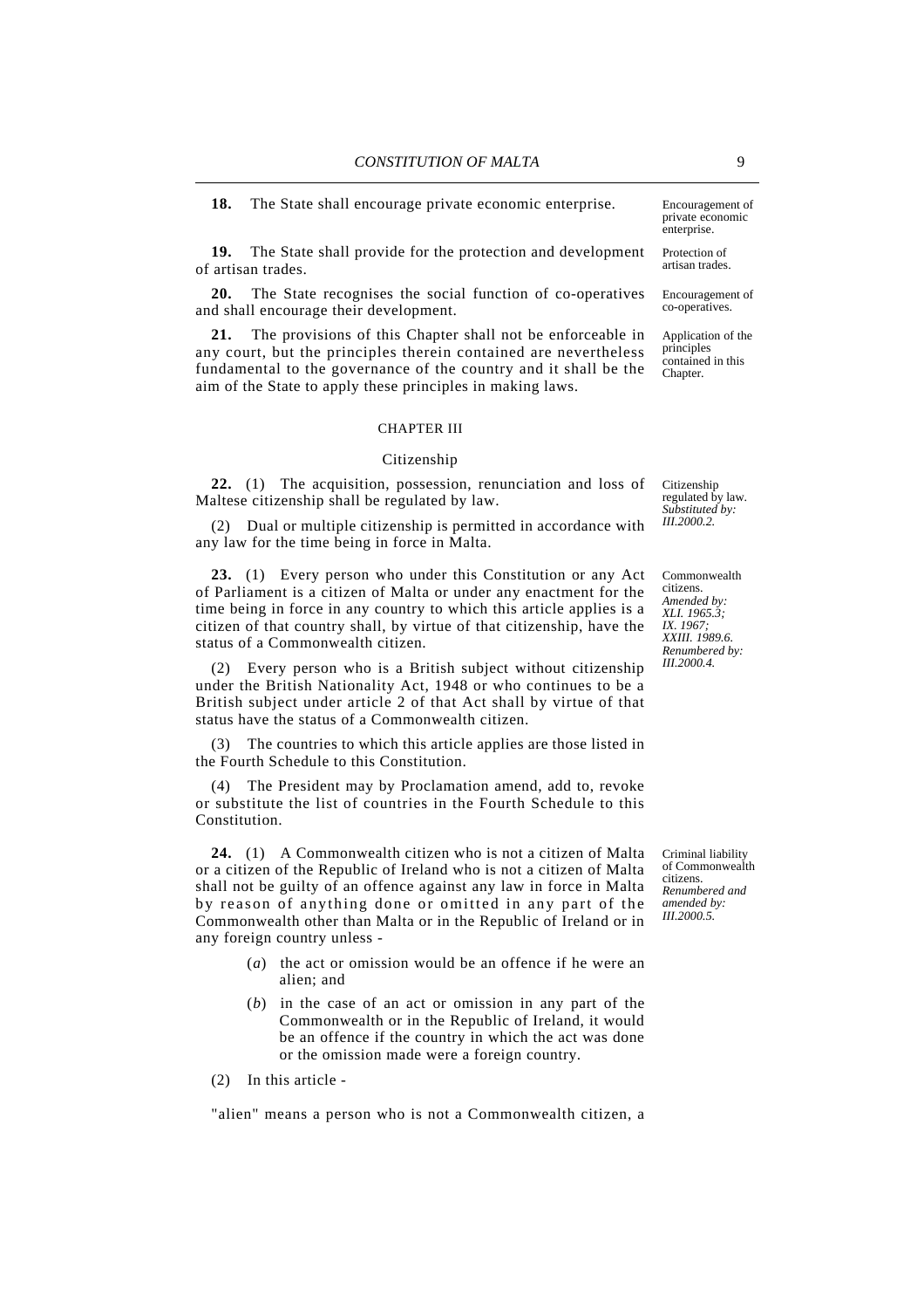**18.** The State shall encourage private economic enterprise.

Encouragement of private economic enterprise.

**19.** The State shall provide for the protection and development of artisan trades.

Protection of artisan trades.

**20.** The State recognises the social function of co-operatives and shall encourage their development.

Encouragement of co-operatives.

**21.** The provisions of this Chapter shall not be enforceable in any court, but the principles therein contained are nevertheless fundamental to the governance of the country and it shall be the aim of the State to apply these principles in making laws.

Application of the principles contained in this Chapter.

## CHAPTER III

### Citizenship

Citizenship regulated by law. *Substituted by: III.2000.2.*

**22.** (1) The acquisition, possession, renunciation and loss of Maltese citizenship shall be regulated by law.

(2) Dual or multiple citizenship is permitted in accordance with any law for the time being in force in Malta.

Commonwealth citizens. *Amended by: XLI. 1965.3; IX. 1967; XXIII. 1989.6. Renumbered by: III.2000.4.*

**23.** (1) Every person who under this Constitution or any Act of Parliament is a citizen of Malta or under any enactment for the time being in force in any country to which this article applies is a citizen of that country shall, by virtue of that citizenship, have the status of a Commonwealth citizen.

(2) Every person who is a British subject without citizenship under the British Nationality Act, 1948 or who continues to be a British subject under article 2 of that Act shall by virtue of that status have the status of a Commonwealth citizen.

(3) The countries to which this article applies are those listed in the Fourth Schedule to this Constitution.

(4) The President may by Proclamation amend, add to, revoke or substitute the list of countries in the Fourth Schedule to this Constitution.

Criminal liability of Commonwealth citizens. *Renumbered and amended by: III.2000.5.*

**24.** (1) A Commonwealth citizen who is not a citizen of Malta or a citizen of the Republic of Ireland who is not a citizen of Malta shall not be guilty of an offence against any law in force in Malta by reason of anything done or omitted in any part of the Commonwealth other than Malta or in the Republic of Ireland or in any foreign country unless -

(*a*) the act or omission would be an offence if he were an alien; and

(*b*) in the case of an act or omission in any part of the Commonwealth or in the Republic of Ireland, it would be an offence if the country in which the act was done or the omission made were a foreign country.

(2) In this article -

"alien" means a person who is not a Commonwealth citizen, a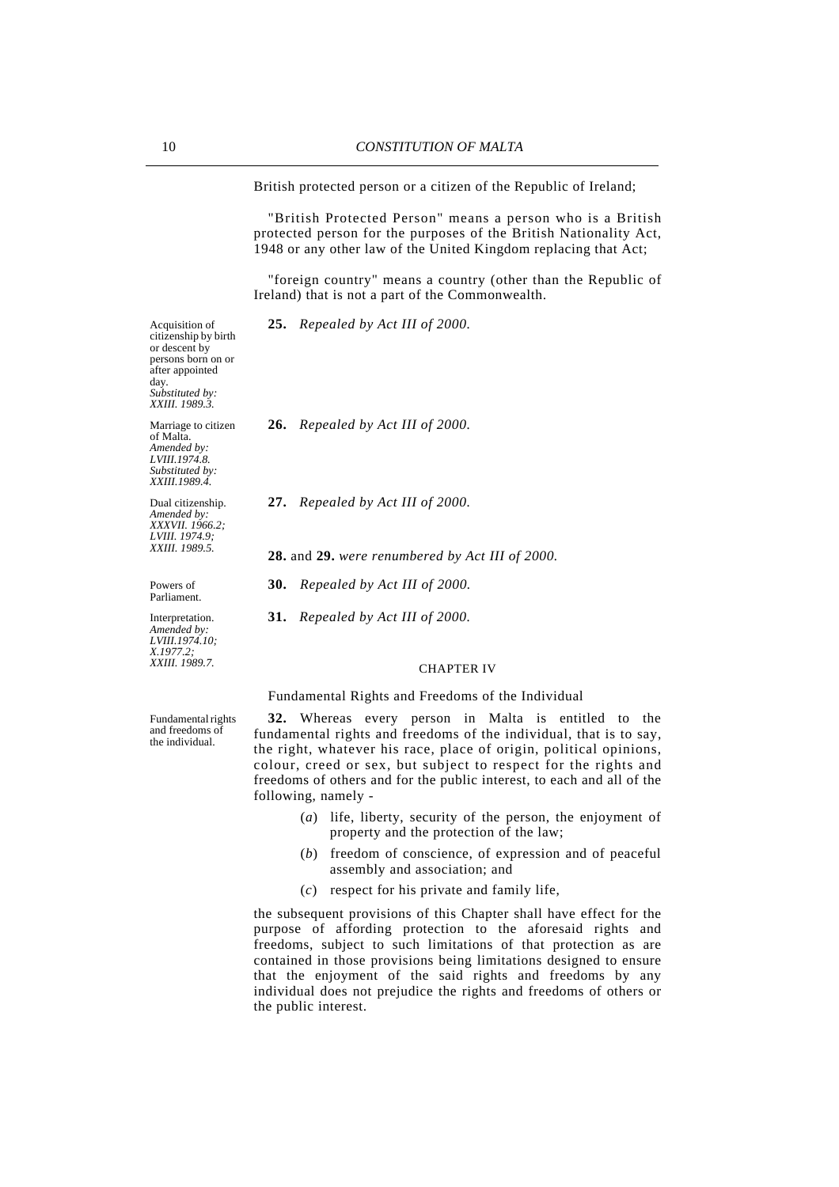British protected person or a citizen of the Republic of Ireland;

"British Protected Person" means a person who is a British protected person for the purposes of the British Nationality Act, 1948 or any other law of the United Kingdom replacing that Act;

"foreign country" means a country (other than the Republic of Ireland) that is not a part of the Commonwealth.

Acquisition of citizenship by birth or descent by persons born on or after appointed day.
*Substituted by: XXIII. 1989.3.*

**25.** *Repealed by Act III of 2000.*

Marriage to citizen of Malta.
*Amended by: LVIII.1974.8. Substituted by: XXIII.1989.4.*

**26.** *Repealed by Act III of 2000.*

Dual citizenship.
*Amended by: XXXVII. 1966.2; LVIII. 1974.9; XXIII. 1989.5.*

**27.** *Repealed by Act III of 2000.*

**28.** and **29.** *were renumbered by Act III of 2000.*

Powers of Parliament.

**30.** *Repealed by Act III of 2000.*

Interpretation.
*Amended by: LVIII.1974.10; X.1977.2; XXIII. 1989.7.*

**31.** *Repealed by Act III of 2000.*

## CHAPTER IV

### Fundamental Rights and Freedoms of the Individual

Fundamental rights and freedoms of the individual.

**32.** Whereas every person in Malta is entitled to the fundamental rights and freedoms of the individual, that is to say, the right, whatever his race, place of origin, political opinions, colour, creed or sex, but subject to respect for the rights and freedoms of others and for the public interest, to each and all of the following, namely -

(*a*) life, liberty, security of the person, the enjoyment of property and the protection of the law;

(*b*) freedom of conscience, of expression and of peaceful assembly and association; and

(*c*) respect for his private and family life,

the subsequent provisions of this Chapter shall have effect for the purpose of affording protection to the aforesaid rights and freedoms, subject to such limitations of that protection as are contained in those provisions being limitations designed to ensure that the enjoyment of the said rights and freedoms by any individual does not prejudice the rights and freedoms of others or the public interest.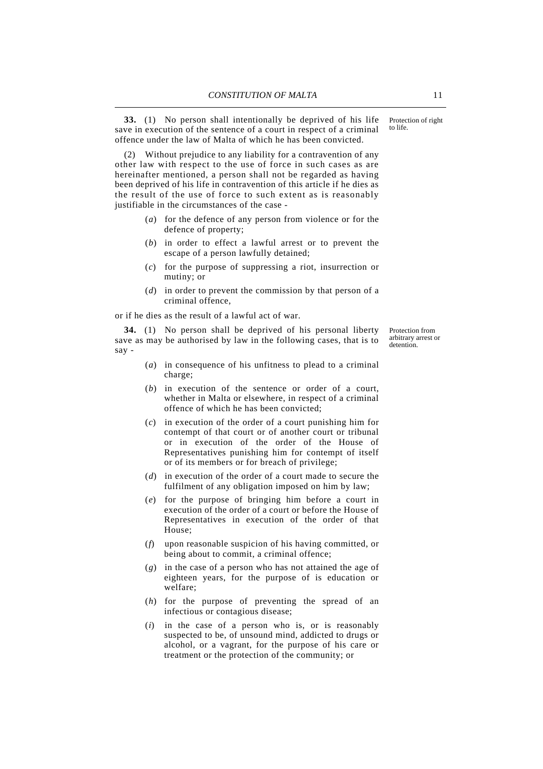**33.** (1) No person shall intentionally be deprived of his life save in execution of the sentence of a court in respect of a criminal offence under the law of Malta of which he has been convicted.

Protection of right to life.

(2) Without prejudice to any liability for a contravention of any other law with respect to the use of force in such cases as are hereinafter mentioned, a person shall not be regarded as having been deprived of his life in contravention of this article if he dies as the result of the use of force to such extent as is reasonably justifiable in the circumstances of the case -

(*a*) for the defence of any person from violence or for the defence of property;

(*b*) in order to effect a lawful arrest or to prevent the escape of a person lawfully detained;

(*c*) for the purpose of suppressing a riot, insurrection or mutiny; or

(*d*) in order to prevent the commission by that person of a criminal offence,

or if he dies as the result of a lawful act of war.

**34.** (1) No person shall be deprived of his personal liberty save as may be authorised by law in the following cases, that is to say -

Protection from arbitrary arrest or detention.

(*a*) in consequence of his unfitness to plead to a criminal charge;

(*b*) in execution of the sentence or order of a court, whether in Malta or elsewhere, in respect of a criminal offence of which he has been convicted;

(*c*) in execution of the order of a court punishing him for contempt of that court or of another court or tribunal or in execution of the order of the House of Representatives punishing him for contempt of itself or of its members or for breach of privilege;

(*d*) in execution of the order of a court made to secure the fulfilment of any obligation imposed on him by law;

(*e*) for the purpose of bringing him before a court in execution of the order of a court or before the House of Representatives in execution of the order of that House;

(*f*) upon reasonable suspicion of his having committed, or being about to commit, a criminal offence;

(*g*) in the case of a person who has not attained the age of eighteen years, for the purpose of is education or welfare;

(*h*) for the purpose of preventing the spread of an infectious or contagious disease;

(*i*) in the case of a person who is, or is reasonably suspected to be, of unsound mind, addicted to drugs or alcohol, or a vagrant, for the purpose of his care or treatment or the protection of the community; or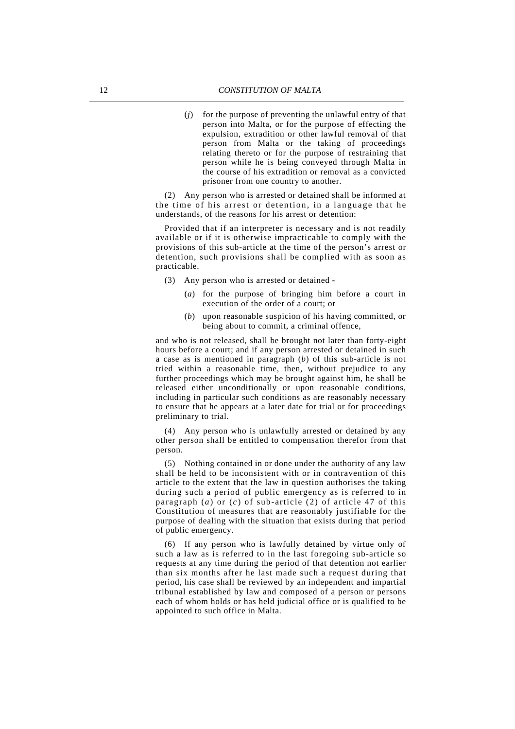(*j*) for the purpose of preventing the unlawful entry of that person into Malta, or for the purpose of effecting the expulsion, extradition or other lawful removal of that person from Malta or the taking of proceedings relating thereto or for the purpose of restraining that person while he is being conveyed through Malta in the course of his extradition or removal as a convicted prisoner from one country to another.

(2) Any person who is arrested or detained shall be informed at the time of his arrest or detention, in a language that he understands, of the reasons for his arrest or detention:

Provided that if an interpreter is necessary and is not readily available or if it is otherwise impracticable to comply with the provisions of this sub-article at the time of the person's arrest or detention, such provisions shall be complied with as soon as practicable.

(3) Any person who is arrested or detained -

(*a*) for the purpose of bringing him before a court in execution of the order of a court; or

(*b*) upon reasonable suspicion of his having committed, or being about to commit, a criminal offence,

and who is not released, shall be brought not later than forty-eight hours before a court; and if any person arrested or detained in such a case as is mentioned in paragraph (*b*) of this sub-article is not tried within a reasonable time, then, without prejudice to any further proceedings which may be brought against him, he shall be released either unconditionally or upon reasonable conditions, including in particular such conditions as are reasonably necessary to ensure that he appears at a later date for trial or for proceedings preliminary to trial.

(4) Any person who is unlawfully arrested or detained by any other person shall be entitled to compensation therefor from that person.

(5) Nothing contained in or done under the authority of any law shall be held to be inconsistent with or in contravention of this article to the extent that the law in question authorises the taking during such a period of public emergency as is referred to in paragraph (*a*) or (*c*) of sub-article (2) of article 47 of this Constitution of measures that are reasonably justifiable for the purpose of dealing with the situation that exists during that period of public emergency.

(6) If any person who is lawfully detained by virtue only of such a law as is referred to in the last foregoing sub-article so requests at any time during the period of that detention not earlier than six months after he last made such a request during that period, his case shall be reviewed by an independent and impartial tribunal established by law and composed of a person or persons each of whom holds or has held judicial office or is qualified to be appointed to such office in Malta.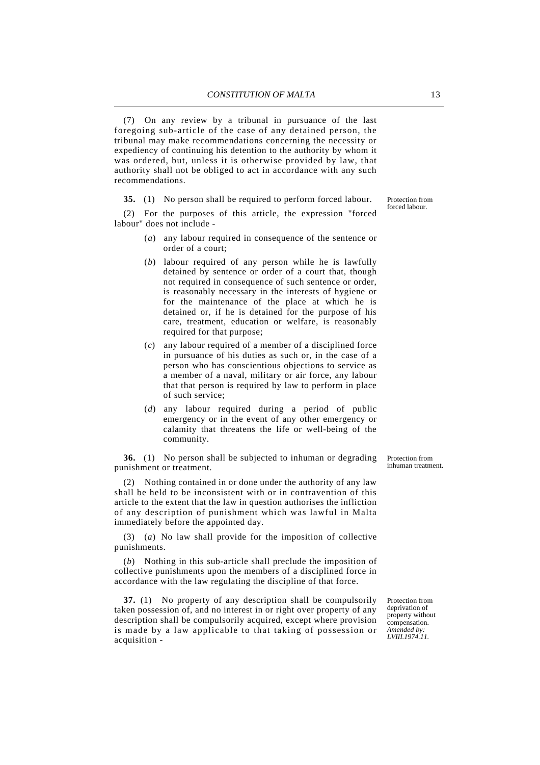(7) On any review by a tribunal in pursuance of the last foregoing sub-article of the case of any detained person, the tribunal may make recommendations concerning the necessity or expediency of continuing his detention to the authority by whom it was ordered, but, unless it is otherwise provided by law, that authority shall not be obliged to act in accordance with any such recommendations.

Protection from forced labour.

**35.** (1) No person shall be required to perform forced labour.

(2) For the purposes of this article, the expression "forced labour" does not include -

(*a*) any labour required in consequence of the sentence or order of a court;

(*b*) labour required of any person while he is lawfully detained by sentence or order of a court that, though not required in consequence of such sentence or order, is reasonably necessary in the interests of hygiene or for the maintenance of the place at which he is detained or, if he is detained for the purpose of his care, treatment, education or welfare, is reasonably required for that purpose;

(*c*) any labour required of a member of a disciplined force in pursuance of his duties as such or, in the case of a person who has conscientious objections to service as a member of a naval, military or air force, any labour that that person is required by law to perform in place of such service;

(*d*) any labour required during a period of public emergency or in the event of any other emergency or calamity that threatens the life or well-being of the community.

Protection from inhuman treatment.

**36.** (1) No person shall be subjected to inhuman or degrading punishment or treatment.

(2) Nothing contained in or done under the authority of any law shall be held to be inconsistent with or in contravention of this article to the extent that the law in question authorises the infliction of any description of punishment which was lawful in Malta immediately before the appointed day.

(3) (*a*) No law shall provide for the imposition of collective punishments.

(*b*) Nothing in this sub-article shall preclude the imposition of collective punishments upon the members of a disciplined force in accordance with the law regulating the discipline of that force.

Protection from deprivation of property without compensation. *Amended by: LVIII.1974.11.*

**37.** (1) No property of any description shall be compulsorily taken possession of, and no interest in or right over property of any description shall be compulsorily acquired, except where provision is made by a law applicable to that taking of possession or acquisition -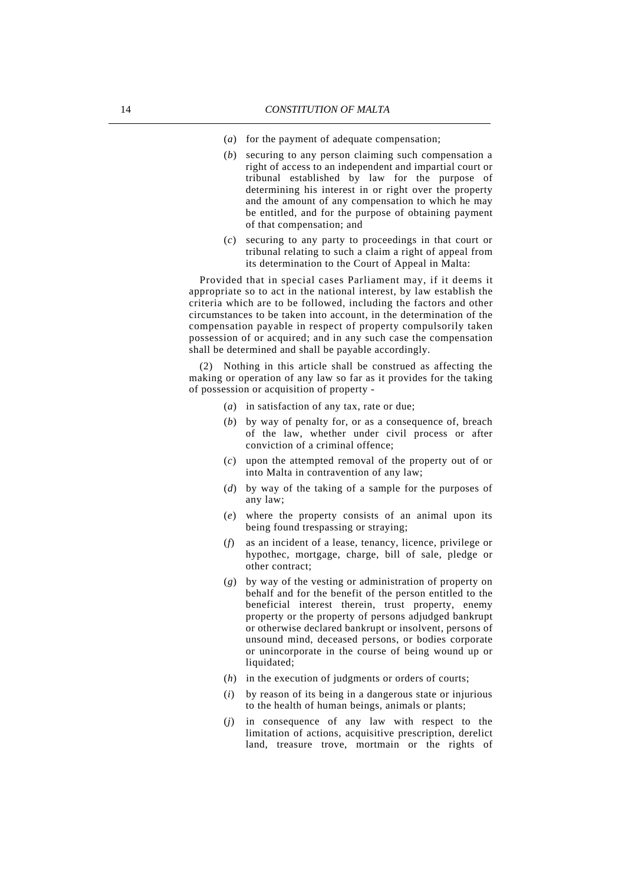(*a*) for the payment of adequate compensation;

(*b*) securing to any person claiming such compensation a right of access to an independent and impartial court or tribunal established by law for the purpose of determining his interest in or right over the property and the amount of any compensation to which he may be entitled, and for the purpose of obtaining payment of that compensation; and

(*c*) securing to any party to proceedings in that court or tribunal relating to such a claim a right of appeal from its determination to the Court of Appeal in Malta:

Provided that in special cases Parliament may, if it deems it appropriate so to act in the national interest, by law establish the criteria which are to be followed, including the factors and other circumstances to be taken into account, in the determination of the compensation payable in respect of property compulsorily taken possession of or acquired; and in any such case the compensation shall be determined and shall be payable accordingly.

(2) Nothing in this article shall be construed as affecting the making or operation of any law so far as it provides for the taking of possession or acquisition of property -

(*a*) in satisfaction of any tax, rate or due;

(*b*) by way of penalty for, or as a consequence of, breach of the law, whether under civil process or after conviction of a criminal offence;

(*c*) upon the attempted removal of the property out of or into Malta in contravention of any law;

(*d*) by way of the taking of a sample for the purposes of any law;

(*e*) where the property consists of an animal upon its being found trespassing or straying;

(*f*) as an incident of a lease, tenancy, licence, privilege or hypothec, mortgage, charge, bill of sale, pledge or other contract;

(*g*) by way of the vesting or administration of property on behalf and for the benefit of the person entitled to the beneficial interest therein, trust property, enemy property or the property of persons adjudged bankrupt or otherwise declared bankrupt or insolvent, persons of unsound mind, deceased persons, or bodies corporate or unincorporate in the course of being wound up or liquidated;

(*h*) in the execution of judgments or orders of courts;

(*i*) by reason of its being in a dangerous state or injurious to the health of human beings, animals or plants;

(*j*) in consequence of any law with respect to the limitation of actions, acquisitive prescription, derelict land, treasure trove, mortmain or the rights of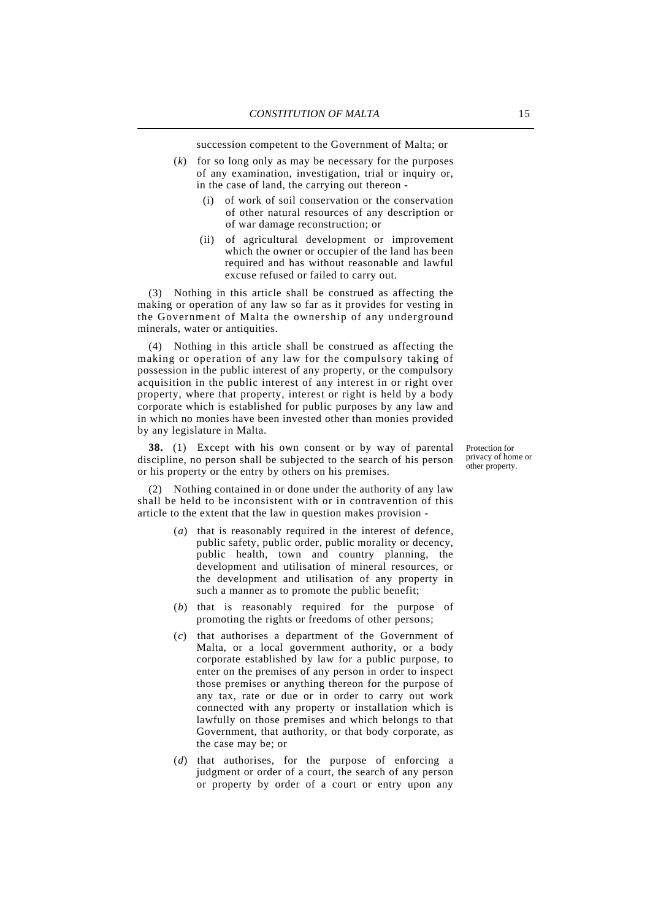succession competent to the Government of Malta; or

(*k*) for so long only as may be necessary for the purposes of any examination, investigation, trial or inquiry or, in the case of land, the carrying out thereon -

(i) of work of soil conservation or the conservation of other natural resources of any description or of war damage reconstruction; or

(ii) of agricultural development or improvement which the owner or occupier of the land has been required and has without reasonable and lawful excuse refused or failed to carry out.

(3) Nothing in this article shall be construed as affecting the making or operation of any law so far as it provides for vesting in the Government of Malta the ownership of any underground minerals, water or antiquities.

(4) Nothing in this article shall be construed as affecting the making or operation of any law for the compulsory taking of possession in the public interest of any property, or the compulsory acquisition in the public interest of any interest in or right over property, where that property, interest or right is held by a body corporate which is established for public purposes by any law and in which no monies have been invested other than monies provided by any legislature in Malta.

Protection for privacy of home or other property.

**38.** (1) Except with his own consent or by way of parental discipline, no person shall be subjected to the search of his person or his property or the entry by others on his premises.

(2) Nothing contained in or done under the authority of any law shall be held to be inconsistent with or in contravention of this article to the extent that the law in question makes provision -

(*a*) that is reasonably required in the interest of defence, public safety, public order, public morality or decency, public health, town and country planning, the development and utilisation of mineral resources, or the development and utilisation of any property in such a manner as to promote the public benefit;

(*b*) that is reasonably required for the purpose of promoting the rights or freedoms of other persons;

(*c*) that authorises a department of the Government of Malta, or a local government authority, or a body corporate established by law for a public purpose, to enter on the premises of any person in order to inspect those premises or anything thereon for the purpose of any tax, rate or due or in order to carry out work connected with any property or installation which is lawfully on those premises and which belongs to that Government, that authority, or that body corporate, as the case may be; or

(*d*) that authorises, for the purpose of enforcing a judgment or order of a court, the search of any person or property by order of a court or entry upon any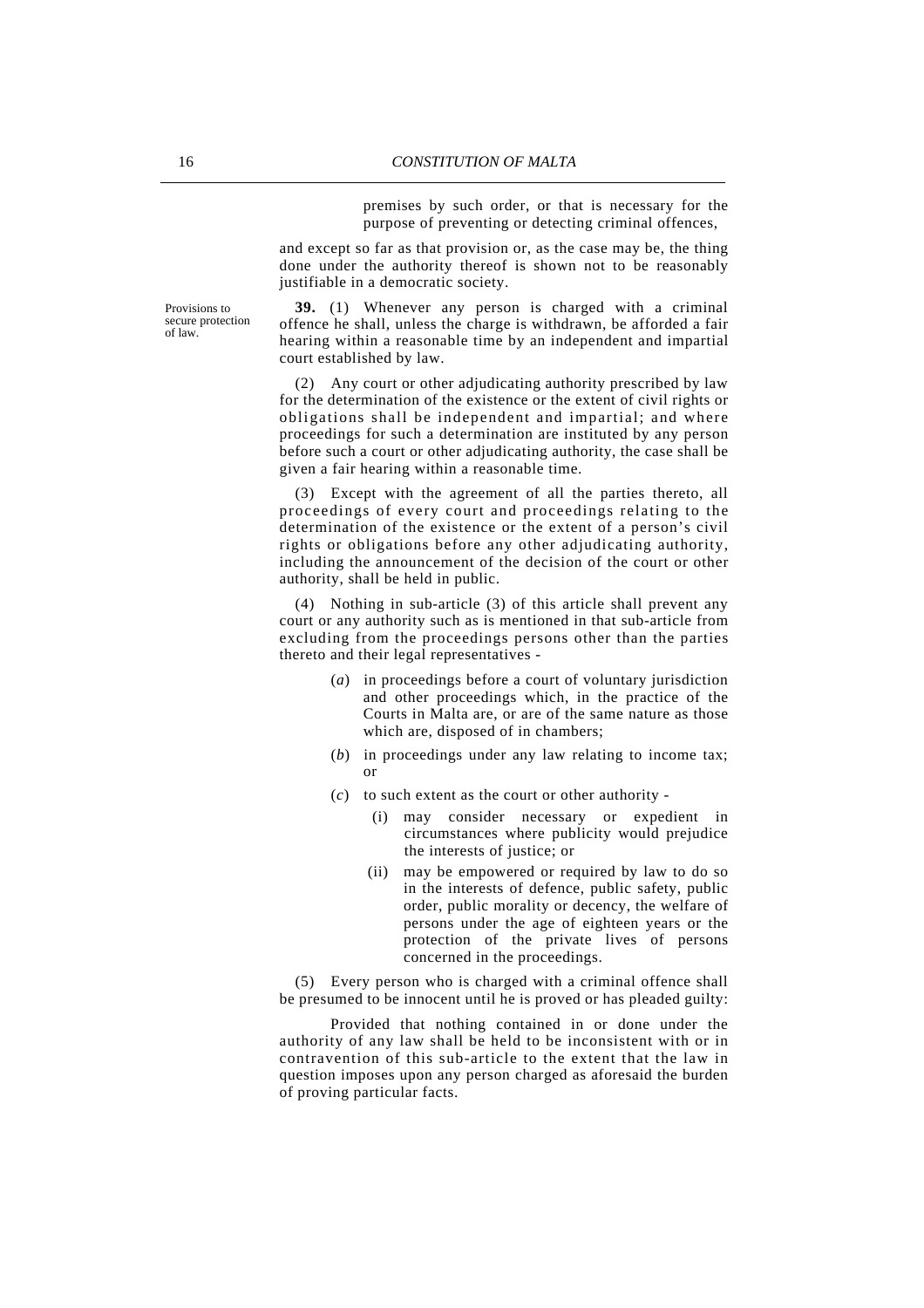premises by such order, or that is necessary for the purpose of preventing or detecting criminal offences,

and except so far as that provision or, as the case may be, the thing done under the authority thereof is shown not to be reasonably justifiable in a democratic society.

Provisions to secure protection of law.

**39.** (1) Whenever any person is charged with a criminal offence he shall, unless the charge is withdrawn, be afforded a fair hearing within a reasonable time by an independent and impartial court established by law.

(2) Any court or other adjudicating authority prescribed by law for the determination of the existence or the extent of civil rights or obligations shall be independent and impartial; and where proceedings for such a determination are instituted by any person before such a court or other adjudicating authority, the case shall be given a fair hearing within a reasonable time.

(3) Except with the agreement of all the parties thereto, all proceedings of every court and proceedings relating to the determination of the existence or the extent of a person's civil rights or obligations before any other adjudicating authority, including the announcement of the decision of the court or other authority, shall be held in public.

(4) Nothing in sub-article (3) of this article shall prevent any court or any authority such as is mentioned in that sub-article from excluding from the proceedings persons other than the parties thereto and their legal representatives -

(*a*) in proceedings before a court of voluntary jurisdiction and other proceedings which, in the practice of the Courts in Malta are, or are of the same nature as those which are, disposed of in chambers;

(*b*) in proceedings under any law relating to income tax; or

(*c*) to such extent as the court or other authority -

(i) may consider necessary or expedient in circumstances where publicity would prejudice the interests of justice; or

(ii) may be empowered or required by law to do so in the interests of defence, public safety, public order, public morality or decency, the welfare of persons under the age of eighteen years or the protection of the private lives of persons concerned in the proceedings.

(5) Every person who is charged with a criminal offence shall be presumed to be innocent until he is proved or has pleaded guilty:

Provided that nothing contained in or done under the authority of any law shall be held to be inconsistent with or in contravention of this sub-article to the extent that the law in question imposes upon any person charged as aforesaid the burden of proving particular facts.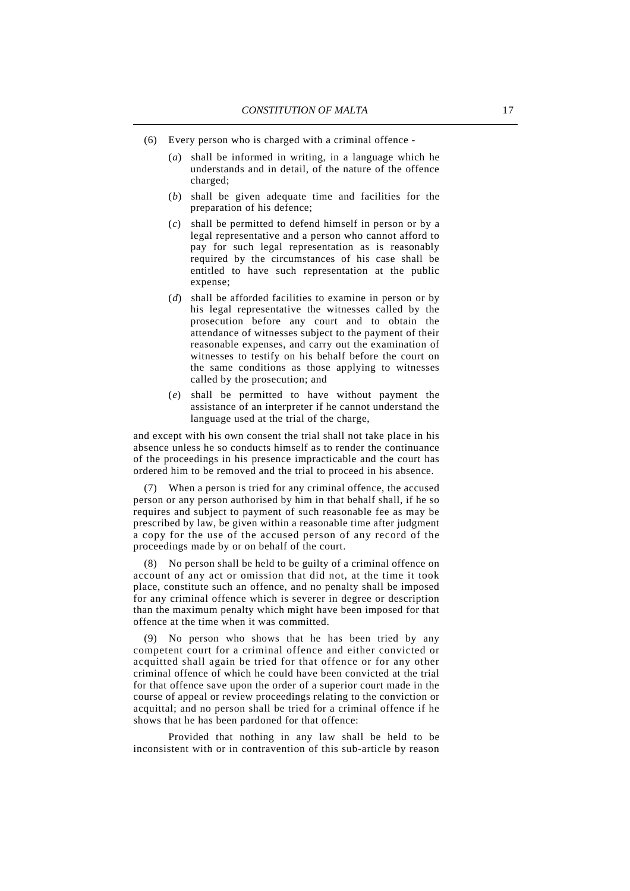(6) Every person who is charged with a criminal offence -

(*a*) shall be informed in writing, in a language which he understands and in detail, of the nature of the offence charged;

(*b*) shall be given adequate time and facilities for the preparation of his defence;

(*c*) shall be permitted to defend himself in person or by a legal representative and a person who cannot afford to pay for such legal representation as is reasonably required by the circumstances of his case shall be entitled to have such representation at the public expense;

(*d*) shall be afforded facilities to examine in person or by his legal representative the witnesses called by the prosecution before any court and to obtain the attendance of witnesses subject to the payment of their reasonable expenses, and carry out the examination of witnesses to testify on his behalf before the court on the same conditions as those applying to witnesses called by the prosecution; and

(*e*) shall be permitted to have without payment the assistance of an interpreter if he cannot understand the language used at the trial of the charge,

and except with his own consent the trial shall not take place in his absence unless he so conducts himself as to render the continuance of the proceedings in his presence impracticable and the court has ordered him to be removed and the trial to proceed in his absence.

(7) When a person is tried for any criminal offence, the accused person or any person authorised by him in that behalf shall, if he so requires and subject to payment of such reasonable fee as may be prescribed by law, be given within a reasonable time after judgment a copy for the use of the accused person of any record of the proceedings made by or on behalf of the court.

(8) No person shall be held to be guilty of a criminal offence on account of any act or omission that did not, at the time it took place, constitute such an offence, and no penalty shall be imposed for any criminal offence which is severer in degree or description than the maximum penalty which might have been imposed for that offence at the time when it was committed.

(9) No person who shows that he has been tried by any competent court for a criminal offence and either convicted or acquitted shall again be tried for that offence or for any other criminal offence of which he could have been convicted at the trial for that offence save upon the order of a superior court made in the course of appeal or review proceedings relating to the conviction or acquittal; and no person shall be tried for a criminal offence if he shows that he has been pardoned for that offence:

Provided that nothing in any law shall be held to be inconsistent with or in contravention of this sub-article by reason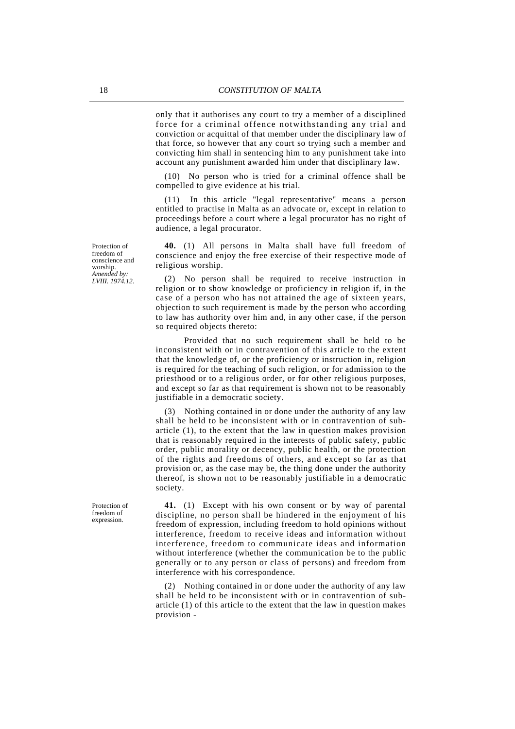only that it authorises any court to try a member of a disciplined force for a criminal offence notwithstanding any trial and conviction or acquittal of that member under the disciplinary law of that force, so however that any court so trying such a member and convicting him shall in sentencing him to any punishment take into account any punishment awarded him under that disciplinary law.

(10) No person who is tried for a criminal offence shall be compelled to give evidence at his trial.

(11) In this article "legal representative" means a person entitled to practise in Malta as an advocate or, except in relation to proceedings before a court where a legal procurator has no right of audience, a legal procurator.

Protection of freedom of conscience and worship.
*Amended by: LVIII. 1974.12.*

**40.** (1) All persons in Malta shall have full freedom of conscience and enjoy the free exercise of their respective mode of religious worship.

(2) No person shall be required to receive instruction in religion or to show knowledge or proficiency in religion if, in the case of a person who has not attained the age of sixteen years, objection to such requirement is made by the person who according to law has authority over him and, in any other case, if the person so required objects thereto:

Provided that no such requirement shall be held to be inconsistent with or in contravention of this article to the extent that the knowledge of, or the proficiency or instruction in, religion is required for the teaching of such religion, or for admission to the priesthood or to a religious order, or for other religious purposes, and except so far as that requirement is shown not to be reasonably justifiable in a democratic society.

(3) Nothing contained in or done under the authority of any law shall be held to be inconsistent with or in contravention of sub-article (1), to the extent that the law in question makes provision that is reasonably required in the interests of public safety, public order, public morality or decency, public health, or the protection of the rights and freedoms of others, and except so far as that provision or, as the case may be, the thing done under the authority thereof, is shown not to be reasonably justifiable in a democratic society.

Protection of freedom of expression.

**41.** (1) Except with his own consent or by way of parental discipline, no person shall be hindered in the enjoyment of his freedom of expression, including freedom to hold opinions without interference, freedom to receive ideas and information without interference, freedom to communicate ideas and information without interference (whether the communication be to the public generally or to any person or class of persons) and freedom from interference with his correspondence.

(2) Nothing contained in or done under the authority of any law shall be held to be inconsistent with or in contravention of sub-article (1) of this article to the extent that the law in question makes provision -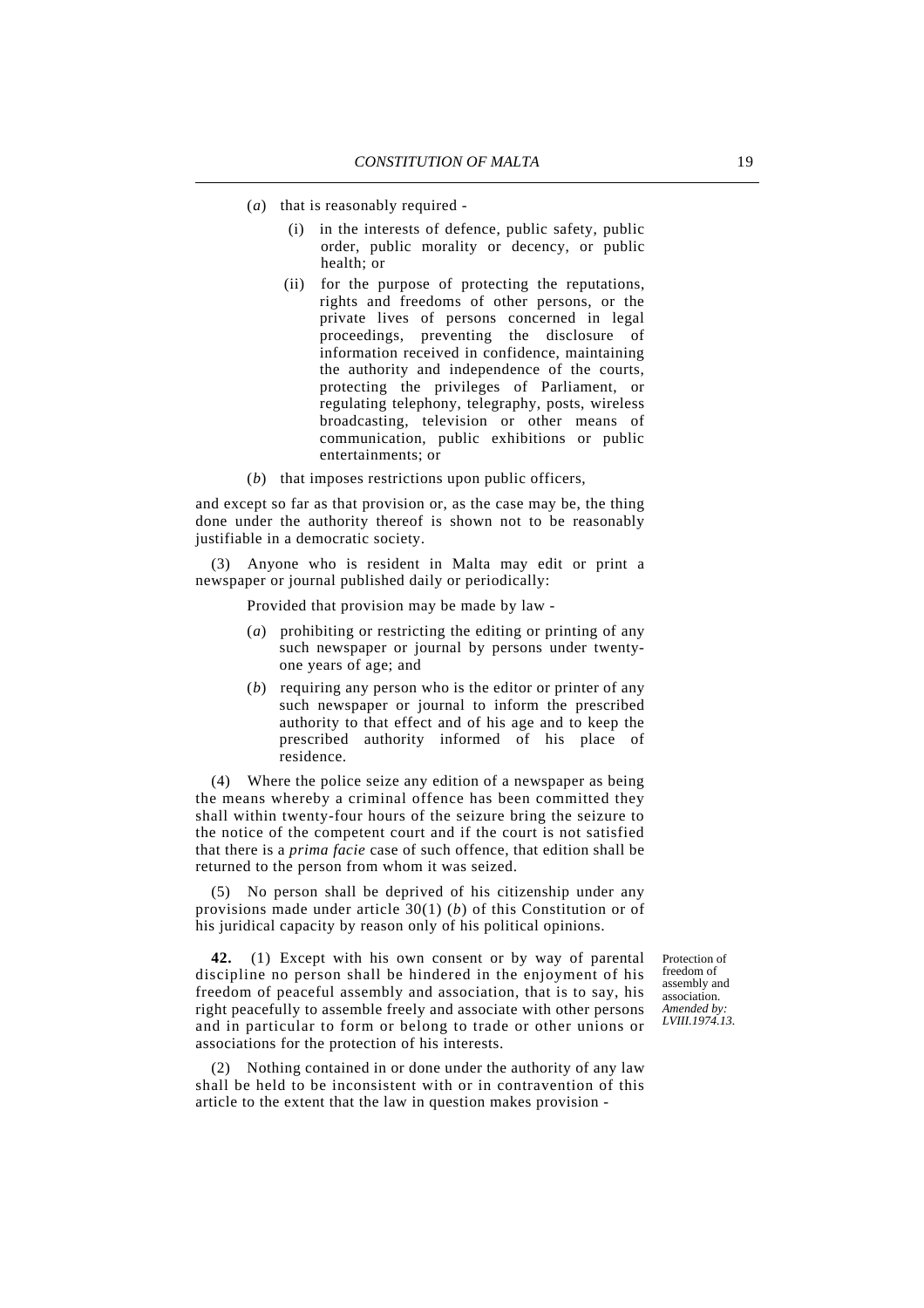(*a*) that is reasonably required -

(i) in the interests of defence, public safety, public order, public morality or decency, or public health; or

(ii) for the purpose of protecting the reputations, rights and freedoms of other persons, or the private lives of persons concerned in legal proceedings, preventing the disclosure of information received in confidence, maintaining the authority and independence of the courts, protecting the privileges of Parliament, or regulating telephony, telegraphy, posts, wireless broadcasting, television or other means of communication, public exhibitions or public entertainments; or

(*b*) that imposes restrictions upon public officers,

and except so far as that provision or, as the case may be, the thing done under the authority thereof is shown not to be reasonably justifiable in a democratic society.

(3) Anyone who is resident in Malta may edit or print a newspaper or journal published daily or periodically:

Provided that provision may be made by law -

(*a*) prohibiting or restricting the editing or printing of any such newspaper or journal by persons under twenty-one years of age; and

(*b*) requiring any person who is the editor or printer of any such newspaper or journal to inform the prescribed authority to that effect and of his age and to keep the prescribed authority informed of his place of residence.

(4) Where the police seize any edition of a newspaper as being the means whereby a criminal offence has been committed they shall within twenty-four hours of the seizure bring the seizure to the notice of the competent court and if the court is not satisfied that there is a *prima facie* case of such offence, that edition shall be returned to the person from whom it was seized.

(5) No person shall be deprived of his citizenship under any provisions made under article 30(1) (*b*) of this Constitution or of his juridical capacity by reason only of his political opinions.

Protection of freedom of assembly and association. *Amended by: LVIII.1974.13.*

**42.** (1) Except with his own consent or by way of parental discipline no person shall be hindered in the enjoyment of his freedom of peaceful assembly and association, that is to say, his right peacefully to assemble freely and associate with other persons and in particular to form or belong to trade or other unions or associations for the protection of his interests.

(2) Nothing contained in or done under the authority of any law shall be held to be inconsistent with or in contravention of this article to the extent that the law in question makes provision -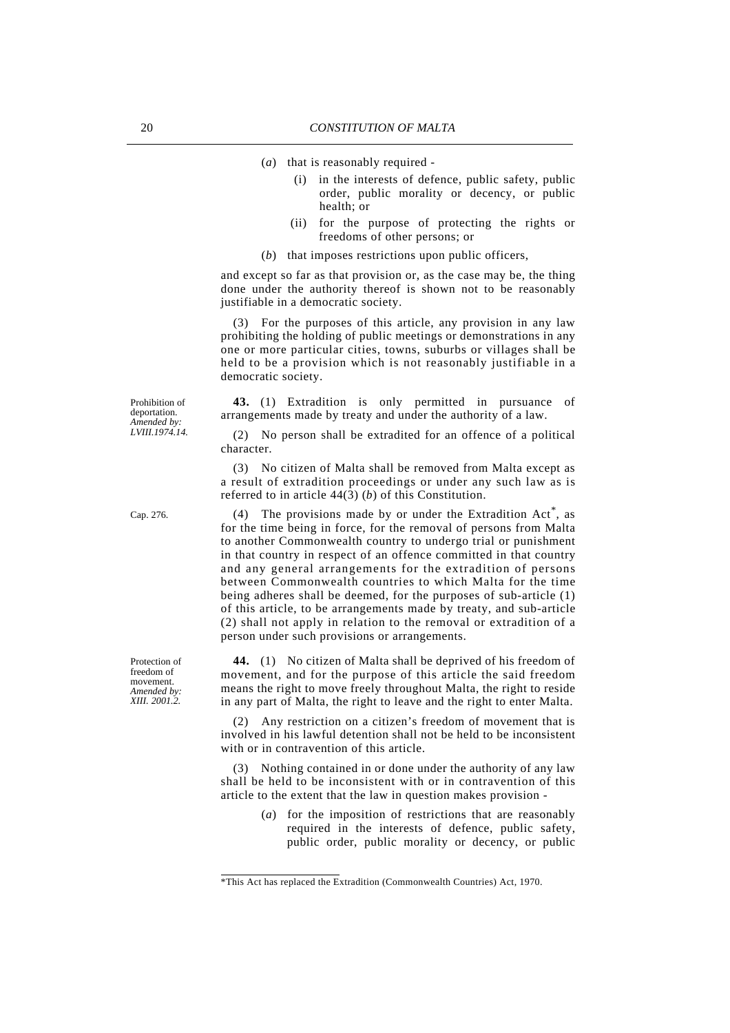(*a*) that is reasonably required -

(i) in the interests of defence, public safety, public order, public morality or decency, or public health; or

(ii) for the purpose of protecting the rights or freedoms of other persons; or

(*b*) that imposes restrictions upon public officers,

and except so far as that provision or, as the case may be, the thing done under the authority thereof is shown not to be reasonably justifiable in a democratic society.

(3) For the purposes of this article, any provision in any law prohibiting the holding of public meetings or demonstrations in any one or more particular cities, towns, suburbs or villages shall be held to be a provision which is not reasonably justifiable in a democratic society.

Prohibition of deportation. *Amended by: LVIII.1974.14.*

**43.** (1) Extradition is only permitted in pursuance of arrangements made by treaty and under the authority of a law.

(2) No person shall be extradited for an offence of a political character.

(3) No citizen of Malta shall be removed from Malta except as a result of extradition proceedings or under any such law as is referred to in article 44(3) (*b*) of this Constitution.

Cap. 276.

(4) The provisions made by or under the Extradition Act*, as for the time being in force, for the removal of persons from Malta to another Commonwealth country to undergo trial or punishment in that country in respect of an offence committed in that country and any general arrangements for the extradition of persons between Commonwealth countries to which Malta for the time being adheres shall be deemed, for the purposes of sub-article (1) of this article, to be arrangements made by treaty, and sub-article (2) shall not apply in relation to the removal or extradition of a person under such provisions or arrangements.

Protection of freedom of movement. *Amended by: XIII. 2001.2.*

**44.** (1) No citizen of Malta shall be deprived of his freedom of movement, and for the purpose of this article the said freedom means the right to move freely throughout Malta, the right to reside in any part of Malta, the right to leave and the right to enter Malta.

(2) Any restriction on a citizen's freedom of movement that is involved in his lawful detention shall not be held to be inconsistent with or in contravention of this article.

(3) Nothing contained in or done under the authority of any law shall be held to be inconsistent with or in contravention of this article to the extent that the law in question makes provision -

(*a*) for the imposition of restrictions that are reasonably required in the interests of defence, public safety, public order, public morality or decency, or public

---

*This Act has replaced the Extradition (Commonwealth Countries) Act, 1970.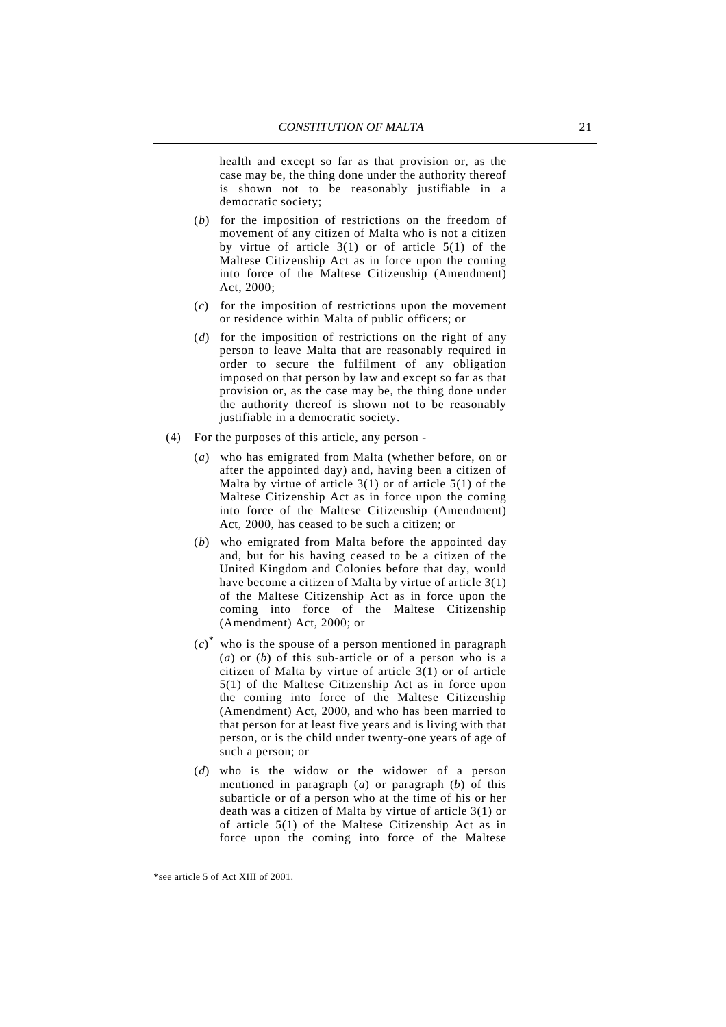health and except so far as that provision or, as the case may be, the thing done under the authority thereof is shown not to be reasonably justifiable in a democratic society;

(*b*) for the imposition of restrictions on the freedom of movement of any citizen of Malta who is not a citizen by virtue of article 3(1) or of article 5(1) of the Maltese Citizenship Act as in force upon the coming into force of the Maltese Citizenship (Amendment) Act, 2000;

(*c*) for the imposition of restrictions upon the movement or residence within Malta of public officers; or

(*d*) for the imposition of restrictions on the right of any person to leave Malta that are reasonably required in order to secure the fulfilment of any obligation imposed on that person by law and except so far as that provision or, as the case may be, the thing done under the authority thereof is shown not to be reasonably justifiable in a democratic society.

(4) For the purposes of this article, any person -

(*a*) who has emigrated from Malta (whether before, on or after the appointed day) and, having been a citizen of Malta by virtue of article 3(1) or of article 5(1) of the Maltese Citizenship Act as in force upon the coming into force of the Maltese Citizenship (Amendment) Act, 2000, has ceased to be such a citizen; or

(*b*) who emigrated from Malta before the appointed day and, but for his having ceased to be a citizen of the United Kingdom and Colonies before that day, would have become a citizen of Malta by virtue of article 3(1) of the Maltese Citizenship Act as in force upon the coming into force of the Maltese Citizenship (Amendment) Act, 2000; or

(*c*)* who is the spouse of a person mentioned in paragraph (*a*) or (*b*) of this sub-article or of a person who is a citizen of Malta by virtue of article 3(1) or of article 5(1) of the Maltese Citizenship Act as in force upon the coming into force of the Maltese Citizenship (Amendment) Act, 2000, and who has been married to that person for at least five years and is living with that person, or is the child under twenty-one years of age of such a person; or

(*d*) who is the widow or the widower of a person mentioned in paragraph (*a*) or paragraph (*b*) of this subarticle or of a person who at the time of his or her death was a citizen of Malta by virtue of article 3(1) or of article 5(1) of the Maltese Citizenship Act as in force upon the coming into force of the Maltese

---

*see article 5 of Act XIII of 2001.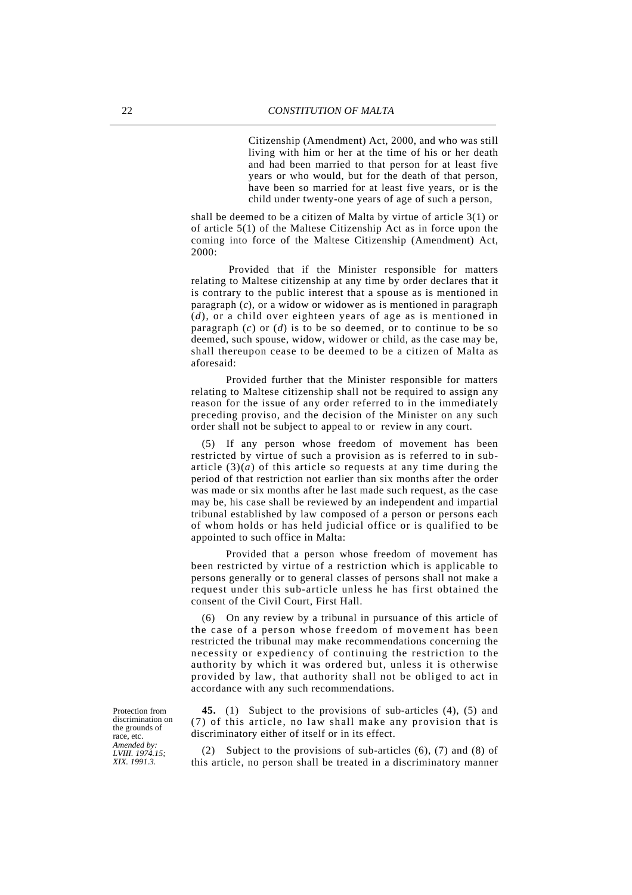Citizenship (Amendment) Act, 2000, and who was still living with him or her at the time of his or her death and had been married to that person for at least five years or who would, but for the death of that person, have been so married for at least five years, or is the child under twenty-one years of age of such a person,

shall be deemed to be a citizen of Malta by virtue of article 3(1) or of article 5(1) of the Maltese Citizenship Act as in force upon the coming into force of the Maltese Citizenship (Amendment) Act, 2000:

Provided that if the Minister responsible for matters relating to Maltese citizenship at any time by order declares that it is contrary to the public interest that a spouse as is mentioned in paragraph (*c*), or a widow or widower as is mentioned in paragraph (*d*), or a child over eighteen years of age as is mentioned in paragraph (*c*) or (*d*) is to be so deemed, or to continue to be so deemed, such spouse, widow, widower or child, as the case may be, shall thereupon cease to be deemed to be a citizen of Malta as aforesaid:

Provided further that the Minister responsible for matters relating to Maltese citizenship shall not be required to assign any reason for the issue of any order referred to in the immediately preceding proviso, and the decision of the Minister on any such order shall not be subject to appeal to or review in any court.

(5) If any person whose freedom of movement has been restricted by virtue of such a provision as is referred to in sub-article (3)(*a*) of this article so requests at any time during the period of that restriction not earlier than six months after the order was made or six months after he last made such request, as the case may be, his case shall be reviewed by an independent and impartial tribunal established by law composed of a person or persons each of whom holds or has held judicial office or is qualified to be appointed to such office in Malta:

Provided that a person whose freedom of movement has been restricted by virtue of a restriction which is applicable to persons generally or to general classes of persons shall not make a request under this sub-article unless he has first obtained the consent of the Civil Court, First Hall.

(6) On any review by a tribunal in pursuance of this article of the case of a person whose freedom of movement has been restricted the tribunal may make recommendations concerning the necessity or expediency of continuing the restriction to the authority by which it was ordered but, unless it is otherwise provided by law, that authority shall not be obliged to act in accordance with any such recommendations.

Protection from discrimination on the grounds of race, etc.
*Amended by: LVIII. 1974.15; XIX. 1991.3.*

**45.** (1) Subject to the provisions of sub-articles (4), (5) and (7) of this article, no law shall make any provision that is discriminatory either of itself or in its effect.

(2) Subject to the provisions of sub-articles (6), (7) and (8) of this article, no person shall be treated in a discriminatory manner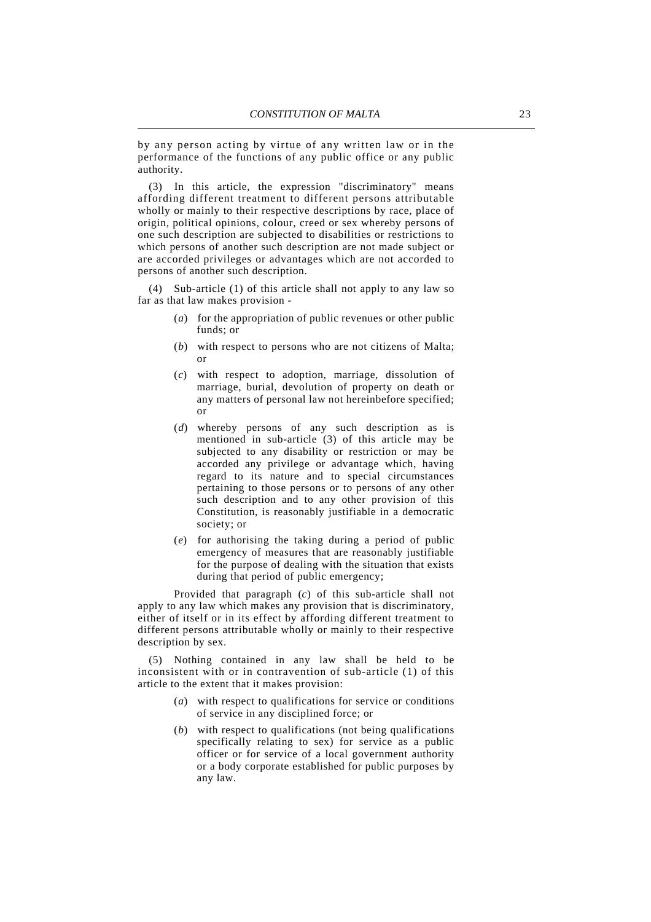by any person acting by virtue of any written law or in the performance of the functions of any public office or any public authority.

(3) In this article, the expression "discriminatory" means affording different treatment to different persons attributable wholly or mainly to their respective descriptions by race, place of origin, political opinions, colour, creed or sex whereby persons of one such description are subjected to disabilities or restrictions to which persons of another such description are not made subject or are accorded privileges or advantages which are not accorded to persons of another such description.

(4) Sub-article (1) of this article shall not apply to any law so far as that law makes provision -

(*a*) for the appropriation of public revenues or other public funds; or

(*b*) with respect to persons who are not citizens of Malta; or

(*c*) with respect to adoption, marriage, dissolution of marriage, burial, devolution of property on death or any matters of personal law not hereinbefore specified; or

(*d*) whereby persons of any such description as is mentioned in sub-article (3) of this article may be subjected to any disability or restriction or may be accorded any privilege or advantage which, having regard to its nature and to special circumstances pertaining to those persons or to persons of any other such description and to any other provision of this Constitution, is reasonably justifiable in a democratic society; or

(*e*) for authorising the taking during a period of public emergency of measures that are reasonably justifiable for the purpose of dealing with the situation that exists during that period of public emergency;

Provided that paragraph (*c*) of this sub-article shall not apply to any law which makes any provision that is discriminatory, either of itself or in its effect by affording different treatment to different persons attributable wholly or mainly to their respective description by sex.

(5) Nothing contained in any law shall be held to be inconsistent with or in contravention of sub-article (1) of this article to the extent that it makes provision:

(*a*) with respect to qualifications for service or conditions of service in any disciplined force; or

(*b*) with respect to qualifications (not being qualifications specifically relating to sex) for service as a public officer or for service of a local government authority or a body corporate established for public purposes by any law.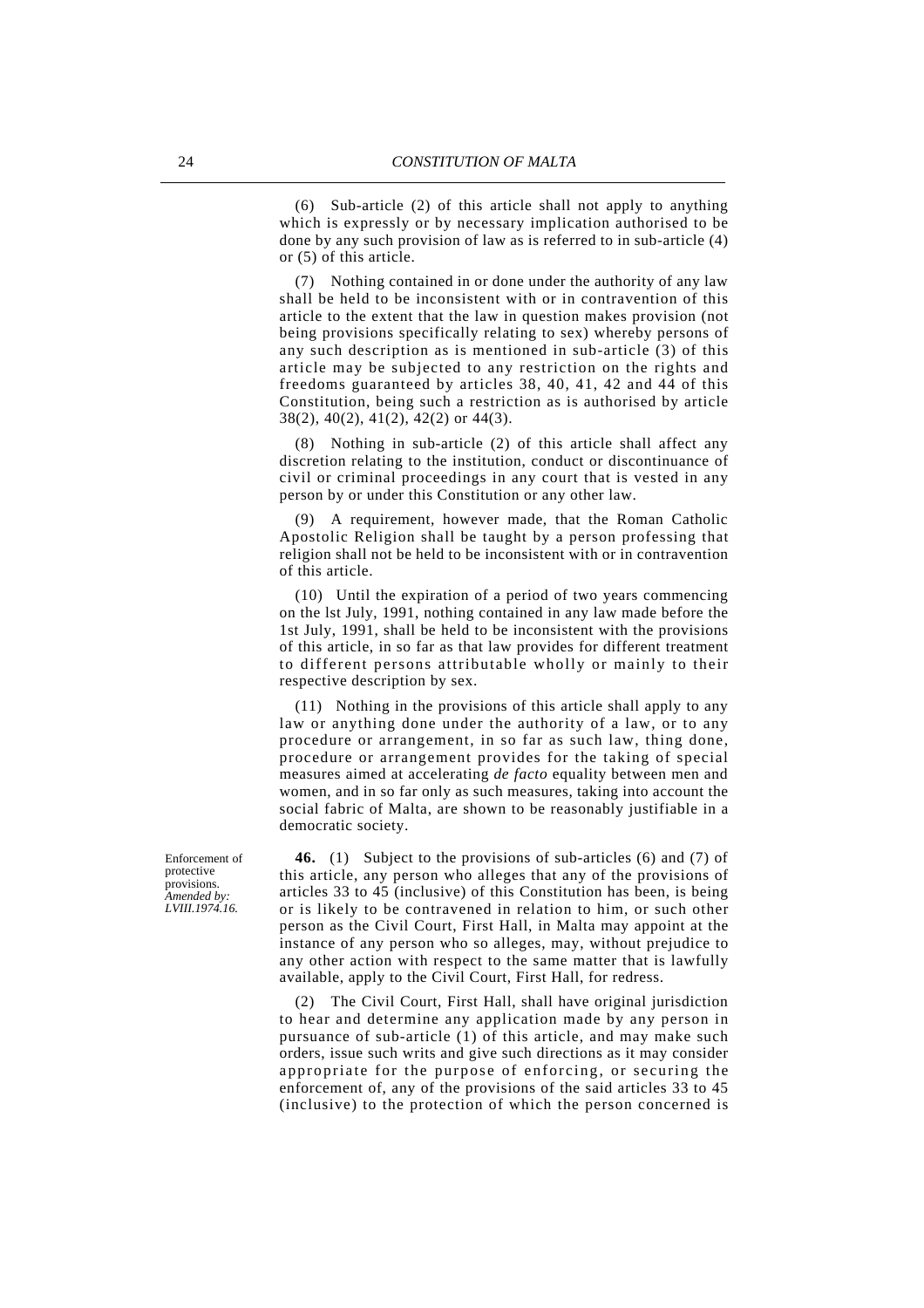(6) Sub-article (2) of this article shall not apply to anything which is expressly or by necessary implication authorised to be done by any such provision of law as is referred to in sub-article (4) or (5) of this article.

(7) Nothing contained in or done under the authority of any law shall be held to be inconsistent with or in contravention of this article to the extent that the law in question makes provision (not being provisions specifically relating to sex) whereby persons of any such description as is mentioned in sub-article (3) of this article may be subjected to any restriction on the rights and freedoms guaranteed by articles 38, 40, 41, 42 and 44 of this Constitution, being such a restriction as is authorised by article 38(2), 40(2), 41(2), 42(2) or 44(3).

(8) Nothing in sub-article (2) of this article shall affect any discretion relating to the institution, conduct or discontinuance of civil or criminal proceedings in any court that is vested in any person by or under this Constitution or any other law.

(9) A requirement, however made, that the Roman Catholic Apostolic Religion shall be taught by a person professing that religion shall not be held to be inconsistent with or in contravention of this article.

(10) Until the expiration of a period of two years commencing on the lst July, 1991, nothing contained in any law made before the 1st July, 1991, shall be held to be inconsistent with the provisions of this article, in so far as that law provides for different treatment to different persons attributable wholly or mainly to their respective description by sex.

(11) Nothing in the provisions of this article shall apply to any law or anything done under the authority of a law, or to any procedure or arrangement, in so far as such law, thing done, procedure or arrangement provides for the taking of special measures aimed at accelerating *de facto* equality between men and women, and in so far only as such measures, taking into account the social fabric of Malta, are shown to be reasonably justifiable in a democratic society.

Enforcement of protective provisions.
*Amended by: LVIII.1974.16.*

**46.** (1) Subject to the provisions of sub-articles (6) and (7) of this article, any person who alleges that any of the provisions of articles 33 to 45 (inclusive) of this Constitution has been, is being or is likely to be contravened in relation to him, or such other person as the Civil Court, First Hall, in Malta may appoint at the instance of any person who so alleges, may, without prejudice to any other action with respect to the same matter that is lawfully available, apply to the Civil Court, First Hall, for redress.

(2) The Civil Court, First Hall, shall have original jurisdiction to hear and determine any application made by any person in pursuance of sub-article (1) of this article, and may make such orders, issue such writs and give such directions as it may consider appropriate for the purpose of enforcing, or securing the enforcement of, any of the provisions of the said articles 33 to 45 (inclusive) to the protection of which the person concerned is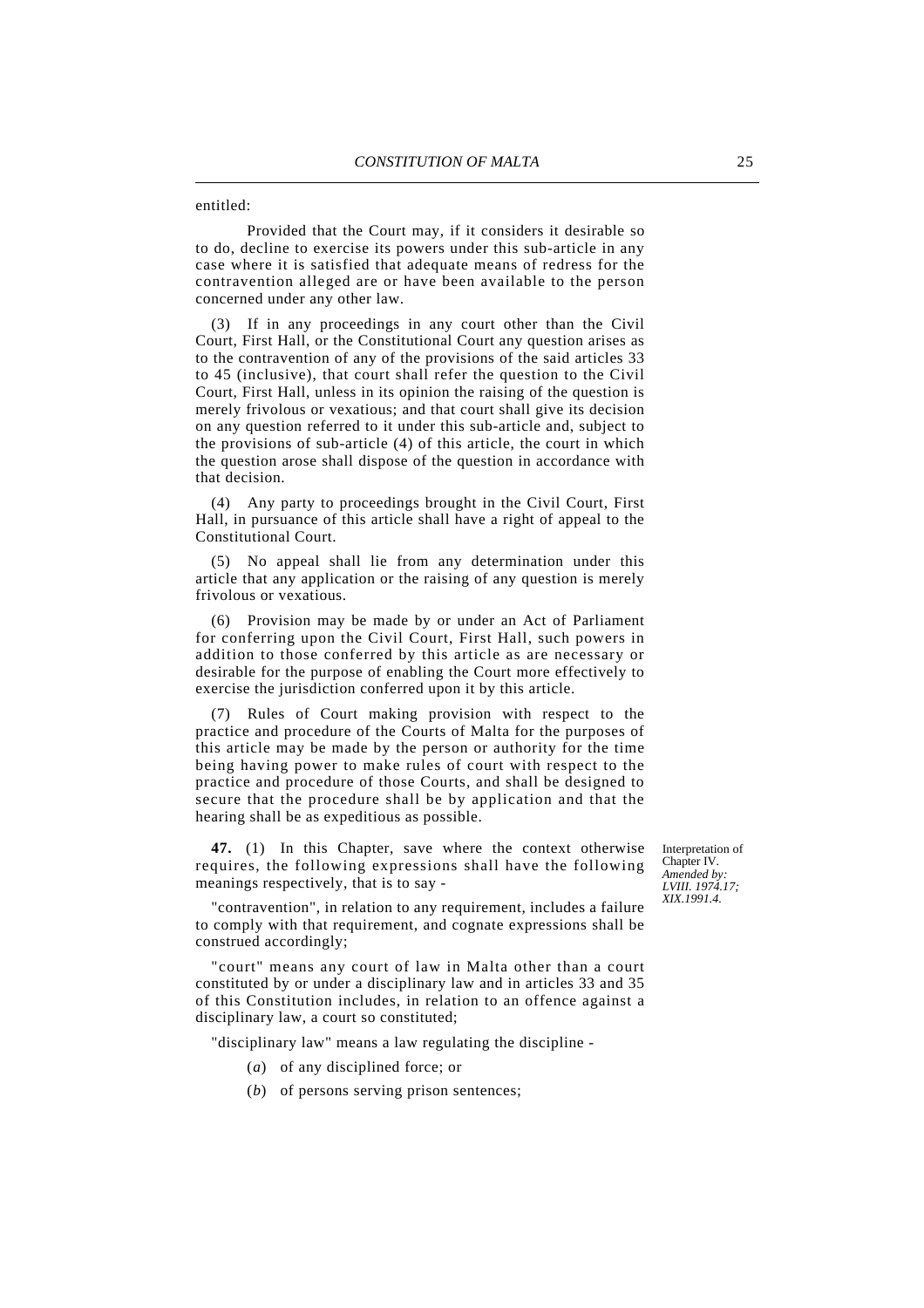entitled:

Provided that the Court may, if it considers it desirable so to do, decline to exercise its powers under this sub-article in any case where it is satisfied that adequate means of redress for the contravention alleged are or have been available to the person concerned under any other law.

(3) If in any proceedings in any court other than the Civil Court, First Hall, or the Constitutional Court any question arises as to the contravention of any of the provisions of the said articles 33 to 45 (inclusive), that court shall refer the question to the Civil Court, First Hall, unless in its opinion the raising of the question is merely frivolous or vexatious; and that court shall give its decision on any question referred to it under this sub-article and, subject to the provisions of sub-article (4) of this article, the court in which the question arose shall dispose of the question in accordance with that decision.

(4) Any party to proceedings brought in the Civil Court, First Hall, in pursuance of this article shall have a right of appeal to the Constitutional Court.

(5) No appeal shall lie from any determination under this article that any application or the raising of any question is merely frivolous or vexatious.

(6) Provision may be made by or under an Act of Parliament for conferring upon the Civil Court, First Hall, such powers in addition to those conferred by this article as are necessary or desirable for the purpose of enabling the Court more effectively to exercise the jurisdiction conferred upon it by this article.

(7) Rules of Court making provision with respect to the practice and procedure of the Courts of Malta for the purposes of this article may be made by the person or authority for the time being having power to make rules of court with respect to the practice and procedure of those Courts, and shall be designed to secure that the procedure shall be by application and that the hearing shall be as expeditious as possible.

Interpretation of Chapter IV.
*Amended by: LVIII. 1974.17; XIX.1991.4.*

**47.** (1) In this Chapter, save where the context otherwise requires, the following expressions shall have the following meanings respectively, that is to say -

"contravention", in relation to any requirement, includes a failure to comply with that requirement, and cognate expressions shall be construed accordingly;

"court" means any court of law in Malta other than a court constituted by or under a disciplinary law and in articles 33 and 35 of this Constitution includes, in relation to an offence against a disciplinary law, a court so constituted;

"disciplinary law" means a law regulating the discipline -

(*a*) of any disciplined force; or

(*b*) of persons serving prison sentences;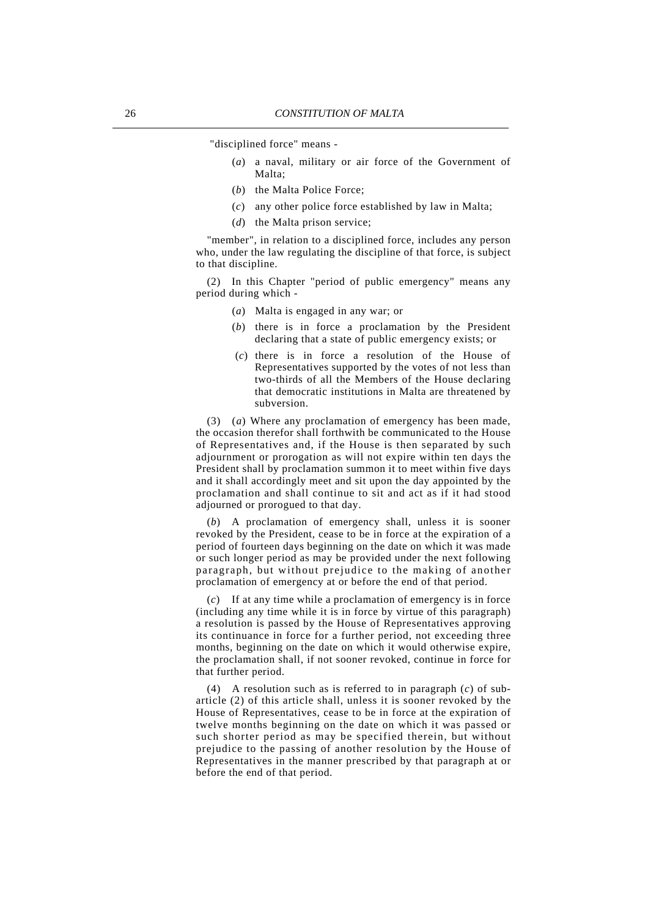"disciplined force" means -

(*a*) a naval, military or air force of the Government of Malta;

(*b*) the Malta Police Force;

(*c*) any other police force established by law in Malta;

(*d*) the Malta prison service;

"member", in relation to a disciplined force, includes any person who, under the law regulating the discipline of that force, is subject to that discipline.

(2) In this Chapter "period of public emergency" means any period during which -

(*a*) Malta is engaged in any war; or

(*b*) there is in force a proclamation by the President declaring that a state of public emergency exists; or

(*c*) there is in force a resolution of the House of Representatives supported by the votes of not less than two-thirds of all the Members of the House declaring that democratic institutions in Malta are threatened by subversion.

(3) (*a*) Where any proclamation of emergency has been made, the occasion therefor shall forthwith be communicated to the House of Representatives and, if the House is then separated by such adjournment or prorogation as will not expire within ten days the President shall by proclamation summon it to meet within five days and it shall accordingly meet and sit upon the day appointed by the proclamation and shall continue to sit and act as if it had stood adjourned or prorogued to that day.

(*b*) A proclamation of emergency shall, unless it is sooner revoked by the President, cease to be in force at the expiration of a period of fourteen days beginning on the date on which it was made or such longer period as may be provided under the next following paragraph, but without prejudice to the making of another proclamation of emergency at or before the end of that period.

(*c*) If at any time while a proclamation of emergency is in force (including any time while it is in force by virtue of this paragraph) a resolution is passed by the House of Representatives approving its continuance in force for a further period, not exceeding three months, beginning on the date on which it would otherwise expire, the proclamation shall, if not sooner revoked, continue in force for that further period.

(4) A resolution such as is referred to in paragraph (*c*) of sub-article (2) of this article shall, unless it is sooner revoked by the House of Representatives, cease to be in force at the expiration of twelve months beginning on the date on which it was passed or such shorter period as may be specified therein, but without prejudice to the passing of another resolution by the House of Representatives in the manner prescribed by that paragraph at or before the end of that period.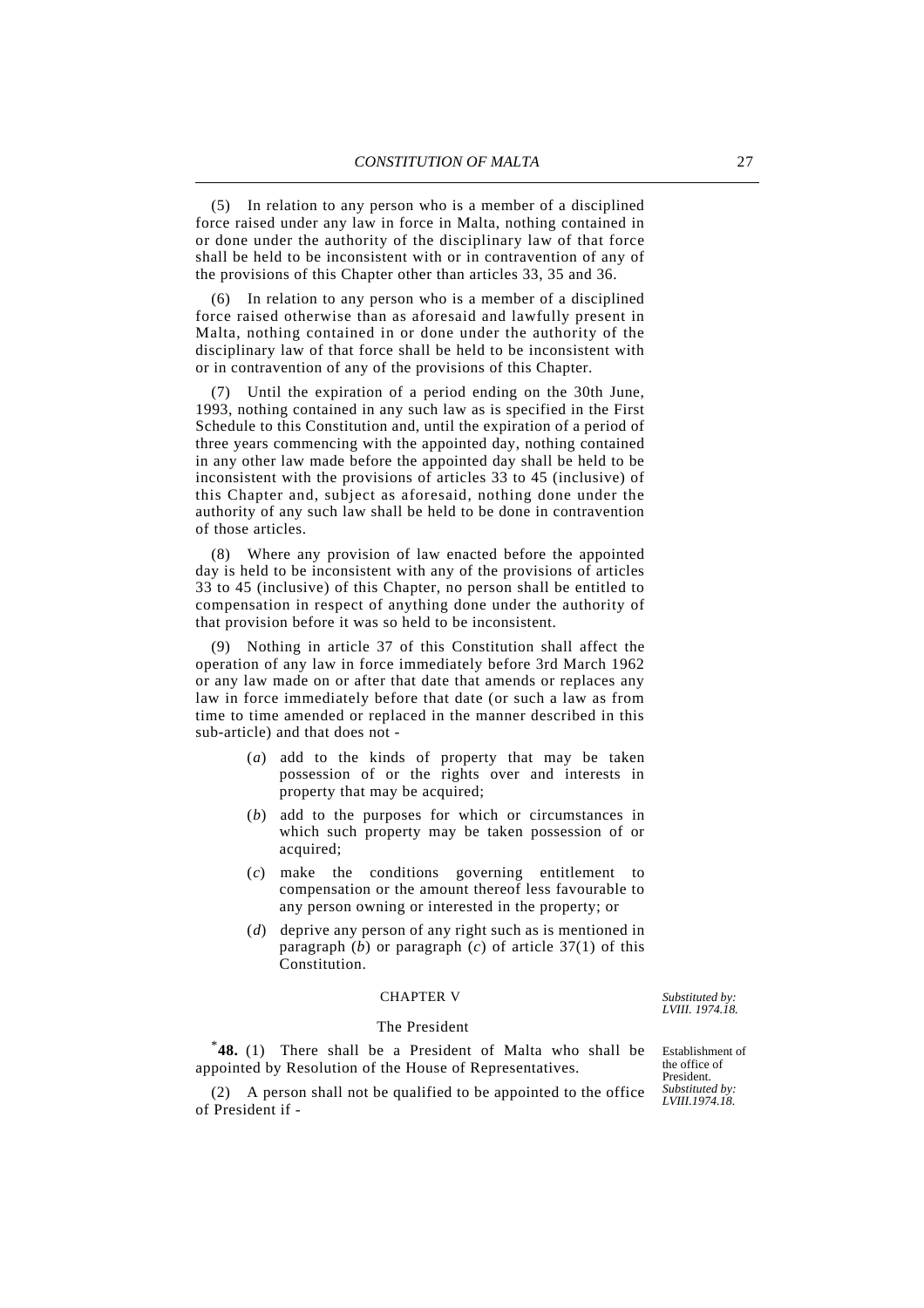(5) In relation to any person who is a member of a disciplined force raised under any law in force in Malta, nothing contained in or done under the authority of the disciplinary law of that force shall be held to be inconsistent with or in contravention of any of the provisions of this Chapter other than articles 33, 35 and 36.

(6) In relation to any person who is a member of a disciplined force raised otherwise than as aforesaid and lawfully present in Malta, nothing contained in or done under the authority of the disciplinary law of that force shall be held to be inconsistent with or in contravention of any of the provisions of this Chapter.

(7) Until the expiration of a period ending on the 30th June, 1993, nothing contained in any such law as is specified in the First Schedule to this Constitution and, until the expiration of a period of three years commencing with the appointed day, nothing contained in any other law made before the appointed day shall be held to be inconsistent with the provisions of articles 33 to 45 (inclusive) of this Chapter and, subject as aforesaid, nothing done under the authority of any such law shall be held to be done in contravention of those articles.

(8) Where any provision of law enacted before the appointed day is held to be inconsistent with any of the provisions of articles 33 to 45 (inclusive) of this Chapter, no person shall be entitled to compensation in respect of anything done under the authority of that provision before it was so held to be inconsistent.

(9) Nothing in article 37 of this Constitution shall affect the operation of any law in force immediately before 3rd March 1962 or any law made on or after that date that amends or replaces any law in force immediately before that date (or such a law as from time to time amended or replaced in the manner described in this sub-article) and that does not -

- (*a*) add to the kinds of property that may be taken possession of or the rights over and interests in property that may be acquired;
- (*b*) add to the purposes for which or circumstances in which such property may be taken possession of or acquired;
- (*c*) make the conditions governing entitlement to compensation or the amount thereof less favourable to any person owning or interested in the property; or
- (*d*) deprive any person of any right such as is mentioned in paragraph (*b*) or paragraph (*c*) of article 37(1) of this Constitution.

## CHAPTER V

*Substituted by: LVIII. 1974.18.*

### The President

*Establishment of the office of President. Substituted by: LVIII.1974.18.*

[*]**48.** (1) There shall be a President of Malta who shall be appointed by Resolution of the House of Representatives.

(2) A person shall not be qualified to be appointed to the office of President if -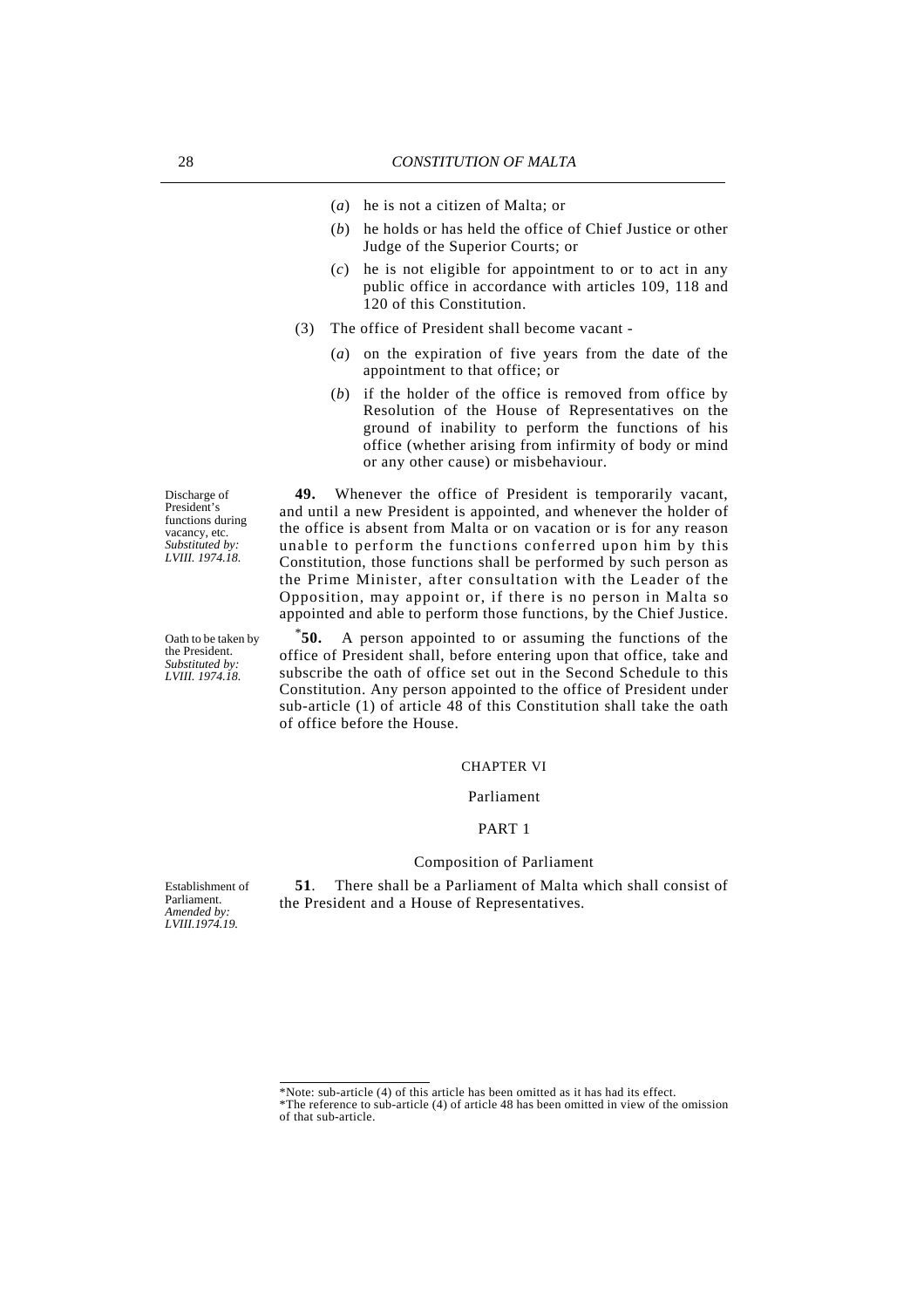(*a*) he is not a citizen of Malta; or

(*b*) he holds or has held the office of Chief Justice or other Judge of the Superior Courts; or

(*c*) he is not eligible for appointment to or to act in any public office in accordance with articles 109, 118 and 120 of this Constitution.

(3) The office of President shall become vacant -

(*a*) on the expiration of five years from the date of the appointment to that office; or

(*b*) if the holder of the office is removed from office by Resolution of the House of Representatives on the ground of inability to perform the functions of his office (whether arising from infirmity of body or mind or any other cause) or misbehaviour.

Discharge of President's functions during vacancy, etc. *Substituted by: LVIII. 1974.18.*

**49.** Whenever the office of President is temporarily vacant, and until a new President is appointed, and whenever the holder of the office is absent from Malta or on vacation or is for any reason unable to perform the functions conferred upon him by this Constitution, those functions shall be performed by such person as the Prime Minister, after consultation with the Leader of the Opposition, may appoint or, if there is no person in Malta so appointed and able to perform those functions, by the Chief Justice.

Oath to be taken by the President. *Substituted by: LVIII. 1974.18.*

*​**50.** A person appointed to or assuming the functions of the office of President shall, before entering upon that office, take and subscribe the oath of office set out in the Second Schedule to this Constitution. Any person appointed to the office of President under sub-article (1) of article 48 of this Constitution shall take the oath of office before the House.

## CHAPTER VI

## Parliament

### PART 1

### Composition of Parliament

Establishment of Parliament. *Amended by: LVIII.1974.19.*

**51**. There shall be a Parliament of Malta which shall consist of the President and a House of Representatives.

---

*Note: sub-article (4) of this article has been omitted as it has had its effect.

*The reference to sub-article (4) of article 48 has been omitted in view of the omission of that sub-article.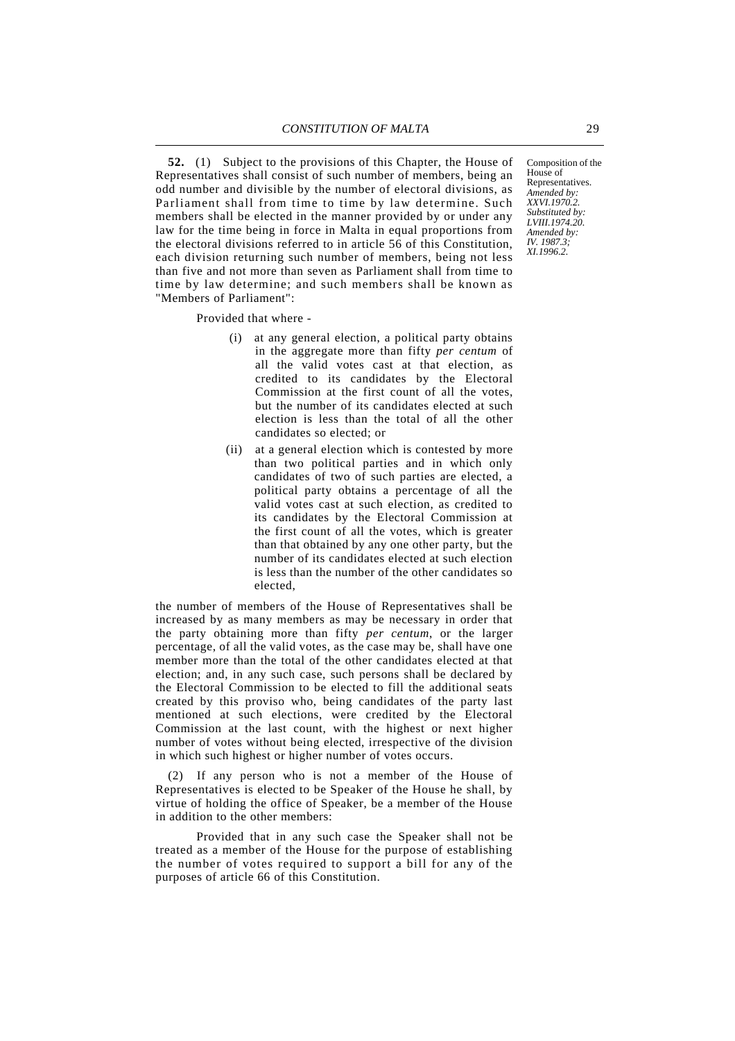**52.** (1) Subject to the provisions of this Chapter, the House of Representatives shall consist of such number of members, being an odd number and divisible by the number of electoral divisions, as Parliament shall from time to time by law determine. Such members shall be elected in the manner provided by or under any law for the time being in force in Malta in equal proportions from the electoral divisions referred to in article 56 of this Constitution, each division returning such number of members, being not less than five and not more than seven as Parliament shall from time to time by law determine; and such members shall be known as "Members of Parliament":

Composition of the House of Representatives.
*Amended by: XXVI.1970.2.*
*Substituted by: LVIII.1974.20.*
*Amended by: IV. 1987.3; XI.1996.2.*

Provided that where -

(i) at any general election, a political party obtains in the aggregate more than fifty *per centum* of all the valid votes cast at that election, as credited to its candidates by the Electoral Commission at the first count of all the votes, but the number of its candidates elected at such election is less than the total of all the other candidates so elected; or

(ii) at a general election which is contested by more than two political parties and in which only candidates of two of such parties are elected, a political party obtains a percentage of all the valid votes cast at such election, as credited to its candidates by the Electoral Commission at the first count of all the votes, which is greater than that obtained by any one other party, but the number of its candidates elected at such election is less than the number of the other candidates so elected,

the number of members of the House of Representatives shall be increased by as many members as may be necessary in order that the party obtaining more than fifty *per centum*, or the larger percentage, of all the valid votes, as the case may be, shall have one member more than the total of the other candidates elected at that election; and, in any such case, such persons shall be declared by the Electoral Commission to be elected to fill the additional seats created by this proviso who, being candidates of the party last mentioned at such elections, were credited by the Electoral Commission at the last count, with the highest or next higher number of votes without being elected, irrespective of the division in which such highest or higher number of votes occurs.

(2) If any person who is not a member of the House of Representatives is elected to be Speaker of the House he shall, by virtue of holding the office of Speaker, be a member of the House in addition to the other members:

Provided that in any such case the Speaker shall not be treated as a member of the House for the purpose of establishing the number of votes required to support a bill for any of the purposes of article 66 of this Constitution.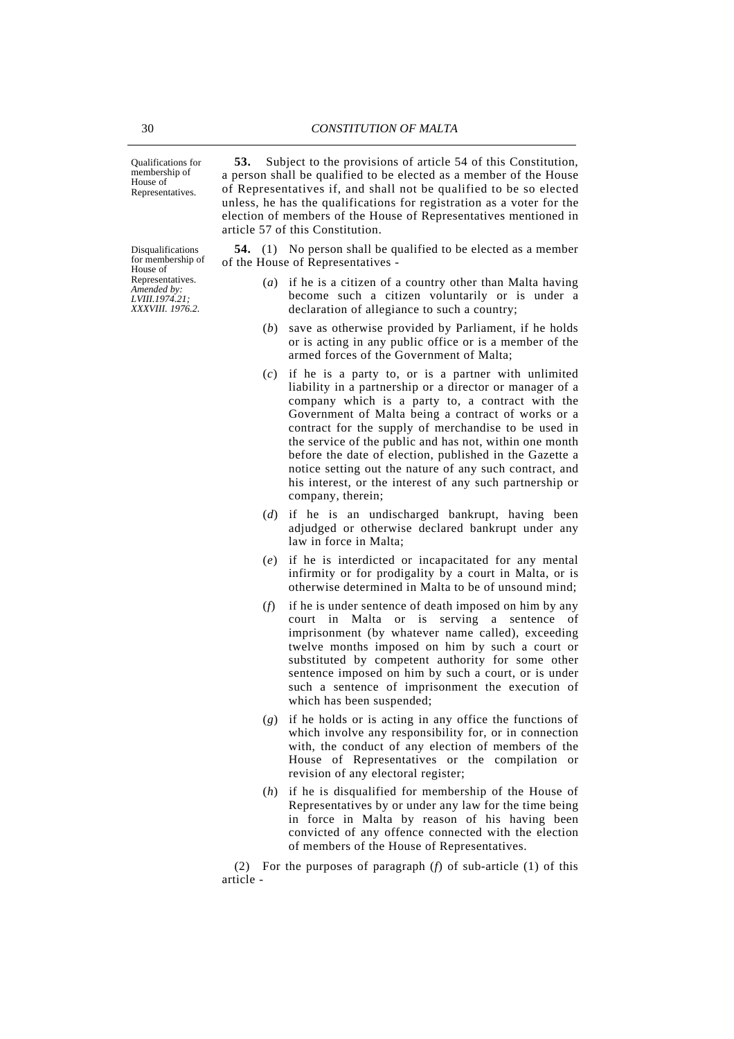Qualifications for membership of House of Representatives.

**53.** Subject to the provisions of article 54 of this Constitution, a person shall be qualified to be elected as a member of the House of Representatives if, and shall not be qualified to be so elected unless, he has the qualifications for registration as a voter for the election of members of the House of Representatives mentioned in article 57 of this Constitution.

Disqualifications for membership of House of Representatives. *Amended by: LVIII.1974.21; XXXVIII. 1976.2.*

**54.** (1) No person shall be qualified to be elected as a member of the House of Representatives -

(*a*) if he is a citizen of a country other than Malta having become such a citizen voluntarily or is under a declaration of allegiance to such a country;

(*b*) save as otherwise provided by Parliament, if he holds or is acting in any public office or is a member of the armed forces of the Government of Malta;

(*c*) if he is a party to, or is a partner with unlimited liability in a partnership or a director or manager of a company which is a party to, a contract with the Government of Malta being a contract of works or a contract for the supply of merchandise to be used in the service of the public and has not, within one month before the date of election, published in the Gazette a notice setting out the nature of any such contract, and his interest, or the interest of any such partnership or company, therein;

(*d*) if he is an undischarged bankrupt, having been adjudged or otherwise declared bankrupt under any law in force in Malta;

(*e*) if he is interdicted or incapacitated for any mental infirmity or for prodigality by a court in Malta, or is otherwise determined in Malta to be of unsound mind;

(*f*) if he is under sentence of death imposed on him by any court in Malta or is serving a sentence of imprisonment (by whatever name called), exceeding twelve months imposed on him by such a court or substituted by competent authority for some other sentence imposed on him by such a court, or is under such a sentence of imprisonment the execution of which has been suspended;

(*g*) if he holds or is acting in any office the functions of which involve any responsibility for, or in connection with, the conduct of any election of members of the House of Representatives or the compilation or revision of any electoral register;

(*h*) if he is disqualified for membership of the House of Representatives by or under any law for the time being in force in Malta by reason of his having been convicted of any offence connected with the election of members of the House of Representatives.

(2) For the purposes of paragraph (*f*) of sub-article (1) of this article -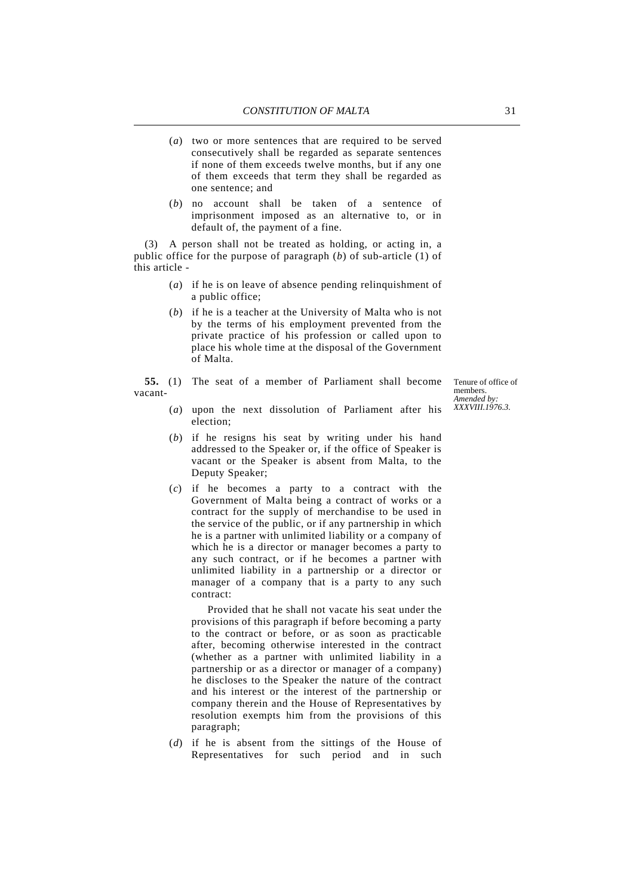(*a*) two or more sentences that are required to be served consecutively shall be regarded as separate sentences if none of them exceeds twelve months, but if any one of them exceeds that term they shall be regarded as one sentence; and

(*b*) no account shall be taken of a sentence of imprisonment imposed as an alternative to, or in default of, the payment of a fine.

(3) A person shall not be treated as holding, or acting in, a public office for the purpose of paragraph (*b*) of sub-article (1) of this article -

(*a*) if he is on leave of absence pending relinquishment of a public office;

(*b*) if he is a teacher at the University of Malta who is not by the terms of his employment prevented from the private practice of his profession or called upon to place his whole time at the disposal of the Government of Malta.

Tenure of office of members. *Amended by: XXXVIII.1976.3.*

**55.** (1) The seat of a member of Parliament shall become vacant-

(*a*) upon the next dissolution of Parliament after his election;

(*b*) if he resigns his seat by writing under his hand addressed to the Speaker or, if the office of Speaker is vacant or the Speaker is absent from Malta, to the Deputy Speaker;

(*c*) if he becomes a party to a contract with the Government of Malta being a contract of works or a contract for the supply of merchandise to be used in the service of the public, or if any partnership in which he is a partner with unlimited liability or a company of which he is a director or manager becomes a party to any such contract, or if he becomes a partner with unlimited liability in a partnership or a director or manager of a company that is a party to any such contract:

Provided that he shall not vacate his seat under the provisions of this paragraph if before becoming a party to the contract or before, or as soon as practicable after, becoming otherwise interested in the contract (whether as a partner with unlimited liability in a partnership or as a director or manager of a company) he discloses to the Speaker the nature of the contract and his interest or the interest of the partnership or company therein and the House of Representatives by resolution exempts him from the provisions of this paragraph;

(*d*) if he is absent from the sittings of the House of Representatives for such period and in such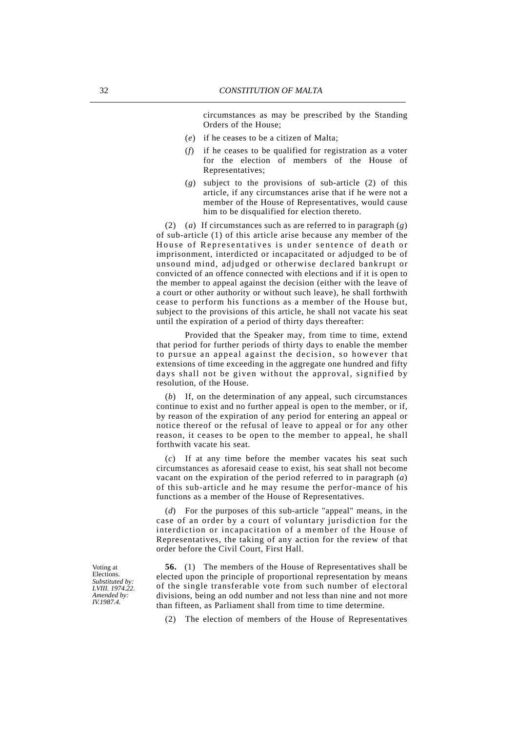circumstances as may be prescribed by the Standing Orders of the House;

(*e*) if he ceases to be a citizen of Malta;

(*f*) if he ceases to be qualified for registration as a voter for the election of members of the House of Representatives;

(*g*) subject to the provisions of sub-article (2) of this article, if any circumstances arise that if he were not a member of the House of Representatives, would cause him to be disqualified for election thereto.

(2) (*a*) If circumstances such as are referred to in paragraph (*g*) of sub-article (1) of this article arise because any member of the House of Representatives is under sentence of death or imprisonment, interdicted or incapacitated or adjudged to be of unsound mind, adjudged or otherwise declared bankrupt or convicted of an offence connected with elections and if it is open to the member to appeal against the decision (either with the leave of a court or other authority or without such leave), he shall forthwith cease to perform his functions as a member of the House but, subject to the provisions of this article, he shall not vacate his seat until the expiration of a period of thirty days thereafter:

Provided that the Speaker may, from time to time, extend that period for further periods of thirty days to enable the member to pursue an appeal against the decision, so however that extensions of time exceeding in the aggregate one hundred and fifty days shall not be given without the approval, signified by resolution, of the House.

(*b*) If, on the determination of any appeal, such circumstances continue to exist and no further appeal is open to the member, or if, by reason of the expiration of any period for entering an appeal or notice thereof or the refusal of leave to appeal or for any other reason, it ceases to be open to the member to appeal, he shall forthwith vacate his seat.

(*c*) If at any time before the member vacates his seat such circumstances as aforesaid cease to exist, his seat shall not become vacant on the expiration of the period referred to in paragraph (*a*) of this sub-article and he may resume the perfor-mance of his functions as a member of the House of Representatives.

(*d*) For the purposes of this sub-article "appeal" means, in the case of an order by a court of voluntary jurisdiction for the interdiction or incapacitation of a member of the House of Representatives, the taking of any action for the review of that order before the Civil Court, First Hall.

Voting at Elections.
*Substituted by: LVIII. 1974.22.*
*Amended by: IV.1987.4.*

**56.** (1) The members of the House of Representatives shall be elected upon the principle of proportional representation by means of the single transferable vote from such number of electoral divisions, being an odd number and not less than nine and not more than fifteen, as Parliament shall from time to time determine.

(2) The election of members of the House of Representatives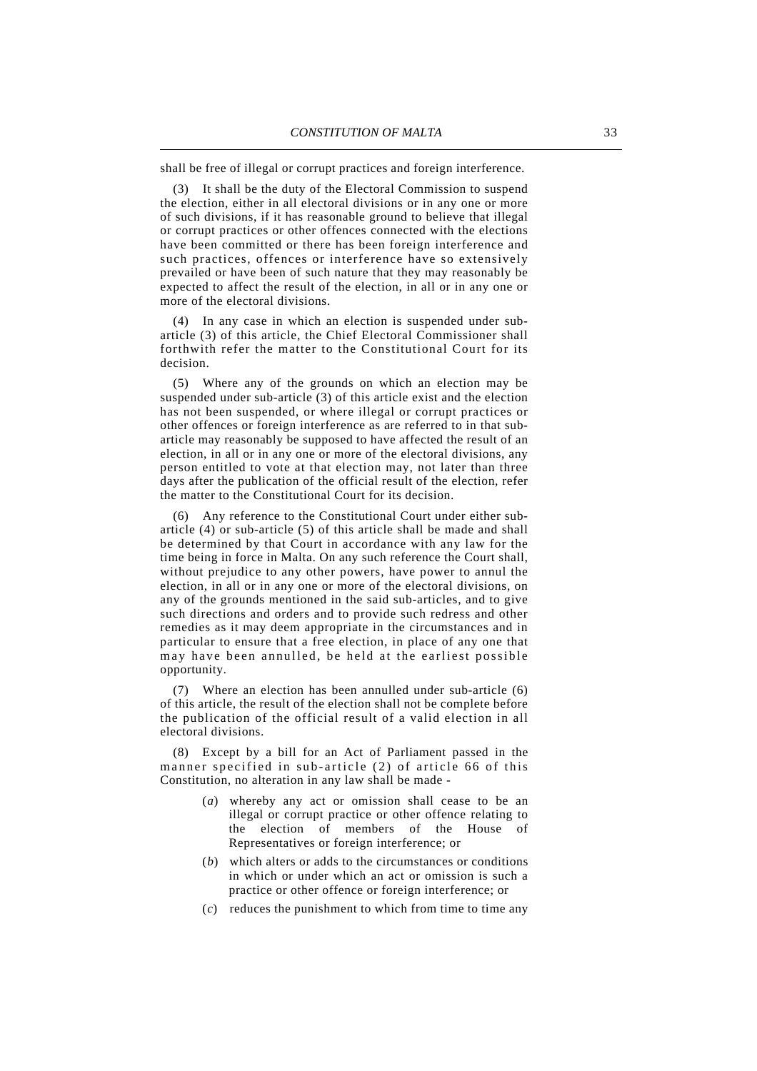shall be free of illegal or corrupt practices and foreign interference.

(3) It shall be the duty of the Electoral Commission to suspend the election, either in all electoral divisions or in any one or more of such divisions, if it has reasonable ground to believe that illegal or corrupt practices or other offences connected with the elections have been committed or there has been foreign interference and such practices, offences or interference have so extensively prevailed or have been of such nature that they may reasonably be expected to affect the result of the election, in all or in any one or more of the electoral divisions.

(4) In any case in which an election is suspended under sub-article (3) of this article, the Chief Electoral Commissioner shall forthwith refer the matter to the Constitutional Court for its decision.

(5) Where any of the grounds on which an election may be suspended under sub-article (3) of this article exist and the election has not been suspended, or where illegal or corrupt practices or other offences or foreign interference as are referred to in that sub-article may reasonably be supposed to have affected the result of an election, in all or in any one or more of the electoral divisions, any person entitled to vote at that election may, not later than three days after the publication of the official result of the election, refer the matter to the Constitutional Court for its decision.

(6) Any reference to the Constitutional Court under either sub-article (4) or sub-article (5) of this article shall be made and shall be determined by that Court in accordance with any law for the time being in force in Malta. On any such reference the Court shall, without prejudice to any other powers, have power to annul the election, in all or in any one or more of the electoral divisions, on any of the grounds mentioned in the said sub-articles, and to give such directions and orders and to provide such redress and other remedies as it may deem appropriate in the circumstances and in particular to ensure that a free election, in place of any one that may have been annulled, be held at the earliest possible opportunity.

(7) Where an election has been annulled under sub-article (6) of this article, the result of the election shall not be complete before the publication of the official result of a valid election in all electoral divisions.

(8) Except by a bill for an Act of Parliament passed in the manner specified in sub-article (2) of article 66 of this Constitution, no alteration in any law shall be made -

(*a*) whereby any act or omission shall cease to be an illegal or corrupt practice or other offence relating to the election of members of the House of Representatives or foreign interference; or

(*b*) which alters or adds to the circumstances or conditions in which or under which an act or omission is such a practice or other offence or foreign interference; or

(*c*) reduces the punishment to which from time to time any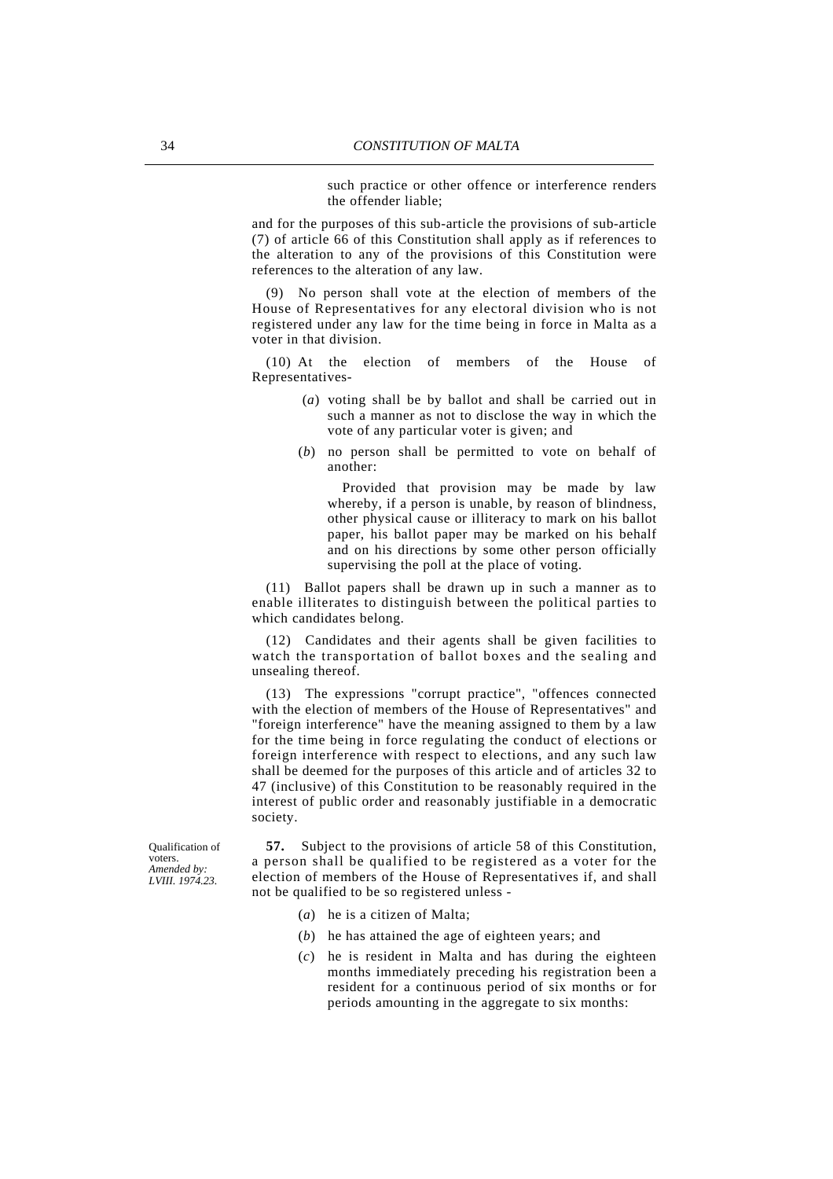such practice or other offence or interference renders the offender liable;

and for the purposes of this sub-article the provisions of sub-article (7) of article 66 of this Constitution shall apply as if references to the alteration to any of the provisions of this Constitution were references to the alteration of any law.

(9) No person shall vote at the election of members of the House of Representatives for any electoral division who is not registered under any law for the time being in force in Malta as a voter in that division.

(10) At the election of members of the House of Representatives-

(*a*) voting shall be by ballot and shall be carried out in such a manner as not to disclose the way in which the vote of any particular voter is given; and

(*b*) no person shall be permitted to vote on behalf of another:

Provided that provision may be made by law whereby, if a person is unable, by reason of blindness, other physical cause or illiteracy to mark on his ballot paper, his ballot paper may be marked on his behalf and on his directions by some other person officially supervising the poll at the place of voting.

(11) Ballot papers shall be drawn up in such a manner as to enable illiterates to distinguish between the political parties to which candidates belong.

(12) Candidates and their agents shall be given facilities to watch the transportation of ballot boxes and the sealing and unsealing thereof.

(13) The expressions "corrupt practice", "offences connected with the election of members of the House of Representatives" and "foreign interference" have the meaning assigned to them by a law for the time being in force regulating the conduct of elections or foreign interference with respect to elections, and any such law shall be deemed for the purposes of this article and of articles 32 to 47 (inclusive) of this Constitution to be reasonably required in the interest of public order and reasonably justifiable in a democratic society.

Qualification of voters.
*Amended by: LVIII. 1974.23.*

**57.** Subject to the provisions of article 58 of this Constitution, a person shall be qualified to be registered as a voter for the election of members of the House of Representatives if, and shall not be qualified to be so registered unless -

(*a*) he is a citizen of Malta;

(*b*) he has attained the age of eighteen years; and

(*c*) he is resident in Malta and has during the eighteen months immediately preceding his registration been a resident for a continuous period of six months or for periods amounting in the aggregate to six months: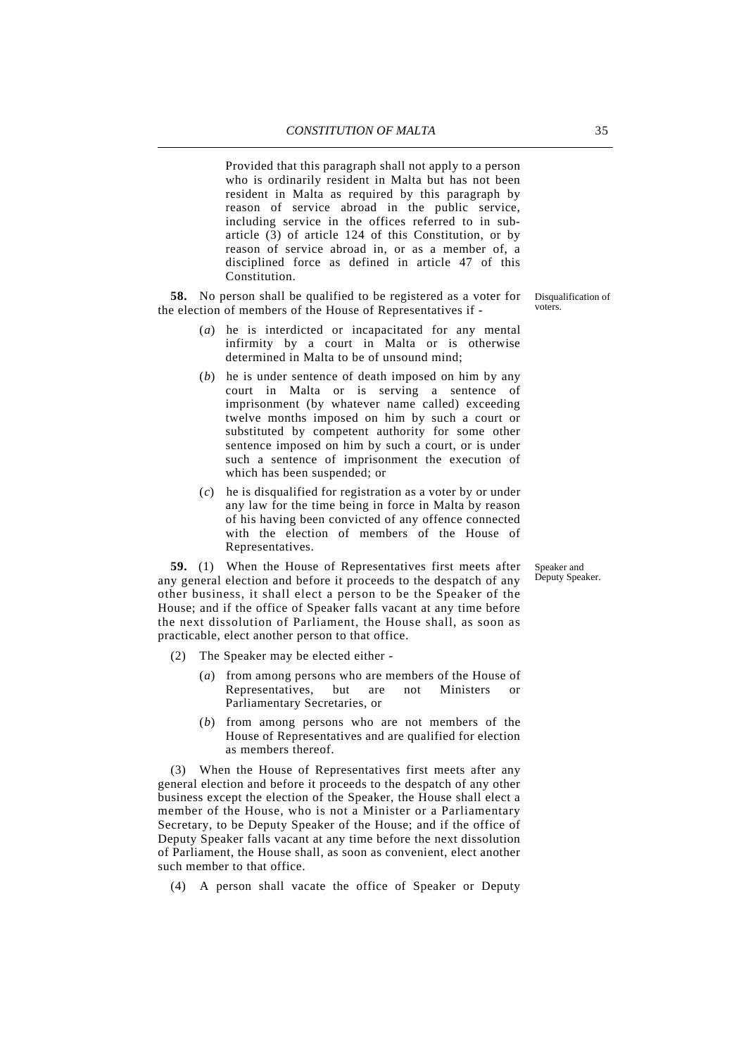Provided that this paragraph shall not apply to a person who is ordinarily resident in Malta but has not been resident in Malta as required by this paragraph by reason of service abroad in the public service, including service in the offices referred to in sub-article (3) of article 124 of this Constitution, or by reason of service abroad in, or as a member of, a disciplined force as defined in article 47 of this Constitution.

Disqualification of voters.

**58.** No person shall be qualified to be registered as a voter for the election of members of the House of Representatives if -

(*a*) he is interdicted or incapacitated for any mental infirmity by a court in Malta or is otherwise determined in Malta to be of unsound mind;

(*b*) he is under sentence of death imposed on him by any court in Malta or is serving a sentence of imprisonment (by whatever name called) exceeding twelve months imposed on him by such a court or substituted by competent authority for some other sentence imposed on him by such a court, or is under such a sentence of imprisonment the execution of which has been suspended; or

(*c*) he is disqualified for registration as a voter by or under any law for the time being in force in Malta by reason of his having been convicted of any offence connected with the election of members of the House of Representatives.

Speaker and Deputy Speaker.

**59.** (1) When the House of Representatives first meets after any general election and before it proceeds to the despatch of any other business, it shall elect a person to be the Speaker of the House; and if the office of Speaker falls vacant at any time before the next dissolution of Parliament, the House shall, as soon as practicable, elect another person to that office.

(2) The Speaker may be elected either -

(*a*) from among persons who are members of the House of Representatives, but are not Ministers or Parliamentary Secretaries, or

(*b*) from among persons who are not members of the House of Representatives and are qualified for election as members thereof.

(3) When the House of Representatives first meets after any general election and before it proceeds to the despatch of any other business except the election of the Speaker, the House shall elect a member of the House, who is not a Minister or a Parliamentary Secretary, to be Deputy Speaker of the House; and if the office of Deputy Speaker falls vacant at any time before the next dissolution of Parliament, the House shall, as soon as convenient, elect another such member to that office.

(4) A person shall vacate the office of Speaker or Deputy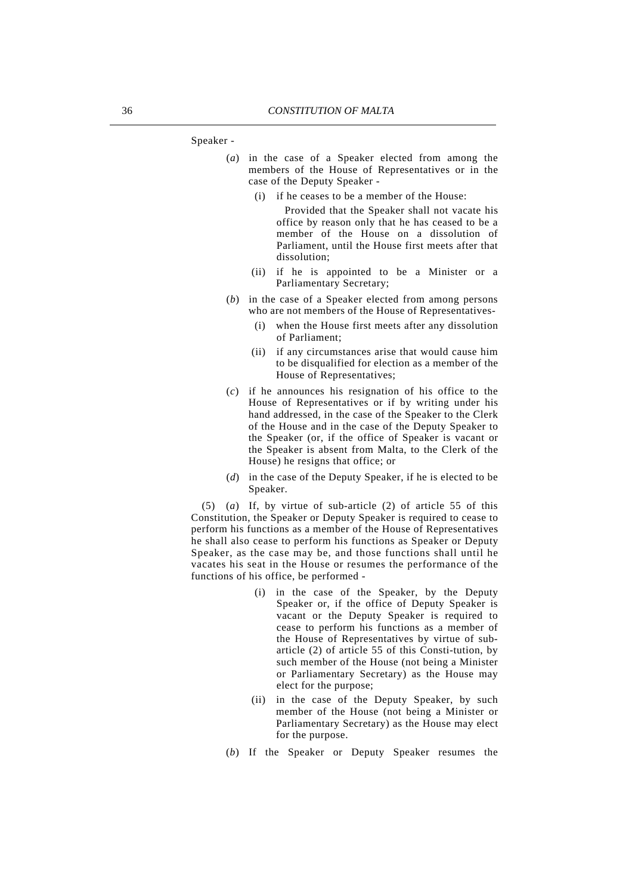Speaker -

(*a*) in the case of a Speaker elected from among the members of the House of Representatives or in the case of the Deputy Speaker -

(i) if he ceases to be a member of the House:

Provided that the Speaker shall not vacate his office by reason only that he has ceased to be a member of the House on a dissolution of Parliament, until the House first meets after that dissolution;

(ii) if he is appointed to be a Minister or a Parliamentary Secretary;

(*b*) in the case of a Speaker elected from among persons who are not members of the House of Representatives-

(i) when the House first meets after any dissolution of Parliament;

(ii) if any circumstances arise that would cause him to be disqualified for election as a member of the House of Representatives;

(*c*) if he announces his resignation of his office to the House of Representatives or if by writing under his hand addressed, in the case of the Speaker to the Clerk of the House and in the case of the Deputy Speaker to the Speaker (or, if the office of Speaker is vacant or the Speaker is absent from Malta, to the Clerk of the House) he resigns that office; or

(*d*) in the case of the Deputy Speaker, if he is elected to be Speaker.

(5) (*a*) If, by virtue of sub-article (2) of article 55 of this Constitution, the Speaker or Deputy Speaker is required to cease to perform his functions as a member of the House of Representatives he shall also cease to perform his functions as Speaker or Deputy Speaker, as the case may be, and those functions shall until he vacates his seat in the House or resumes the performance of the functions of his office, be performed -

(i) in the case of the Speaker, by the Deputy Speaker or, if the office of Deputy Speaker is vacant or the Deputy Speaker is required to cease to perform his functions as a member of the House of Representatives by virtue of sub-article (2) of article 55 of this Consti-tution, by such member of the House (not being a Minister or Parliamentary Secretary) as the House may elect for the purpose;

(ii) in the case of the Deputy Speaker, by such member of the House (not being a Minister or Parliamentary Secretary) as the House may elect for the purpose.

(*b*) If the Speaker or Deputy Speaker resumes the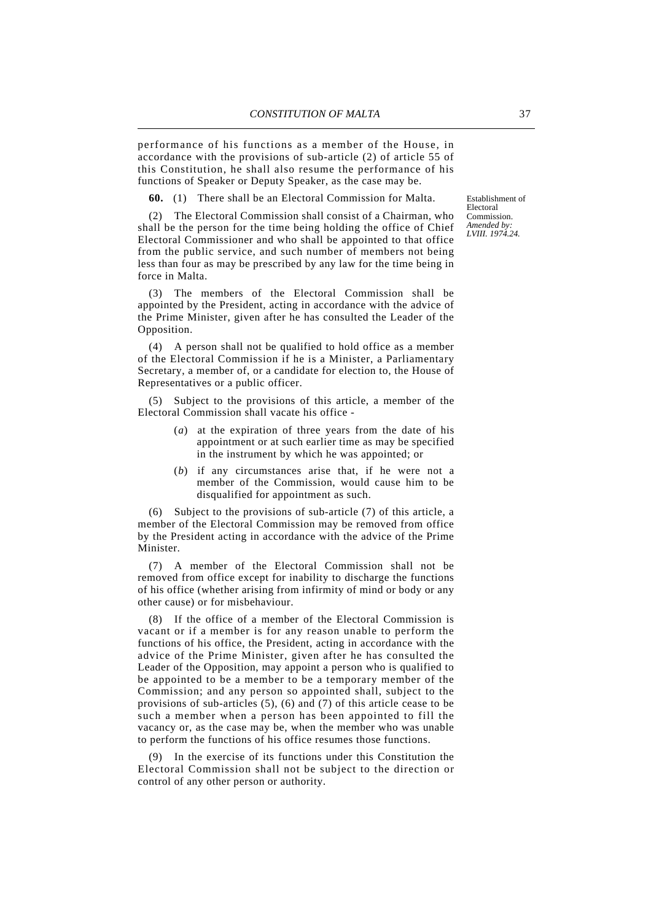performance of his functions as a member of the House, in accordance with the provisions of sub-article (2) of article 55 of this Constitution, he shall also resume the performance of his functions of Speaker or Deputy Speaker, as the case may be.

Establishment of Electoral Commission. *Amended by: LVIII. 1974.24.*

**60.** (1) There shall be an Electoral Commission for Malta.

(2) The Electoral Commission shall consist of a Chairman, who shall be the person for the time being holding the office of Chief Electoral Commissioner and who shall be appointed to that office from the public service, and such number of members not being less than four as may be prescribed by any law for the time being in force in Malta.

(3) The members of the Electoral Commission shall be appointed by the President, acting in accordance with the advice of the Prime Minister, given after he has consulted the Leader of the Opposition.

(4) A person shall not be qualified to hold office as a member of the Electoral Commission if he is a Minister, a Parliamentary Secretary, a member of, or a candidate for election to, the House of Representatives or a public officer.

(5) Subject to the provisions of this article, a member of the Electoral Commission shall vacate his office -

(*a*) at the expiration of three years from the date of his appointment or at such earlier time as may be specified in the instrument by which he was appointed; or

(*b*) if any circumstances arise that, if he were not a member of the Commission, would cause him to be disqualified for appointment as such.

(6) Subject to the provisions of sub-article (7) of this article, a member of the Electoral Commission may be removed from office by the President acting in accordance with the advice of the Prime Minister.

(7) A member of the Electoral Commission shall not be removed from office except for inability to discharge the functions of his office (whether arising from infirmity of mind or body or any other cause) or for misbehaviour.

(8) If the office of a member of the Electoral Commission is vacant or if a member is for any reason unable to perform the functions of his office, the President, acting in accordance with the advice of the Prime Minister, given after he has consulted the Leader of the Opposition, may appoint a person who is qualified to be appointed to be a member to be a temporary member of the Commission; and any person so appointed shall, subject to the provisions of sub-articles (5), (6) and (7) of this article cease to be such a member when a person has been appointed to fill the vacancy or, as the case may be, when the member who was unable to perform the functions of his office resumes those functions.

(9) In the exercise of its functions under this Constitution the Electoral Commission shall not be subject to the direction or control of any other person or authority.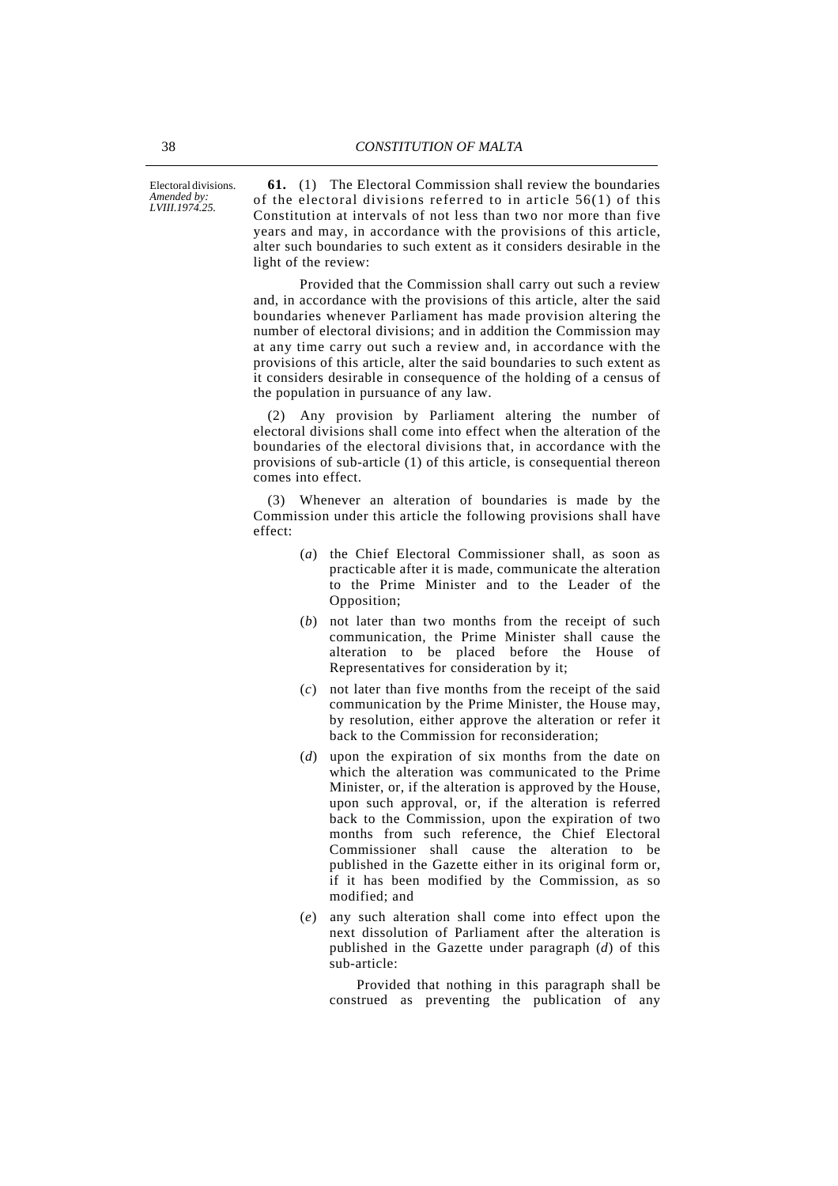Electoral divisions.
*Amended by: LVIII.1974.25.*

**61.** (1) The Electoral Commission shall review the boundaries of the electoral divisions referred to in article 56(1) of this Constitution at intervals of not less than two nor more than five years and may, in accordance with the provisions of this article, alter such boundaries to such extent as it considers desirable in the light of the review:

Provided that the Commission shall carry out such a review and, in accordance with the provisions of this article, alter the said boundaries whenever Parliament has made provision altering the number of electoral divisions; and in addition the Commission may at any time carry out such a review and, in accordance with the provisions of this article, alter the said boundaries to such extent as it considers desirable in consequence of the holding of a census of the population in pursuance of any law.

(2) Any provision by Parliament altering the number of electoral divisions shall come into effect when the alteration of the boundaries of the electoral divisions that, in accordance with the provisions of sub-article (1) of this article, is consequential thereon comes into effect.

(3) Whenever an alteration of boundaries is made by the Commission under this article the following provisions shall have effect:

(*a*) the Chief Electoral Commissioner shall, as soon as practicable after it is made, communicate the alteration to the Prime Minister and to the Leader of the Opposition;

(*b*) not later than two months from the receipt of such communication, the Prime Minister shall cause the alteration to be placed before the House of Representatives for consideration by it;

(*c*) not later than five months from the receipt of the said communication by the Prime Minister, the House may, by resolution, either approve the alteration or refer it back to the Commission for reconsideration;

(*d*) upon the expiration of six months from the date on which the alteration was communicated to the Prime Minister, or, if the alteration is approved by the House, upon such approval, or, if the alteration is referred back to the Commission, upon the expiration of two months from such reference, the Chief Electoral Commissioner shall cause the alteration to be published in the Gazette either in its original form or, if it has been modified by the Commission, as so modified; and

(*e*) any such alteration shall come into effect upon the next dissolution of Parliament after the alteration is published in the Gazette under paragraph (*d*) of this sub-article:

Provided that nothing in this paragraph shall be construed as preventing the publication of any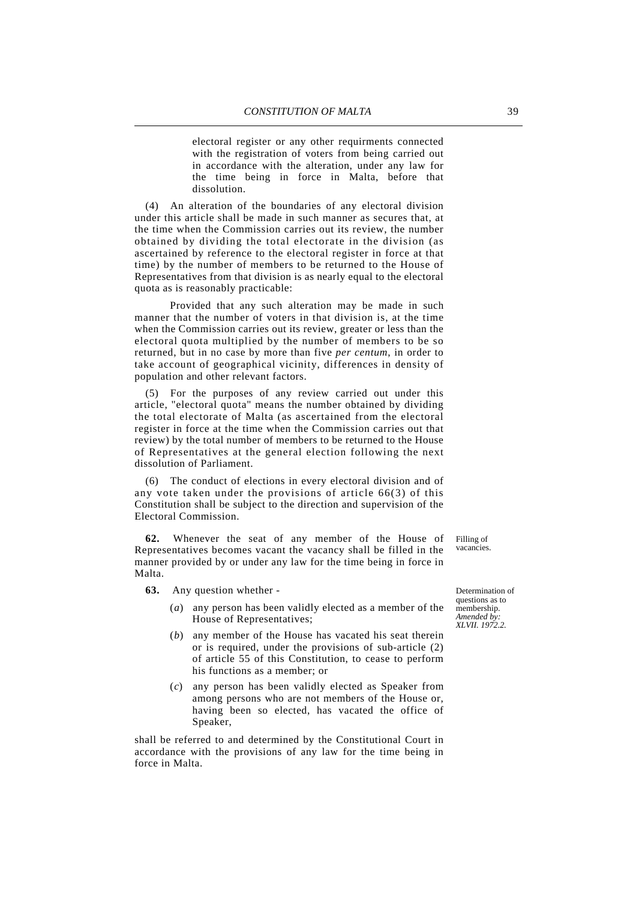electoral register or any other requirments connected with the registration of voters from being carried out in accordance with the alteration, under any law for the time being in force in Malta, before that dissolution.

(4) An alteration of the boundaries of any electoral division under this article shall be made in such manner as secures that, at the time when the Commission carries out its review, the number obtained by dividing the total electorate in the division (as ascertained by reference to the electoral register in force at that time) by the number of members to be returned to the House of Representatives from that division is as nearly equal to the electoral quota as is reasonably practicable:

Provided that any such alteration may be made in such manner that the number of voters in that division is, at the time when the Commission carries out its review, greater or less than the electoral quota multiplied by the number of members to be so returned, but in no case by more than five *per centum*, in order to take account of geographical vicinity, differences in density of population and other relevant factors.

(5) For the purposes of any review carried out under this article, "electoral quota" means the number obtained by dividing the total electorate of Malta (as ascertained from the electoral register in force at the time when the Commission carries out that review) by the total number of members to be returned to the House of Representatives at the general election following the next dissolution of Parliament.

(6) The conduct of elections in every electoral division and of any vote taken under the provisions of article 66(3) of this Constitution shall be subject to the direction and supervision of the Electoral Commission.

Filling of vacancies.

**62.** Whenever the seat of any member of the House of Representatives becomes vacant the vacancy shall be filled in the manner provided by or under any law for the time being in force in Malta.

Determination of questions as to membership. *Amended by: XLVII. 1972.2.*

**63.** Any question whether -

(*a*) any person has been validly elected as a member of the House of Representatives;

(*b*) any member of the House has vacated his seat therein or is required, under the provisions of sub-article (2) of article 55 of this Constitution, to cease to perform his functions as a member; or

(*c*) any person has been validly elected as Speaker from among persons who are not members of the House or, having been so elected, has vacated the office of Speaker,

shall be referred to and determined by the Constitutional Court in accordance with the provisions of any law for the time being in force in Malta.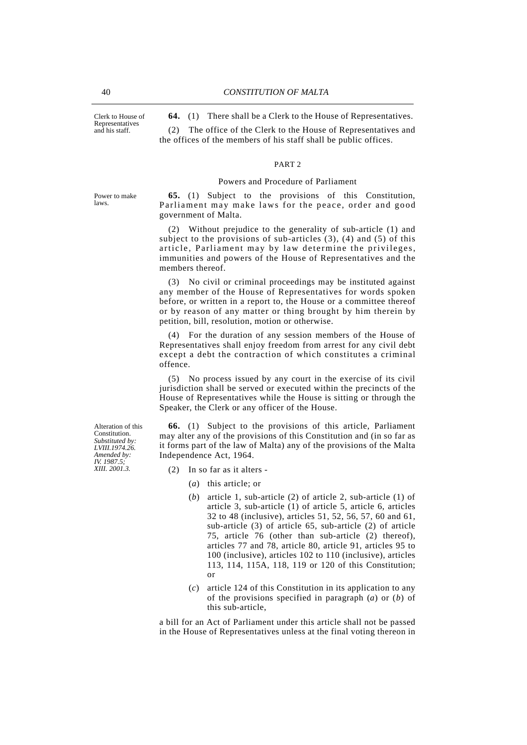Clerk to House of Representatives and his staff.

**64.** (1) There shall be a Clerk to the House of Representatives.

(2) The office of the Clerk to the House of Representatives and the offices of the members of his staff shall be public offices.

PART 2

Powers and Procedure of Parliament

Power to make laws.

**65.** (1) Subject to the provisions of this Constitution, Parliament may make laws for the peace, order and good government of Malta.

(2) Without prejudice to the generality of sub-article (1) and subject to the provisions of sub-articles (3), (4) and (5) of this article, Parliament may by law determine the privileges, immunities and powers of the House of Representatives and the members thereof.

(3) No civil or criminal proceedings may be instituted against any member of the House of Representatives for words spoken before, or written in a report to, the House or a committee thereof or by reason of any matter or thing brought by him therein by petition, bill, resolution, motion or otherwise.

(4) For the duration of any session members of the House of Representatives shall enjoy freedom from arrest for any civil debt except a debt the contraction of which constitutes a criminal offence.

(5) No process issued by any court in the exercise of its civil jurisdiction shall be served or executed within the precincts of the House of Representatives while the House is sitting or through the Speaker, the Clerk or any officer of the House.

Alteration of this Constitution.
*Substituted by: LVIII.1974.26.*
*Amended by: IV. 1987.5; XIII. 2001.3.*

**66.** (1) Subject to the provisions of this article, Parliament may alter any of the provisions of this Constitution and (in so far as it forms part of the law of Malta) any of the provisions of the Malta Independence Act, 1964.

(2) In so far as it alters -

(*a*) this article; or

(*b*) article 1, sub-article (2) of article 2, sub-article (1) of article 3, sub-article (1) of article 5, article 6, articles 32 to 48 (inclusive), articles 51, 52, 56, 57, 60 and 61, sub-article (3) of article 65, sub-article (2) of article 75, article 76 (other than sub-article (2) thereof), articles 77 and 78, article 80, article 91, articles 95 to 100 (inclusive), articles 102 to 110 (inclusive), articles 113, 114, 115A, 118, 119 or 120 of this Constitution; or

(*c*) article 124 of this Constitution in its application to any of the provisions specified in paragraph (*a*) or (*b*) of this sub-article,

a bill for an Act of Parliament under this article shall not be passed in the House of Representatives unless at the final voting thereon in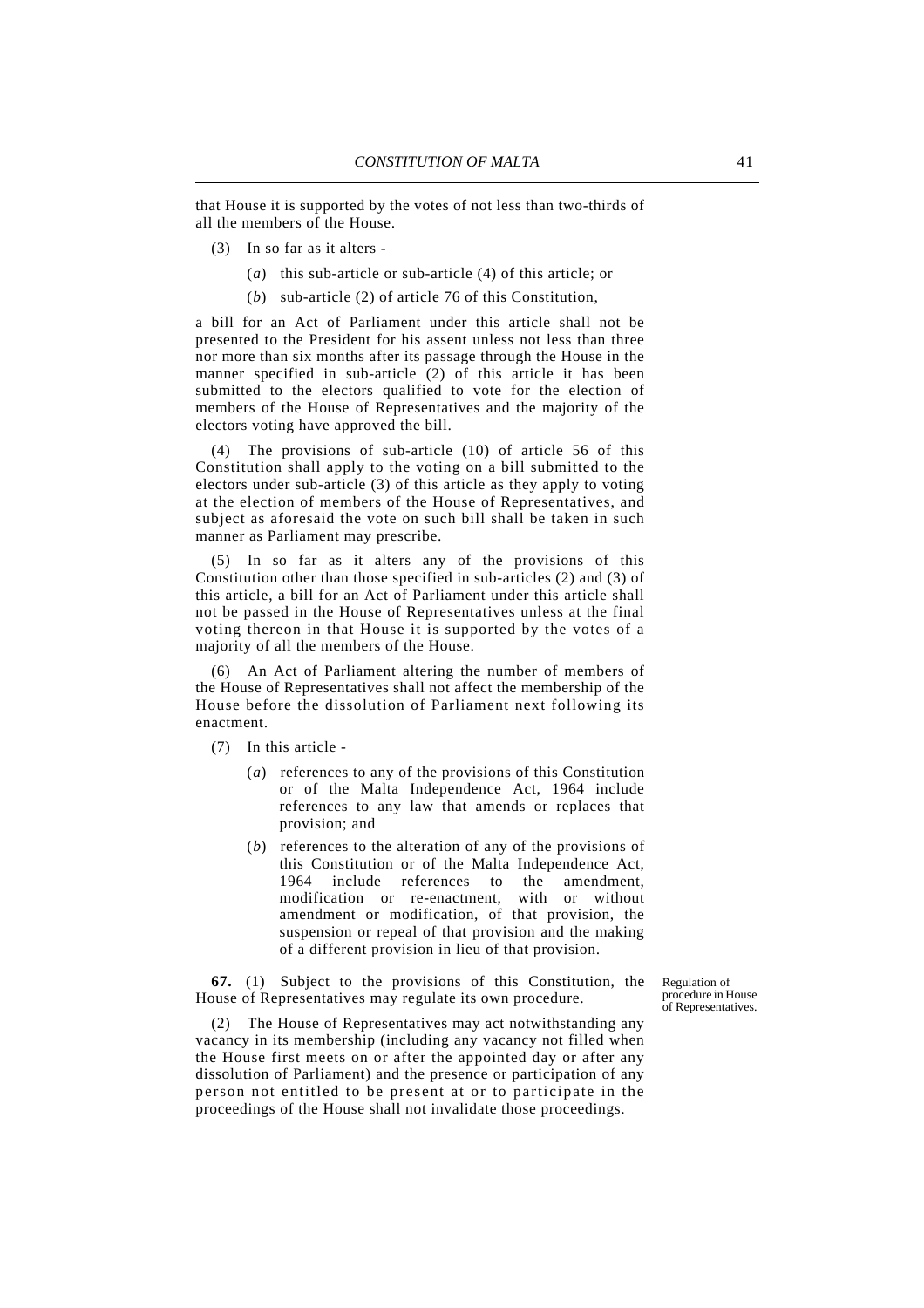that House it is supported by the votes of not less than two-thirds of all the members of the House.

(3) In so far as it alters -

(*a*) this sub-article or sub-article (4) of this article; or

(*b*) sub-article (2) of article 76 of this Constitution,

a bill for an Act of Parliament under this article shall not be presented to the President for his assent unless not less than three nor more than six months after its passage through the House in the manner specified in sub-article (2) of this article it has been submitted to the electors qualified to vote for the election of members of the House of Representatives and the majority of the electors voting have approved the bill.

(4) The provisions of sub-article (10) of article 56 of this Constitution shall apply to the voting on a bill submitted to the electors under sub-article (3) of this article as they apply to voting at the election of members of the House of Representatives, and subject as aforesaid the vote on such bill shall be taken in such manner as Parliament may prescribe.

(5) In so far as it alters any of the provisions of this Constitution other than those specified in sub-articles (2) and (3) of this article, a bill for an Act of Parliament under this article shall not be passed in the House of Representatives unless at the final voting thereon in that House it is supported by the votes of a majority of all the members of the House.

(6) An Act of Parliament altering the number of members of the House of Representatives shall not affect the membership of the House before the dissolution of Parliament next following its enactment.

(7) In this article -

(*a*) references to any of the provisions of this Constitution or of the Malta Independence Act, 1964 include references to any law that amends or replaces that provision; and

(*b*) references to the alteration of any of the provisions of this Constitution or of the Malta Independence Act, 1964 include references to the amendment, modification or re-enactment, with or without amendment or modification, of that provision, the suspension or repeal of that provision and the making of a different provision in lieu of that provision.

Regulation of procedure in House of Representatives.

**67.** (1) Subject to the provisions of this Constitution, the House of Representatives may regulate its own procedure.

(2) The House of Representatives may act notwithstanding any vacancy in its membership (including any vacancy not filled when the House first meets on or after the appointed day or after any dissolution of Parliament) and the presence or participation of any person not entitled to be present at or to participate in the proceedings of the House shall not invalidate those proceedings.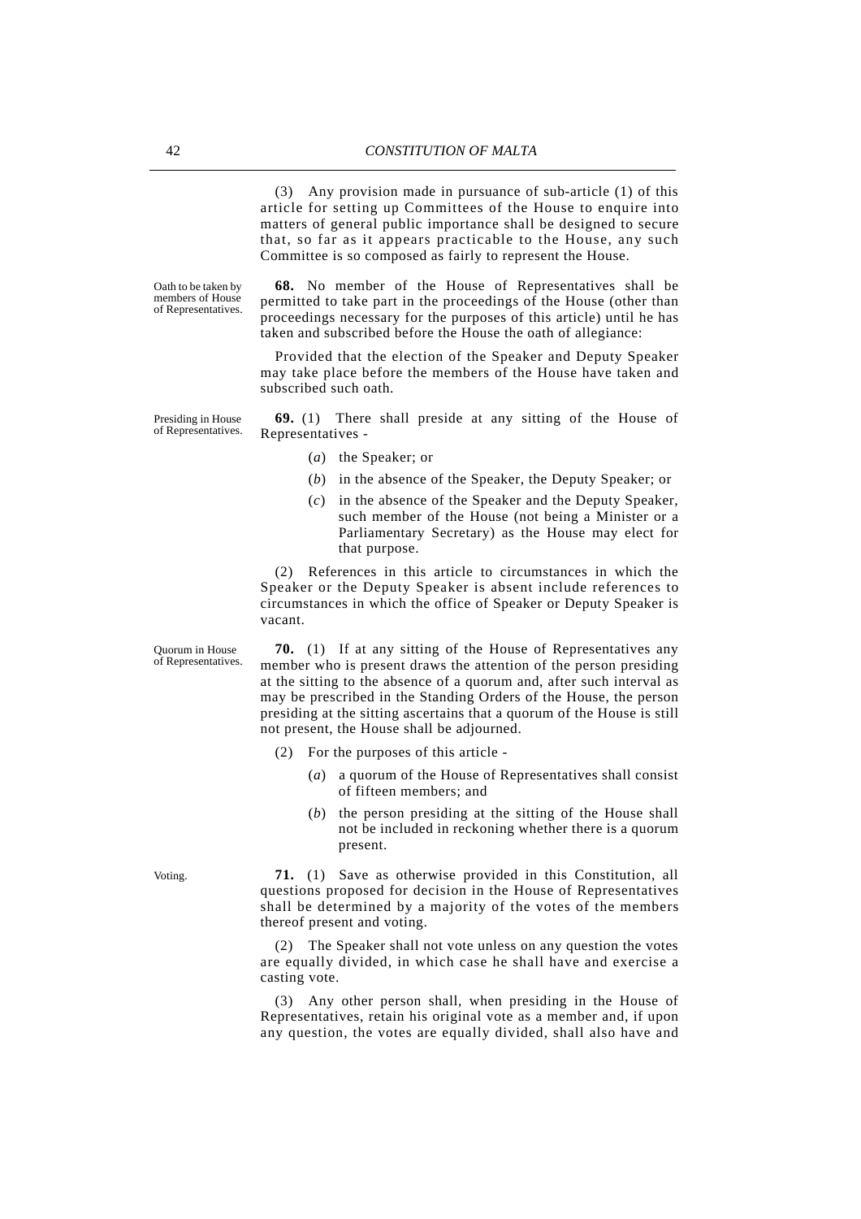(3) Any provision made in pursuance of sub-article (1) of this article for setting up Committees of the House to enquire into matters of general public importance shall be designed to secure that, so far as it appears practicable to the House, any such Committee is so composed as fairly to represent the House.

Oath to be taken by members of House of Representatives.

**68.** No member of the House of Representatives shall be permitted to take part in the proceedings of the House (other than proceedings necessary for the purposes of this article) until he has taken and subscribed before the House the oath of allegiance:

Provided that the election of the Speaker and Deputy Speaker may take place before the members of the House have taken and subscribed such oath.

Presiding in House of Representatives.

**69.** (1) There shall preside at any sitting of the House of Representatives -

(*a*) the Speaker; or

(*b*) in the absence of the Speaker, the Deputy Speaker; or

(*c*) in the absence of the Speaker and the Deputy Speaker, such member of the House (not being a Minister or a Parliamentary Secretary) as the House may elect for that purpose.

(2) References in this article to circumstances in which the Speaker or the Deputy Speaker is absent include references to circumstances in which the office of Speaker or Deputy Speaker is vacant.

Quorum in House of Representatives.

**70.** (1) If at any sitting of the House of Representatives any member who is present draws the attention of the person presiding at the sitting to the absence of a quorum and, after such interval as may be prescribed in the Standing Orders of the House, the person presiding at the sitting ascertains that a quorum of the House is still not present, the House shall be adjourned.

(2) For the purposes of this article -

(*a*) a quorum of the House of Representatives shall consist of fifteen members; and

(*b*) the person presiding at the sitting of the House shall not be included in reckoning whether there is a quorum present.

Voting.

**71.** (1) Save as otherwise provided in this Constitution, all questions proposed for decision in the House of Representatives shall be determined by a majority of the votes of the members thereof present and voting.

(2) The Speaker shall not vote unless on any question the votes are equally divided, in which case he shall have and exercise a casting vote.

(3) Any other person shall, when presiding in the House of Representatives, retain his original vote as a member and, if upon any question, the votes are equally divided, shall also have and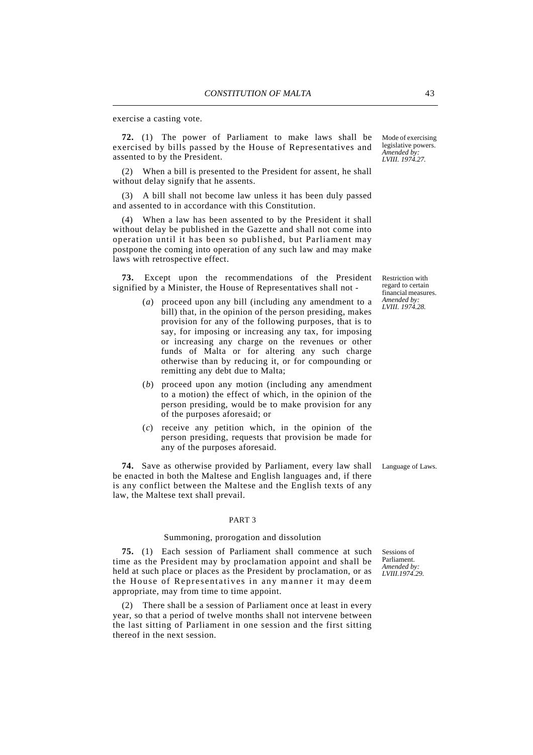exercise a casting vote.

**72.** (1) The power of Parliament to make laws shall be exercised by bills passed by the House of Representatives and assented to by the President.

Mode of exercising legislative powers. *Amended by: LVIII. 1974.27.*

(2) When a bill is presented to the President for assent, he shall without delay signify that he assents.

(3) A bill shall not become law unless it has been duly passed and assented to in accordance with this Constitution.

(4) When a law has been assented to by the President it shall without delay be published in the Gazette and shall not come into operation until it has been so published, but Parliament may postpone the coming into operation of any such law and may make laws with retrospective effect.

**73.** Except upon the recommendations of the President signified by a Minister, the House of Representatives shall not -

Restriction with regard to certain financial measures. *Amended by: LVIII. 1974.28.*

(*a*) proceed upon any bill (including any amendment to a bill) that, in the opinion of the person presiding, makes provision for any of the following purposes, that is to say, for imposing or increasing any tax, for imposing or increasing any charge on the revenues or other funds of Malta or for altering any such charge otherwise than by reducing it, or for compounding or remitting any debt due to Malta;

(*b*) proceed upon any motion (including any amendment to a motion) the effect of which, in the opinion of the person presiding, would be to make provision for any of the purposes aforesaid; or

(*c*) receive any petition which, in the opinion of the person presiding, requests that provision be made for any of the purposes aforesaid.

**74.** Save as otherwise provided by Parliament, every law shall be enacted in both the Maltese and English languages and, if there is any conflict between the Maltese and the English texts of any law, the Maltese text shall prevail.

Language of Laws.

## PART 3

### Summoning, prorogation and dissolution

**75.** (1) Each session of Parliament shall commence at such time as the President may by proclamation appoint and shall be held at such place or places as the President by proclamation, or as the House of Representatives in any manner it may deem appropriate, may from time to time appoint.

Sessions of Parliament. *Amended by: LVIII.1974.29.*

(2) There shall be a session of Parliament once at least in every year, so that a period of twelve months shall not intervene between the last sitting of Parliament in one session and the first sitting thereof in the next session.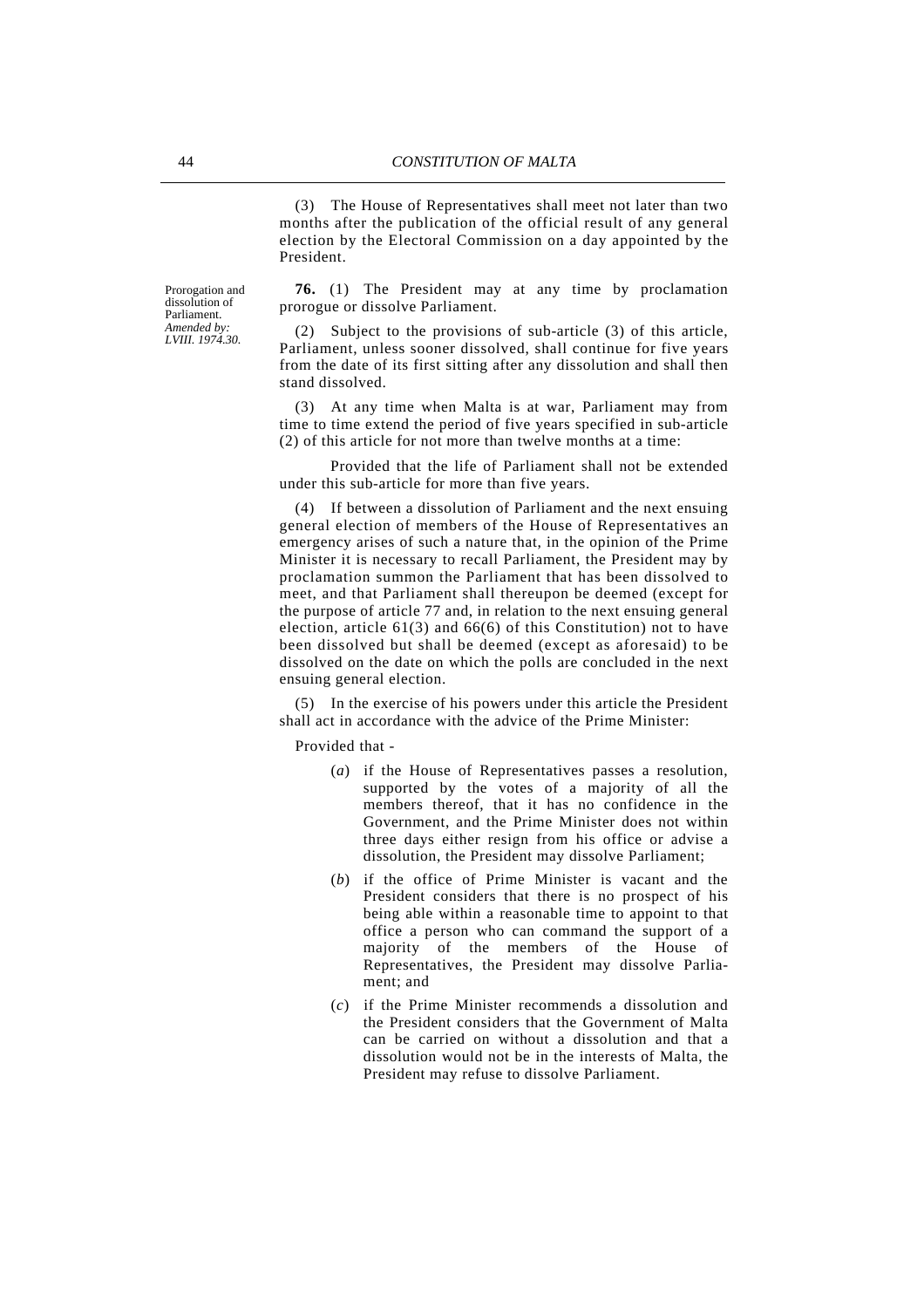(3) The House of Representatives shall meet not later than two months after the publication of the official result of any general election by the Electoral Commission on a day appointed by the President.

Prorogation and dissolution of Parliament.
*Amended by: LVIII. 1974.30.*

**76.** (1) The President may at any time by proclamation prorogue or dissolve Parliament.

(2) Subject to the provisions of sub-article (3) of this article, Parliament, unless sooner dissolved, shall continue for five years from the date of its first sitting after any dissolution and shall then stand dissolved.

(3) At any time when Malta is at war, Parliament may from time to time extend the period of five years specified in sub-article (2) of this article for not more than twelve months at a time:

Provided that the life of Parliament shall not be extended under this sub-article for more than five years.

(4) If between a dissolution of Parliament and the next ensuing general election of members of the House of Representatives an emergency arises of such a nature that, in the opinion of the Prime Minister it is necessary to recall Parliament, the President may by proclamation summon the Parliament that has been dissolved to meet, and that Parliament shall thereupon be deemed (except for the purpose of article 77 and, in relation to the next ensuing general election, article 61(3) and 66(6) of this Constitution) not to have been dissolved but shall be deemed (except as aforesaid) to be dissolved on the date on which the polls are concluded in the next ensuing general election.

(5) In the exercise of his powers under this article the President shall act in accordance with the advice of the Prime Minister:

Provided that -

(*a*) if the House of Representatives passes a resolution, supported by the votes of a majority of all the members thereof, that it has no confidence in the Government, and the Prime Minister does not within three days either resign from his office or advise a dissolution, the President may dissolve Parliament;

(*b*) if the office of Prime Minister is vacant and the President considers that there is no prospect of his being able within a reasonable time to appoint to that office a person who can command the support of a majority of the members of the House of Representatives, the President may dissolve Parliament; and

(*c*) if the Prime Minister recommends a dissolution and the President considers that the Government of Malta can be carried on without a dissolution and that a dissolution would not be in the interests of Malta, the President may refuse to dissolve Parliament.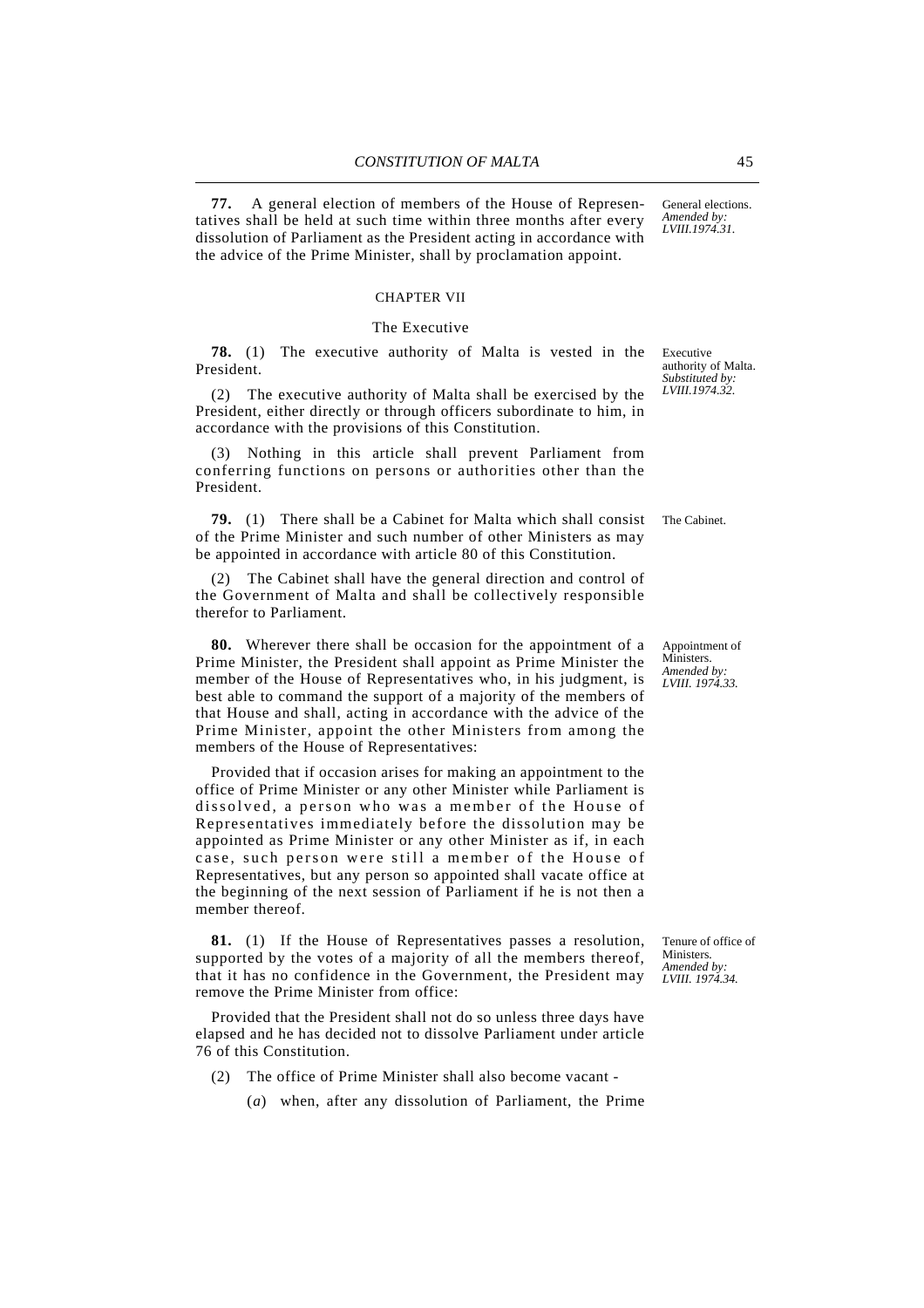**77.** A general election of members of the House of Representatives shall be held at such time within three months after every dissolution of Parliament as the President acting in accordance with the advice of the Prime Minister, shall by proclamation appoint.

General elections. *Amended by: LVIII.1974.31.*

## CHAPTER VII

### The Executive

**78.** (1) The executive authority of Malta is vested in the President.

Executive authority of Malta. *Substituted by: LVIII.1974.32.*

(2) The executive authority of Malta shall be exercised by the President, either directly or through officers subordinate to him, in accordance with the provisions of this Constitution.

(3) Nothing in this article shall prevent Parliament from conferring functions on persons or authorities other than the President.

**79.** (1) There shall be a Cabinet for Malta which shall consist of the Prime Minister and such number of other Ministers as may be appointed in accordance with article 80 of this Constitution.

The Cabinet.

(2) The Cabinet shall have the general direction and control of the Government of Malta and shall be collectively responsible therefor to Parliament.

**80.** Wherever there shall be occasion for the appointment of a Prime Minister, the President shall appoint as Prime Minister the member of the House of Representatives who, in his judgment, is best able to command the support of a majority of the members of that House and shall, acting in accordance with the advice of the Prime Minister, appoint the other Ministers from among the members of the House of Representatives:

Appointment of Ministers. *Amended by: LVIII. 1974.33.*

Provided that if occasion arises for making an appointment to the office of Prime Minister or any other Minister while Parliament is dissolved, a person who was a member of the House of Representatives immediately before the dissolution may be appointed as Prime Minister or any other Minister as if, in each case, such person were still a member of the House of Representatives, but any person so appointed shall vacate office at the beginning of the next session of Parliament if he is not then a member thereof.

**81.** (1) If the House of Representatives passes a resolution, supported by the votes of a majority of all the members thereof, that it has no confidence in the Government, the President may remove the Prime Minister from office:

Tenure of office of Ministers. *Amended by: LVIII. 1974.34.*

Provided that the President shall not do so unless three days have elapsed and he has decided not to dissolve Parliament under article 76 of this Constitution.

(2) The office of Prime Minister shall also become vacant -

(*a*) when, after any dissolution of Parliament, the Prime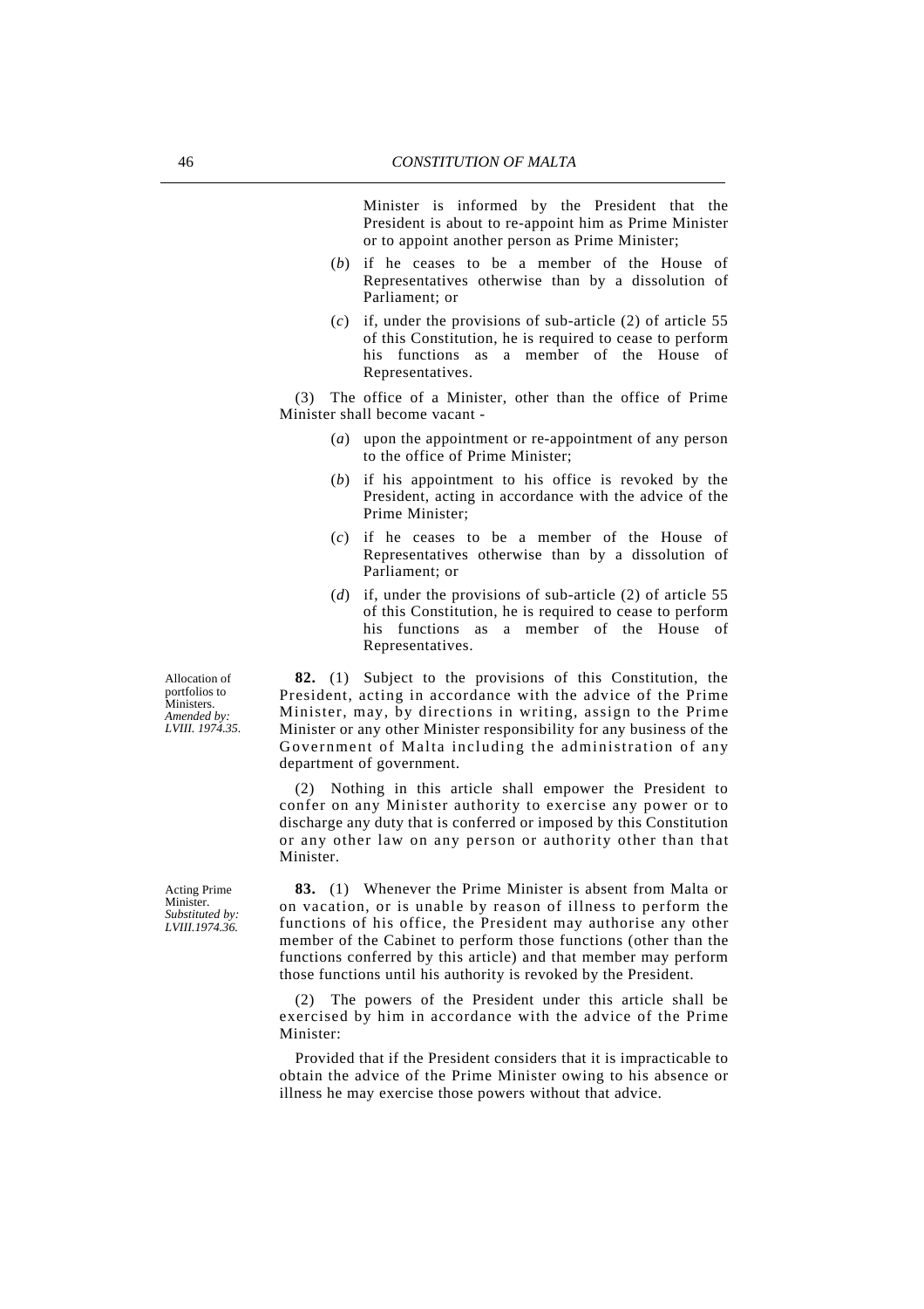Minister is informed by the President that the President is about to re-appoint him as Prime Minister or to appoint another person as Prime Minister;

(*b*) if he ceases to be a member of the House of Representatives otherwise than by a dissolution of Parliament; or

(*c*) if, under the provisions of sub-article (2) of article 55 of this Constitution, he is required to cease to perform his functions as a member of the House of Representatives.

(3) The office of a Minister, other than the office of Prime Minister shall become vacant -

(*a*) upon the appointment or re-appointment of any person to the office of Prime Minister;

(*b*) if his appointment to his office is revoked by the President, acting in accordance with the advice of the Prime Minister;

(*c*) if he ceases to be a member of the House of Representatives otherwise than by a dissolution of Parliament; or

(*d*) if, under the provisions of sub-article (2) of article 55 of this Constitution, he is required to cease to perform his functions as a member of the House of Representatives.

Allocation of portfolios to Ministers. *Amended by: LVIII. 1974.35.*

**82.** (1) Subject to the provisions of this Constitution, the President, acting in accordance with the advice of the Prime Minister, may, by directions in writing, assign to the Prime Minister or any other Minister responsibility for any business of the Government of Malta including the administration of any department of government.

(2) Nothing in this article shall empower the President to confer on any Minister authority to exercise any power or to discharge any duty that is conferred or imposed by this Constitution or any other law on any person or authority other than that Minister.

Acting Prime Minister. *Substituted by: LVIII.1974.36.*

**83.** (1) Whenever the Prime Minister is absent from Malta or on vacation, or is unable by reason of illness to perform the functions of his office, the President may authorise any other member of the Cabinet to perform those functions (other than the functions conferred by this article) and that member may perform those functions until his authority is revoked by the President.

(2) The powers of the President under this article shall be exercised by him in accordance with the advice of the Prime Minister:

Provided that if the President considers that it is impracticable to obtain the advice of the Prime Minister owing to his absence or illness he may exercise those powers without that advice.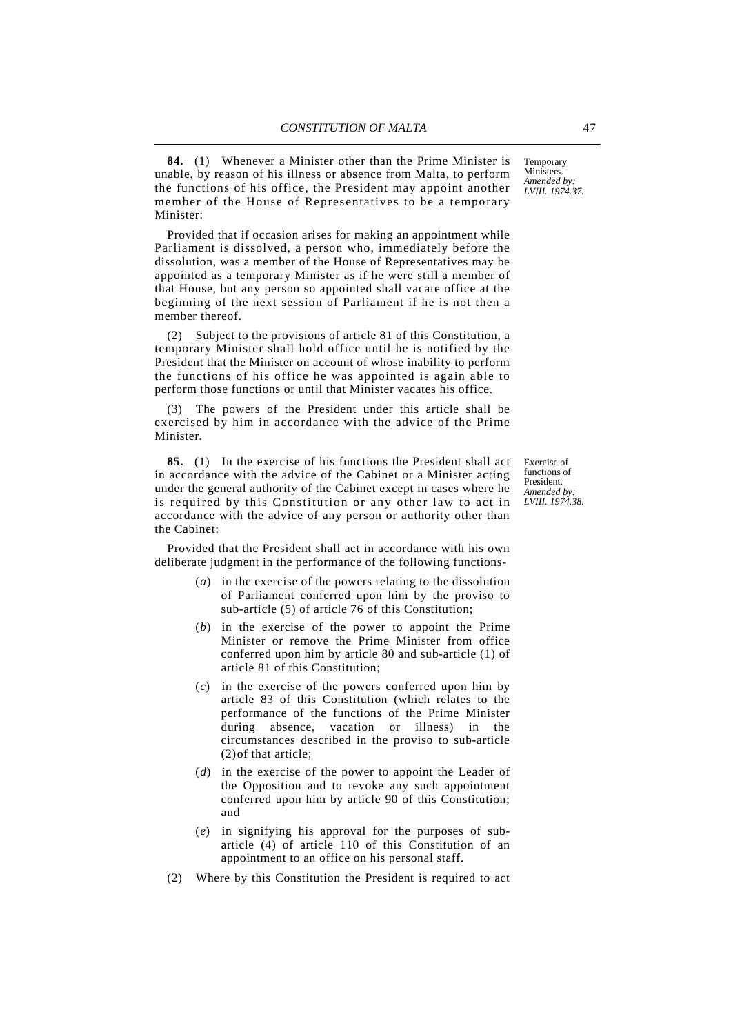**84.** (1) Whenever a Minister other than the Prime Minister is unable, by reason of his illness or absence from Malta, to perform the functions of his office, the President may appoint another member of the House of Representatives to be a temporary Minister:

Temporary Ministers. *Amended by: LVIII. 1974.37.*

Provided that if occasion arises for making an appointment while Parliament is dissolved, a person who, immediately before the dissolution, was a member of the House of Representatives may be appointed as a temporary Minister as if he were still a member of that House, but any person so appointed shall vacate office at the beginning of the next session of Parliament if he is not then a member thereof.

(2) Subject to the provisions of article 81 of this Constitution, a temporary Minister shall hold office until he is notified by the President that the Minister on account of whose inability to perform the functions of his office he was appointed is again able to perform those functions or until that Minister vacates his office.

(3) The powers of the President under this article shall be exercised by him in accordance with the advice of the Prime Minister.

**85.** (1) In the exercise of his functions the President shall act in accordance with the advice of the Cabinet or a Minister acting under the general authority of the Cabinet except in cases where he is required by this Constitution or any other law to act in accordance with the advice of any person or authority other than the Cabinet:

Exercise of functions of President. *Amended by: LVIII. 1974.38.*

Provided that the President shall act in accordance with his own deliberate judgment in the performance of the following functions-

(*a*) in the exercise of the powers relating to the dissolution of Parliament conferred upon him by the proviso to sub-article (5) of article 76 of this Constitution;

(*b*) in the exercise of the power to appoint the Prime Minister or remove the Prime Minister from office conferred upon him by article 80 and sub-article (1) of article 81 of this Constitution;

(*c*) in the exercise of the powers conferred upon him by article 83 of this Constitution (which relates to the performance of the functions of the Prime Minister during absence, vacation or illness) in the circumstances described in the proviso to sub-article (2) of that article;

(*d*) in the exercise of the power to appoint the Leader of the Opposition and to revoke any such appointment conferred upon him by article 90 of this Constitution; and

(*e*) in signifying his approval for the purposes of sub-article (4) of article 110 of this Constitution of an appointment to an office on his personal staff.

(2) Where by this Constitution the President is required to act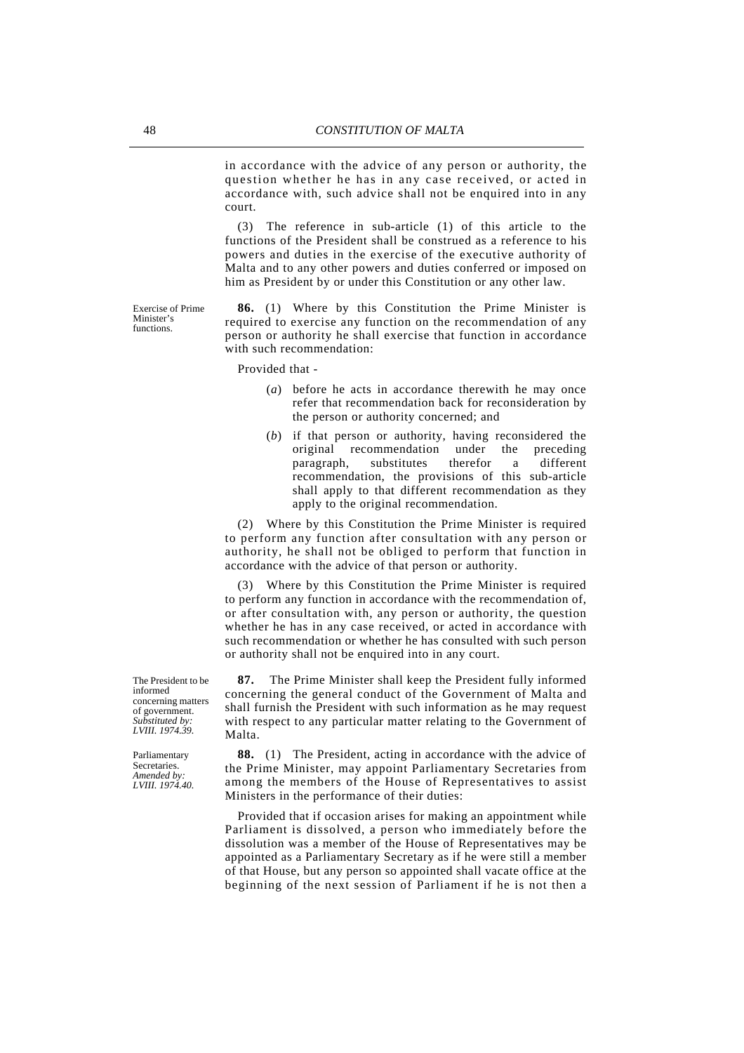in accordance with the advice of any person or authority, the question whether he has in any case received, or acted in accordance with, such advice shall not be enquired into in any court.

(3) The reference in sub-article (1) of this article to the functions of the President shall be construed as a reference to his powers and duties in the exercise of the executive authority of Malta and to any other powers and duties conferred or imposed on him as President by or under this Constitution or any other law.

Exercise of Prime Minister's functions.

**86.** (1) Where by this Constitution the Prime Minister is required to exercise any function on the recommendation of any person or authority he shall exercise that function in accordance with such recommendation:

Provided that -

- (*a*) before he acts in accordance therewith he may once refer that recommendation back for reconsideration by the person or authority concerned; and
- (*b*) if that person or authority, having reconsidered the original recommendation under the preceding paragraph, substitutes therefor a different recommendation, the provisions of this sub-article shall apply to that different recommendation as they apply to the original recommendation.

(2) Where by this Constitution the Prime Minister is required to perform any function after consultation with any person or authority, he shall not be obliged to perform that function in accordance with the advice of that person or authority.

(3) Where by this Constitution the Prime Minister is required to perform any function in accordance with the recommendation of, or after consultation with, any person or authority, the question whether he has in any case received, or acted in accordance with such recommendation or whether he has consulted with such person or authority shall not be enquired into in any court.

The President to be informed concerning matters of government. *Substituted by: LVIII. 1974.39.*

**87.** The Prime Minister shall keep the President fully informed concerning the general conduct of the Government of Malta and shall furnish the President with such information as he may request with respect to any particular matter relating to the Government of Malta.

Parliamentary Secretaries. *Amended by: LVIII. 1974.40.*

**88.** (1) The President, acting in accordance with the advice of the Prime Minister, may appoint Parliamentary Secretaries from among the members of the House of Representatives to assist Ministers in the performance of their duties:

Provided that if occasion arises for making an appointment while Parliament is dissolved, a person who immediately before the dissolution was a member of the House of Representatives may be appointed as a Parliamentary Secretary as if he were still a member of that House, but any person so appointed shall vacate office at the beginning of the next session of Parliament if he is not then a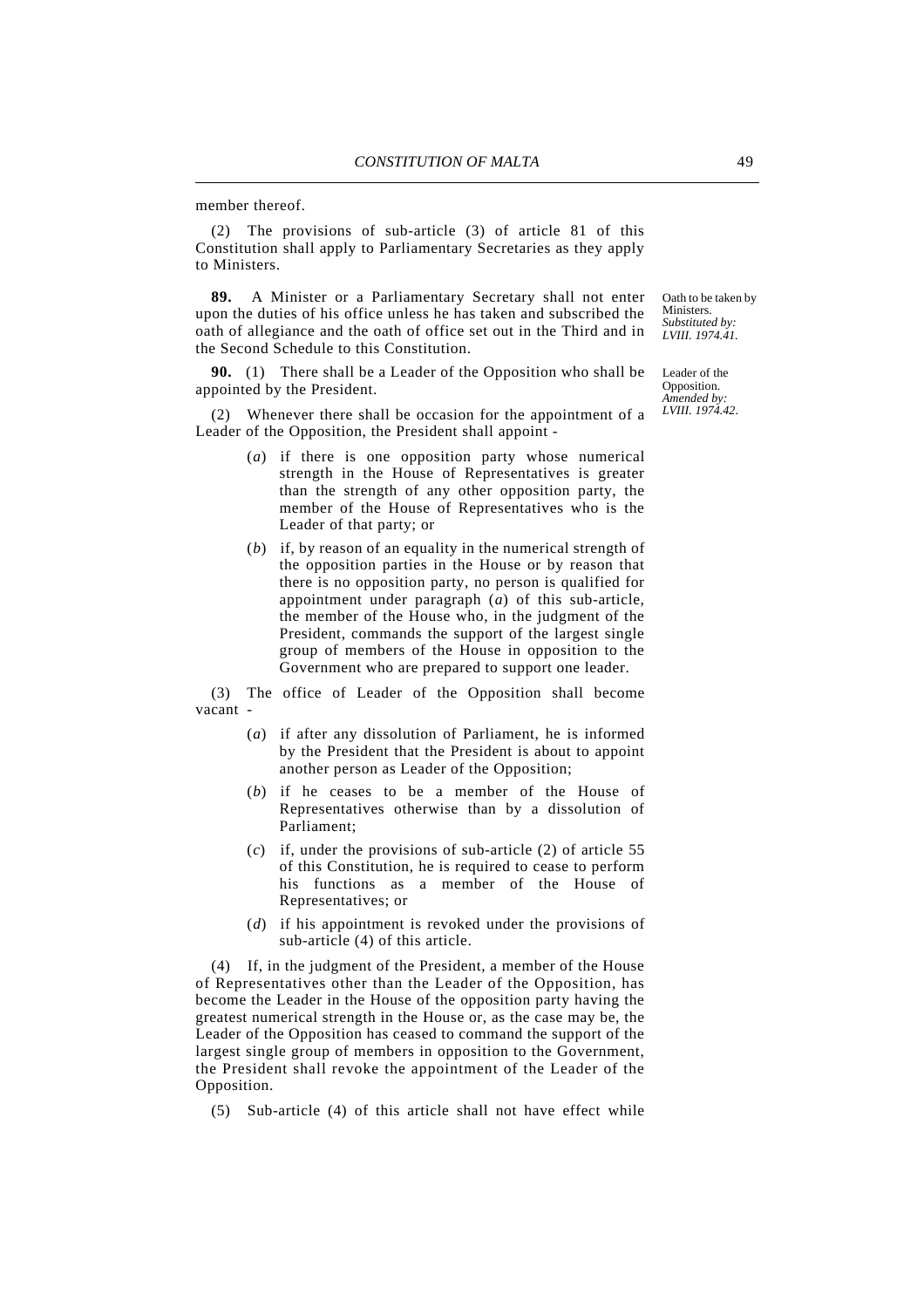member thereof.

(2) The provisions of sub-article (3) of article 81 of this Constitution shall apply to Parliamentary Secretaries as they apply to Ministers.

Oath to be taken by Ministers. *Substituted by: LVIII. 1974.41.*

**89.** A Minister or a Parliamentary Secretary shall not enter upon the duties of his office unless he has taken and subscribed the oath of allegiance and the oath of office set out in the Third and in the Second Schedule to this Constitution.

Leader of the Opposition. *Amended by: LVIII. 1974.42.*

**90.** (1) There shall be a Leader of the Opposition who shall be appointed by the President.

(2) Whenever there shall be occasion for the appointment of a Leader of the Opposition, the President shall appoint -

(*a*) if there is one opposition party whose numerical strength in the House of Representatives is greater than the strength of any other opposition party, the member of the House of Representatives who is the Leader of that party; or

(*b*) if, by reason of an equality in the numerical strength of the opposition parties in the House or by reason that there is no opposition party, no person is qualified for appointment under paragraph (*a*) of this sub-article, the member of the House who, in the judgment of the President, commands the support of the largest single group of members of the House in opposition to the Government who are prepared to support one leader.

(3) The office of Leader of the Opposition shall become vacant -

(*a*) if after any dissolution of Parliament, he is informed by the President that the President is about to appoint another person as Leader of the Opposition;

(*b*) if he ceases to be a member of the House of Representatives otherwise than by a dissolution of Parliament;

(*c*) if, under the provisions of sub-article (2) of article 55 of this Constitution, he is required to cease to perform his functions as a member of the House of Representatives; or

(*d*) if his appointment is revoked under the provisions of sub-article (4) of this article.

(4) If, in the judgment of the President, a member of the House of Representatives other than the Leader of the Opposition, has become the Leader in the House of the opposition party having the greatest numerical strength in the House or, as the case may be, the Leader of the Opposition has ceased to command the support of the largest single group of members in opposition to the Government, the President shall revoke the appointment of the Leader of the Opposition.

(5) Sub-article (4) of this article shall not have effect while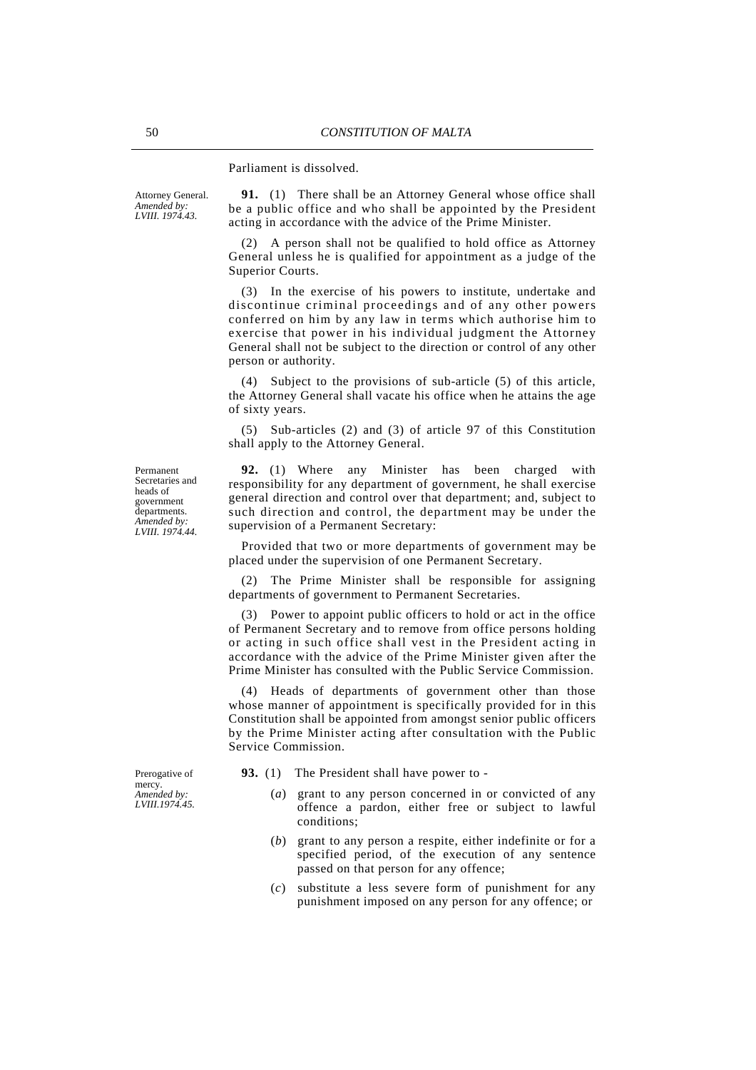Parliament is dissolved.

Attorney General.
*Amended by: LVIII. 1974.43.*

**91.** (1) There shall be an Attorney General whose office shall be a public office and who shall be appointed by the President acting in accordance with the advice of the Prime Minister.

(2) A person shall not be qualified to hold office as Attorney General unless he is qualified for appointment as a judge of the Superior Courts.

(3) In the exercise of his powers to institute, undertake and discontinue criminal proceedings and of any other powers conferred on him by any law in terms which authorise him to exercise that power in his individual judgment the Attorney General shall not be subject to the direction or control of any other person or authority.

(4) Subject to the provisions of sub-article (5) of this article, the Attorney General shall vacate his office when he attains the age of sixty years.

(5) Sub-articles (2) and (3) of article 97 of this Constitution shall apply to the Attorney General.

Permanent Secretaries and heads of government departments.
*Amended by: LVIII. 1974.44.*

**92.** (1) Where any Minister has been charged with responsibility for any department of government, he shall exercise general direction and control over that department; and, subject to such direction and control, the department may be under the supervision of a Permanent Secretary:

Provided that two or more departments of government may be placed under the supervision of one Permanent Secretary.

(2) The Prime Minister shall be responsible for assigning departments of government to Permanent Secretaries.

(3) Power to appoint public officers to hold or act in the office of Permanent Secretary and to remove from office persons holding or acting in such office shall vest in the President acting in accordance with the advice of the Prime Minister given after the Prime Minister has consulted with the Public Service Commission.

(4) Heads of departments of government other than those whose manner of appointment is specifically provided for in this Constitution shall be appointed from amongst senior public officers by the Prime Minister acting after consultation with the Public Service Commission.

Prerogative of mercy.
*Amended by: LVIII.1974.45.*

**93.** (1) The President shall have power to -

(*a*) grant to any person concerned in or convicted of any offence a pardon, either free or subject to lawful conditions;

(*b*) grant to any person a respite, either indefinite or for a specified period, of the execution of any sentence passed on that person for any offence;

(*c*) substitute a less severe form of punishment for any punishment imposed on any person for any offence; or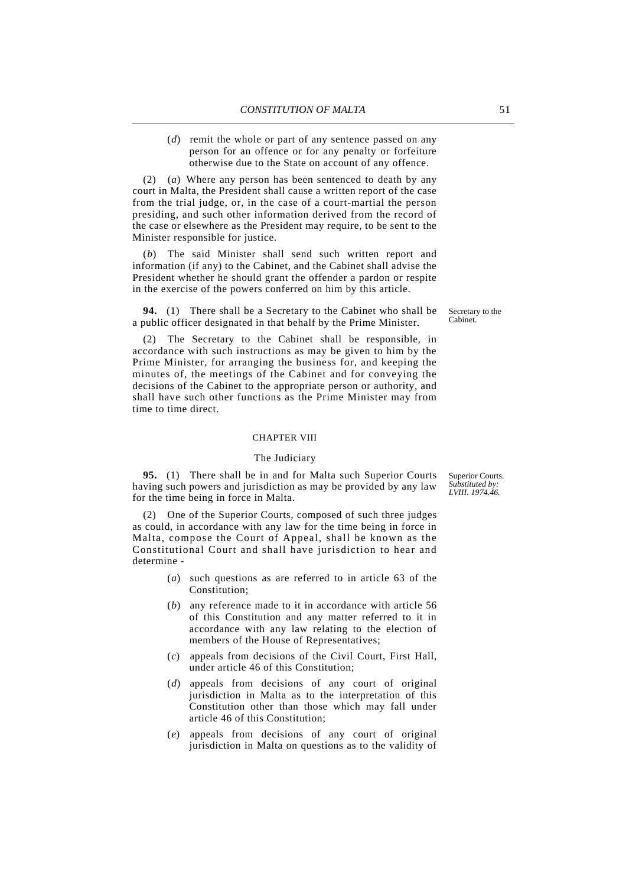(*d*) remit the whole or part of any sentence passed on any person for an offence or for any penalty or forfeiture otherwise due to the State on account of any offence.

(2) (*a*) Where any person has been sentenced to death by any court in Malta, the President shall cause a written report of the case from the trial judge, or, in the case of a court-martial the person presiding, and such other information derived from the record of the case or elsewhere as the President may require, to be sent to the Minister responsible for justice.

(*b*) The said Minister shall send such written report and information (if any) to the Cabinet, and the Cabinet shall advise the President whether he should grant the offender a pardon or respite in the exercise of the powers conferred on him by this article.

Secretary to the Cabinet.

**94.** (1) There shall be a Secretary to the Cabinet who shall be a public officer designated in that behalf by the Prime Minister.

(2) The Secretary to the Cabinet shall be responsible, in accordance with such instructions as may be given to him by the Prime Minister, for arranging the business for, and keeping the minutes of, the meetings of the Cabinet and for conveying the decisions of the Cabinet to the appropriate person or authority, and shall have such other functions as the Prime Minister may from time to time direct.

## CHAPTER VIII

### The Judiciary

Superior Courts. *Substituted by: LVIII. 1974.46.*

**95.** (1) There shall be in and for Malta such Superior Courts having such powers and jurisdiction as may be provided by any law for the time being in force in Malta.

(2) One of the Superior Courts, composed of such three judges as could, in accordance with any law for the time being in force in Malta, compose the Court of Appeal, shall be known as the Constitutional Court and shall have jurisdiction to hear and determine -

(*a*) such questions as are referred to in article 63 of the Constitution;

(*b*) any reference made to it in accordance with article 56 of this Constitution and any matter referred to it in accordance with any law relating to the election of members of the House of Representatives;

(*c*) appeals from decisions of the Civil Court, First Hall, under article 46 of this Constitution;

(*d*) appeals from decisions of any court of original jurisdiction in Malta as to the interpretation of this Constitution other than those which may fall under article 46 of this Constitution;

(*e*) appeals from decisions of any court of original jurisdiction in Malta on questions as to the validity of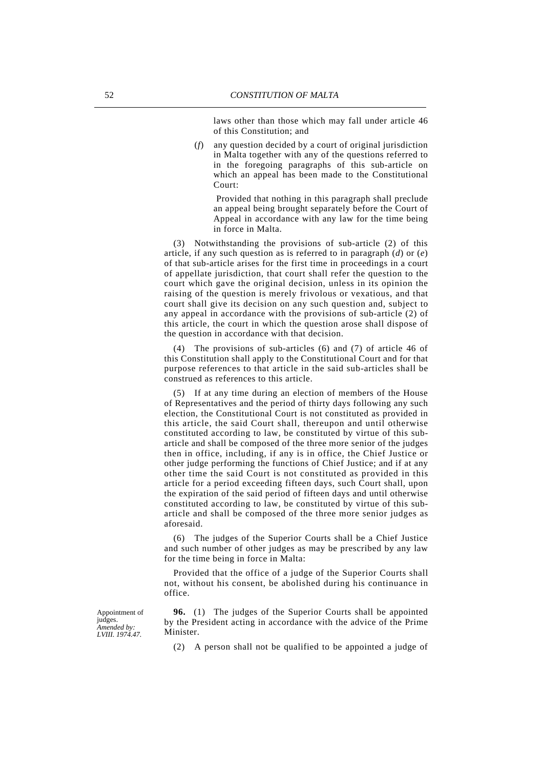laws other than those which may fall under article 46 of this Constitution; and

(*f*) any question decided by a court of original jurisdiction in Malta together with any of the questions referred to in the foregoing paragraphs of this sub-article on which an appeal has been made to the Constitutional Court:

Provided that nothing in this paragraph shall preclude an appeal being brought separately before the Court of Appeal in accordance with any law for the time being in force in Malta.

(3) Notwithstanding the provisions of sub-article (2) of this article, if any such question as is referred to in paragraph (*d*) or (*e*) of that sub-article arises for the first time in proceedings in a court of appellate jurisdiction, that court shall refer the question to the court which gave the original decision, unless in its opinion the raising of the question is merely frivolous or vexatious, and that court shall give its decision on any such question and, subject to any appeal in accordance with the provisions of sub-article (2) of this article, the court in which the question arose shall dispose of the question in accordance with that decision.

(4) The provisions of sub-articles (6) and (7) of article 46 of this Constitution shall apply to the Constitutional Court and for that purpose references to that article in the said sub-articles shall be construed as references to this article.

(5) If at any time during an election of members of the House of Representatives and the period of thirty days following any such election, the Constitutional Court is not constituted as provided in this article, the said Court shall, thereupon and until otherwise constituted according to law, be constituted by virtue of this sub-article and shall be composed of the three more senior of the judges then in office, including, if any is in office, the Chief Justice or other judge performing the functions of Chief Justice; and if at any other time the said Court is not constituted as provided in this article for a period exceeding fifteen days, such Court shall, upon the expiration of the said period of fifteen days and until otherwise constituted according to law, be constituted by virtue of this sub-article and shall be composed of the three more senior judges as aforesaid.

(6) The judges of the Superior Courts shall be a Chief Justice and such number of other judges as may be prescribed by any law for the time being in force in Malta:

Provided that the office of a judge of the Superior Courts shall not, without his consent, be abolished during his continuance in office.

Appointment of judges.
*Amended by: LVIII. 1974.47.*

**96.** (1) The judges of the Superior Courts shall be appointed by the President acting in accordance with the advice of the Prime Minister.

(2) A person shall not be qualified to be appointed a judge of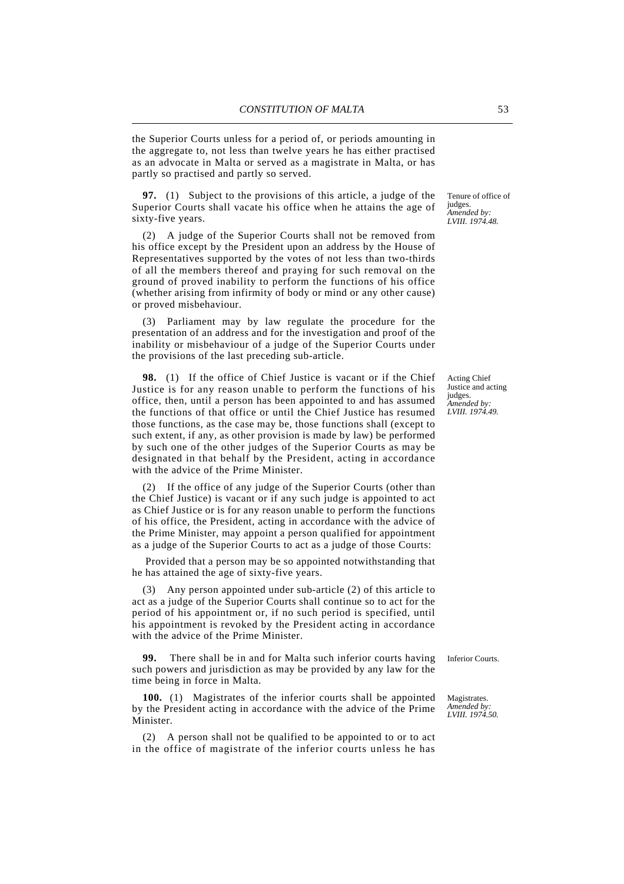the Superior Courts unless for a period of, or periods amounting in the aggregate to, not less than twelve years he has either practised as an advocate in Malta or served as a magistrate in Malta, or has partly so practised and partly so served.

Tenure of office of judges.
*Amended by: LVIII. 1974.48.*

**97.** (1) Subject to the provisions of this article, a judge of the Superior Courts shall vacate his office when he attains the age of sixty-five years.

(2) A judge of the Superior Courts shall not be removed from his office except by the President upon an address by the House of Representatives supported by the votes of not less than two-thirds of all the members thereof and praying for such removal on the ground of proved inability to perform the functions of his office (whether arising from infirmity of body or mind or any other cause) or proved misbehaviour.

(3) Parliament may by law regulate the procedure for the presentation of an address and for the investigation and proof of the inability or misbehaviour of a judge of the Superior Courts under the provisions of the last preceding sub-article.

Acting Chief Justice and acting judges.
*Amended by: LVIII. 1974.49.*

**98.** (1) If the office of Chief Justice is vacant or if the Chief Justice is for any reason unable to perform the functions of his office, then, until a person has been appointed to and has assumed the functions of that office or until the Chief Justice has resumed those functions, as the case may be, those functions shall (except to such extent, if any, as other provision is made by law) be performed by such one of the other judges of the Superior Courts as may be designated in that behalf by the President, acting in accordance with the advice of the Prime Minister.

(2) If the office of any judge of the Superior Courts (other than the Chief Justice) is vacant or if any such judge is appointed to act as Chief Justice or is for any reason unable to perform the functions of his office, the President, acting in accordance with the advice of the Prime Minister, may appoint a person qualified for appointment as a judge of the Superior Courts to act as a judge of those Courts:

Provided that a person may be so appointed notwithstanding that he has attained the age of sixty-five years.

(3) Any person appointed under sub-article (2) of this article to act as a judge of the Superior Courts shall continue so to act for the period of his appointment or, if no such period is specified, until his appointment is revoked by the President acting in accordance with the advice of the Prime Minister.

Inferior Courts.

**99.** There shall be in and for Malta such inferior courts having such powers and jurisdiction as may be provided by any law for the time being in force in Malta.

Magistrates.
*Amended by: LVIII. 1974.50.*

**100.** (1) Magistrates of the inferior courts shall be appointed by the President acting in accordance with the advice of the Prime Minister.

(2) A person shall not be qualified to be appointed to or to act in the office of magistrate of the inferior courts unless he has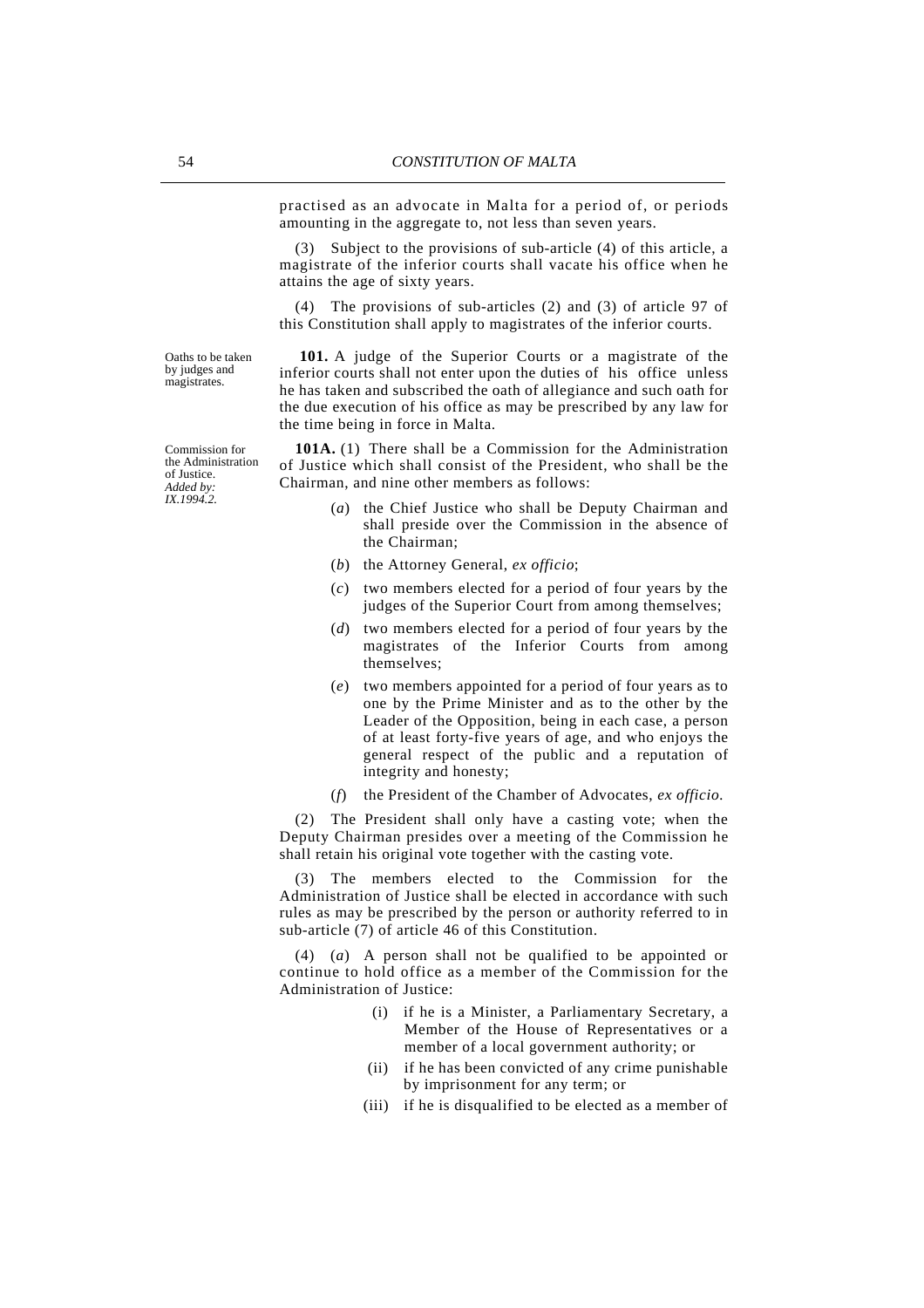practised as an advocate in Malta for a period of, or periods amounting in the aggregate to, not less than seven years.

(3) Subject to the provisions of sub-article (4) of this article, a magistrate of the inferior courts shall vacate his office when he attains the age of sixty years.

(4) The provisions of sub-articles (2) and (3) of article 97 of this Constitution shall apply to magistrates of the inferior courts.

*Oaths to be taken by judges and magistrates.*

**101.** A judge of the Superior Courts or a magistrate of the inferior courts shall not enter upon the duties of his office unless he has taken and subscribed the oath of allegiance and such oath for the due execution of his office as may be prescribed by any law for the time being in force in Malta.

*Commission for the Administration of Justice. Added by: IX.1994.2.*

**101A.** (1) There shall be a Commission for the Administration of Justice which shall consist of the President, who shall be the Chairman, and nine other members as follows:

(*a*) the Chief Justice who shall be Deputy Chairman and shall preside over the Commission in the absence of the Chairman;

(*b*) the Attorney General, *ex officio*;

(*c*) two members elected for a period of four years by the judges of the Superior Court from among themselves;

(*d*) two members elected for a period of four years by the magistrates of the Inferior Courts from among themselves;

(*e*) two members appointed for a period of four years as to one by the Prime Minister and as to the other by the Leader of the Opposition, being in each case, a person of at least forty-five years of age, and who enjoys the general respect of the public and a reputation of integrity and honesty;

(*f*) the President of the Chamber of Advocates, *ex officio*.

(2) The President shall only have a casting vote; when the Deputy Chairman presides over a meeting of the Commission he shall retain his original vote together with the casting vote.

(3) The members elected to the Commission for the Administration of Justice shall be elected in accordance with such rules as may be prescribed by the person or authority referred to in sub-article (7) of article 46 of this Constitution.

(4) (*a*) A person shall not be qualified to be appointed or continue to hold office as a member of the Commission for the Administration of Justice:

(i) if he is a Minister, a Parliamentary Secretary, a Member of the House of Representatives or a member of a local government authority; or

(ii) if he has been convicted of any crime punishable by imprisonment for any term; or

(iii) if he is disqualified to be elected as a member of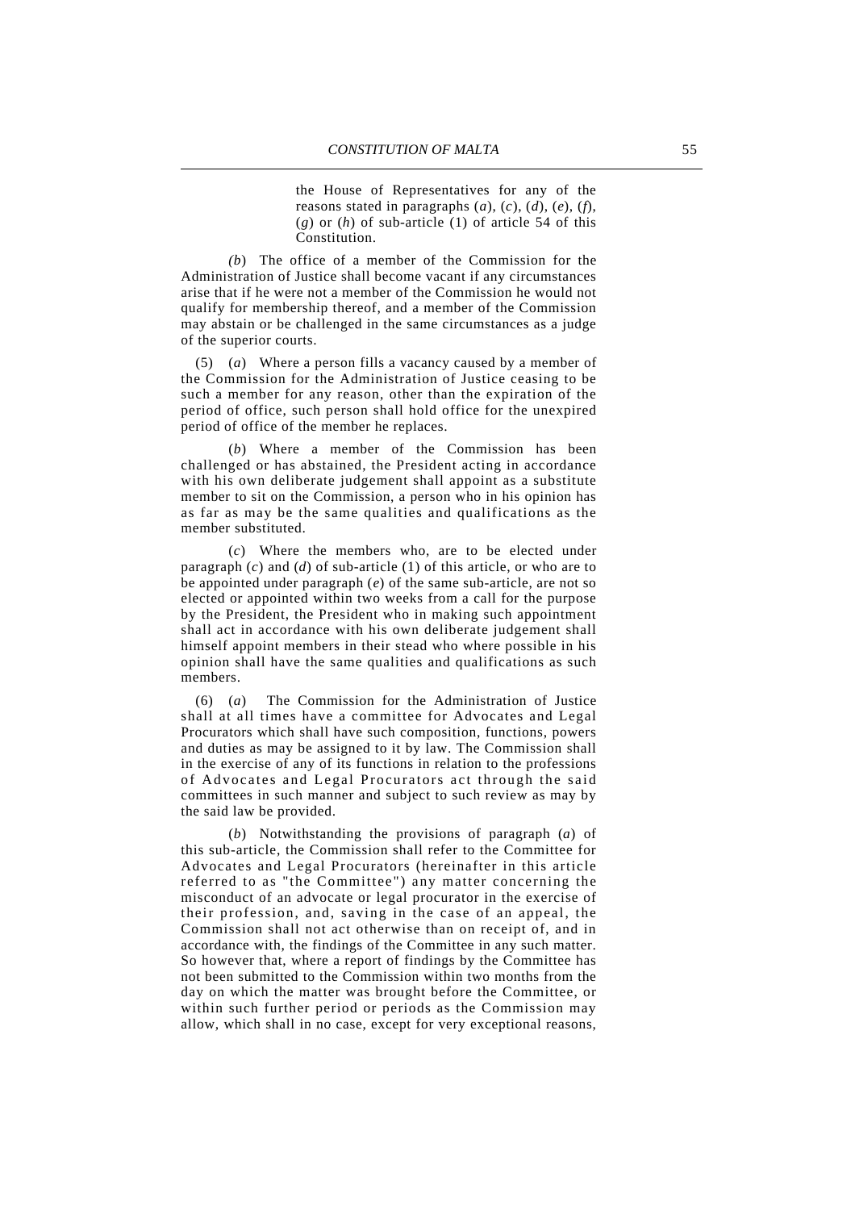the House of Representatives for any of the reasons stated in paragraphs (*a*), (*c*), (*d*), (*e*), (*f*), (*g*) or (*h*) of sub-article (1) of article 54 of this Constitution.

(*b*) The office of a member of the Commission for the Administration of Justice shall become vacant if any circumstances arise that if he were not a member of the Commission he would not qualify for membership thereof, and a member of the Commission may abstain or be challenged in the same circumstances as a judge of the superior courts.

(5) (*a*) Where a person fills a vacancy caused by a member of the Commission for the Administration of Justice ceasing to be such a member for any reason, other than the expiration of the period of office, such person shall hold office for the unexpired period of office of the member he replaces.

(*b*) Where a member of the Commission has been challenged or has abstained, the President acting in accordance with his own deliberate judgement shall appoint as a substitute member to sit on the Commission, a person who in his opinion has as far as may be the same qualities and qualifications as the member substituted.

(*c*) Where the members who, are to be elected under paragraph (*c*) and (*d*) of sub-article (1) of this article, or who are to be appointed under paragraph (*e*) of the same sub-article, are not so elected or appointed within two weeks from a call for the purpose by the President, the President who in making such appointment shall act in accordance with his own deliberate judgement shall himself appoint members in their stead who where possible in his opinion shall have the same qualities and qualifications as such members.

(6) (*a*) The Commission for the Administration of Justice shall at all times have a committee for Advocates and Legal Procurators which shall have such composition, functions, powers and duties as may be assigned to it by law. The Commission shall in the exercise of any of its functions in relation to the professions of Advocates and Legal Procurators act through the said committees in such manner and subject to such review as may by the said law be provided.

(*b*) Notwithstanding the provisions of paragraph (*a*) of this sub-article, the Commission shall refer to the Committee for Advocates and Legal Procurators (hereinafter in this article referred to as "the Committee") any matter concerning the misconduct of an advocate or legal procurator in the exercise of their profession, and, saving in the case of an appeal, the Commission shall not act otherwise than on receipt of, and in accordance with, the findings of the Committee in any such matter. So however that, where a report of findings by the Committee has not been submitted to the Commission within two months from the day on which the matter was brought before the Committee, or within such further period or periods as the Commission may allow, which shall in no case, except for very exceptional reasons,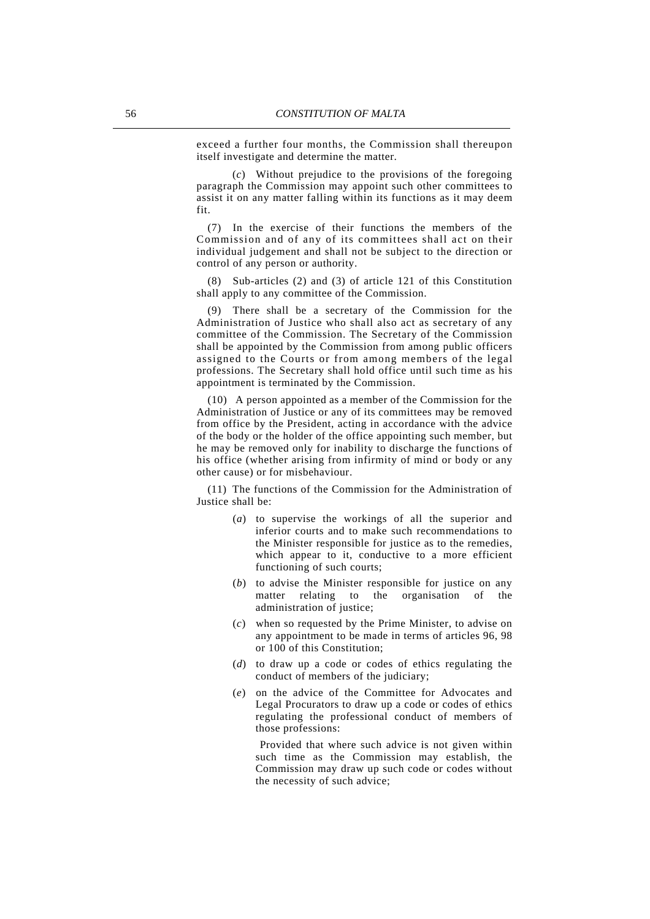exceed a further four months, the Commission shall thereupon itself investigate and determine the matter.

(*c*) Without prejudice to the provisions of the foregoing paragraph the Commission may appoint such other committees to assist it on any matter falling within its functions as it may deem fit.

(7) In the exercise of their functions the members of the Commission and of any of its committees shall act on their individual judgement and shall not be subject to the direction or control of any person or authority.

(8) Sub-articles (2) and (3) of article 121 of this Constitution shall apply to any committee of the Commission.

(9) There shall be a secretary of the Commission for the Administration of Justice who shall also act as secretary of any committee of the Commission. The Secretary of the Commission shall be appointed by the Commission from among public officers assigned to the Courts or from among members of the legal professions. The Secretary shall hold office until such time as his appointment is terminated by the Commission.

(10) A person appointed as a member of the Commission for the Administration of Justice or any of its committees may be removed from office by the President, acting in accordance with the advice of the body or the holder of the office appointing such member, but he may be removed only for inability to discharge the functions of his office (whether arising from infirmity of mind or body or any other cause) or for misbehaviour.

(11) The functions of the Commission for the Administration of Justice shall be:

(*a*) to supervise the workings of all the superior and inferior courts and to make such recommendations to the Minister responsible for justice as to the remedies, which appear to it, conductive to a more efficient functioning of such courts;

(*b*) to advise the Minister responsible for justice on any matter relating to the organisation of the administration of justice;

(*c*) when so requested by the Prime Minister, to advise on any appointment to be made in terms of articles 96, 98 or 100 of this Constitution;

(*d*) to draw up a code or codes of ethics regulating the conduct of members of the judiciary;

(*e*) on the advice of the Committee for Advocates and Legal Procurators to draw up a code or codes of ethics regulating the professional conduct of members of those professions:

Provided that where such advice is not given within such time as the Commission may establish, the Commission may draw up such code or codes without the necessity of such advice;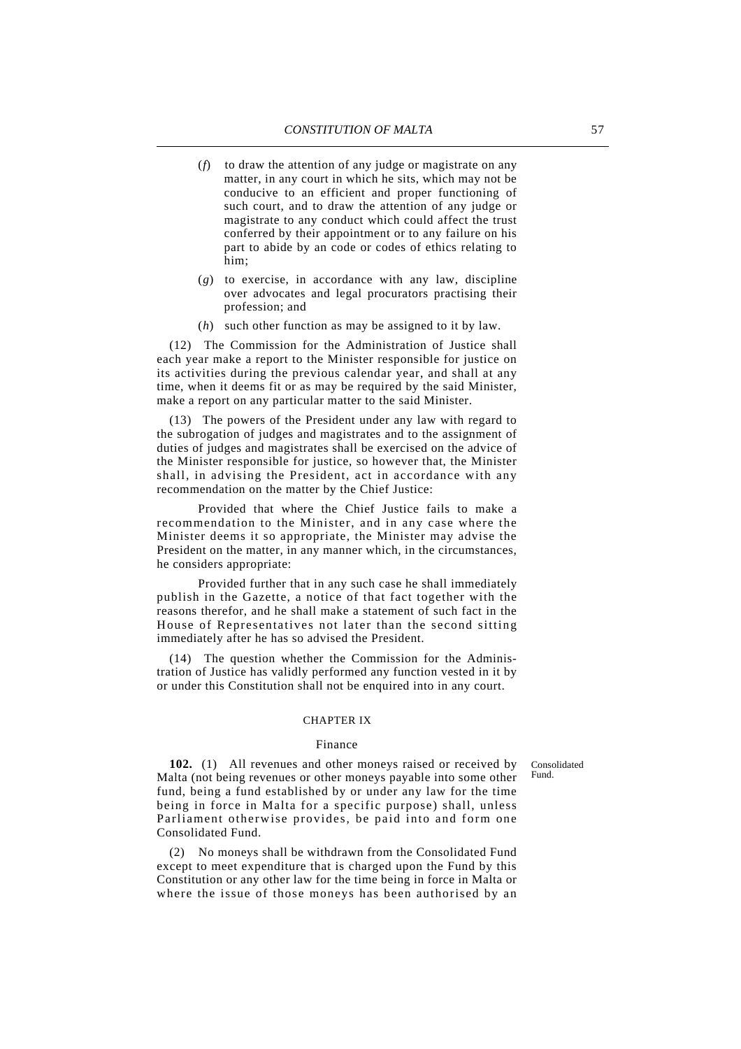(*f*) to draw the attention of any judge or magistrate on any matter, in any court in which he sits, which may not be conducive to an efficient and proper functioning of such court, and to draw the attention of any judge or magistrate to any conduct which could affect the trust conferred by their appointment or to any failure on his part to abide by an code or codes of ethics relating to him;

(*g*) to exercise, in accordance with any law, discipline over advocates and legal procurators practising their profession; and

(*h*) such other function as may be assigned to it by law.

(12) The Commission for the Administration of Justice shall each year make a report to the Minister responsible for justice on its activities during the previous calendar year, and shall at any time, when it deems fit or as may be required by the said Minister, make a report on any particular matter to the said Minister.

(13) The powers of the President under any law with regard to the subrogation of judges and magistrates and to the assignment of duties of judges and magistrates shall be exercised on the advice of the Minister responsible for justice, so however that, the Minister shall, in advising the President, act in accordance with any recommendation on the matter by the Chief Justice:

Provided that where the Chief Justice fails to make a recommendation to the Minister, and in any case where the Minister deems it so appropriate, the Minister may advise the President on the matter, in any manner which, in the circumstances, he considers appropriate:

Provided further that in any such case he shall immediately publish in the Gazette, a notice of that fact together with the reasons therefor, and he shall make a statement of such fact in the House of Representatives not later than the second sitting immediately after he has so advised the President.

(14) The question whether the Commission for the Administration of Justice has validly performed any function vested in it by or under this Constitution shall not be enquired into in any court.

## CHAPTER IX

### Finance

Consolidated Fund.

**102.** (1) All revenues and other moneys raised or received by Malta (not being revenues or other moneys payable into some other fund, being a fund established by or under any law for the time being in force in Malta for a specific purpose) shall, unless Parliament otherwise provides, be paid into and form one Consolidated Fund.

(2) No moneys shall be withdrawn from the Consolidated Fund except to meet expenditure that is charged upon the Fund by this Constitution or any other law for the time being in force in Malta or where the issue of those moneys has been authorised by an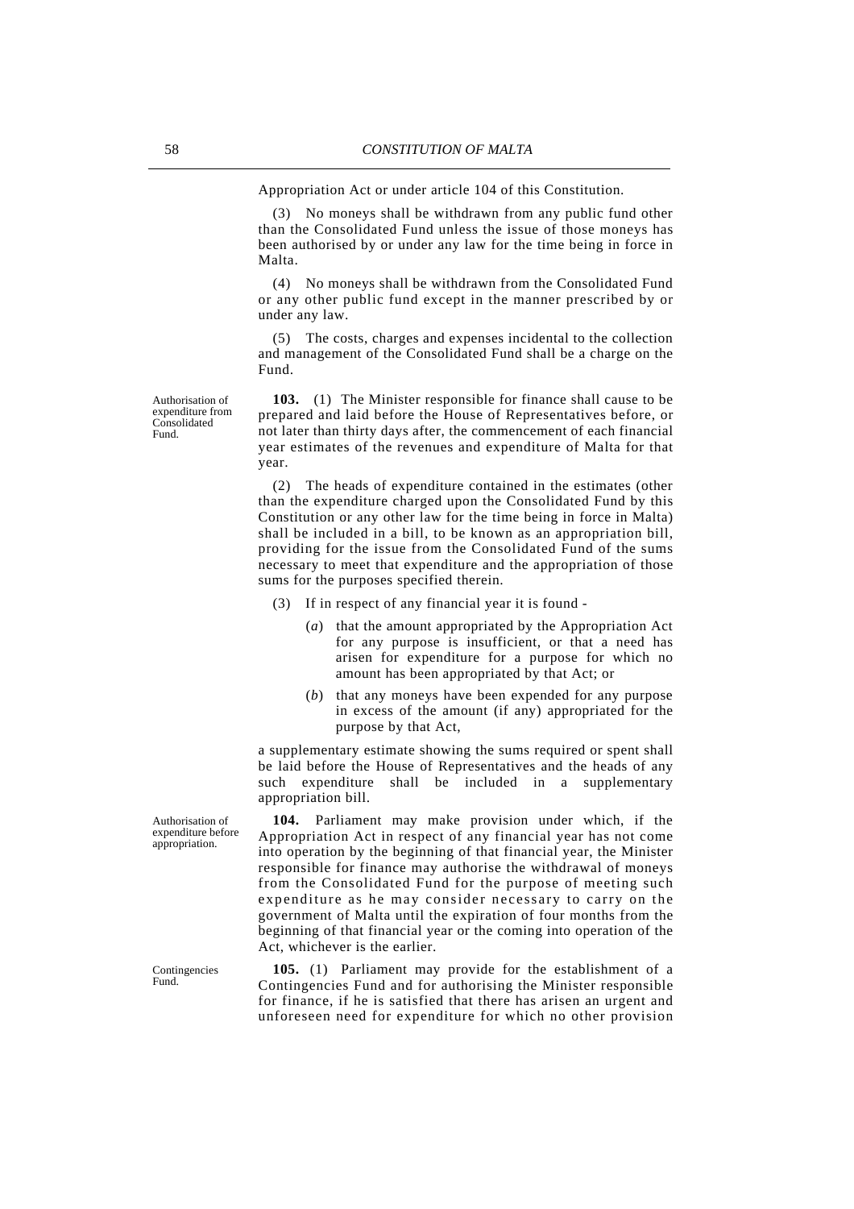Appropriation Act or under article 104 of this Constitution.

(3) No moneys shall be withdrawn from any public fund other than the Consolidated Fund unless the issue of those moneys has been authorised by or under any law for the time being in force in Malta.

(4) No moneys shall be withdrawn from the Consolidated Fund or any other public fund except in the manner prescribed by or under any law.

(5) The costs, charges and expenses incidental to the collection and management of the Consolidated Fund shall be a charge on the Fund.

Authorisation of expenditure from Consolidated Fund.

**103.** (1) The Minister responsible for finance shall cause to be prepared and laid before the House of Representatives before, or not later than thirty days after, the commencement of each financial year estimates of the revenues and expenditure of Malta for that year.

(2) The heads of expenditure contained in the estimates (other than the expenditure charged upon the Consolidated Fund by this Constitution or any other law for the time being in force in Malta) shall be included in a bill, to be known as an appropriation bill, providing for the issue from the Consolidated Fund of the sums necessary to meet that expenditure and the appropriation of those sums for the purposes specified therein.

(3) If in respect of any financial year it is found -

(*a*) that the amount appropriated by the Appropriation Act for any purpose is insufficient, or that a need has arisen for expenditure for a purpose for which no amount has been appropriated by that Act; or

(*b*) that any moneys have been expended for any purpose in excess of the amount (if any) appropriated for the purpose by that Act,

a supplementary estimate showing the sums required or spent shall be laid before the House of Representatives and the heads of any such expenditure shall be included in a supplementary appropriation bill.

Authorisation of expenditure before appropriation.

**104.** Parliament may make provision under which, if the Appropriation Act in respect of any financial year has not come into operation by the beginning of that financial year, the Minister responsible for finance may authorise the withdrawal of moneys from the Consolidated Fund for the purpose of meeting such expenditure as he may consider necessary to carry on the government of Malta until the expiration of four months from the beginning of that financial year or the coming into operation of the Act, whichever is the earlier.

Contingencies Fund.

**105.** (1) Parliament may provide for the establishment of a Contingencies Fund and for authorising the Minister responsible for finance, if he is satisfied that there has arisen an urgent and unforeseen need for expenditure for which no other provision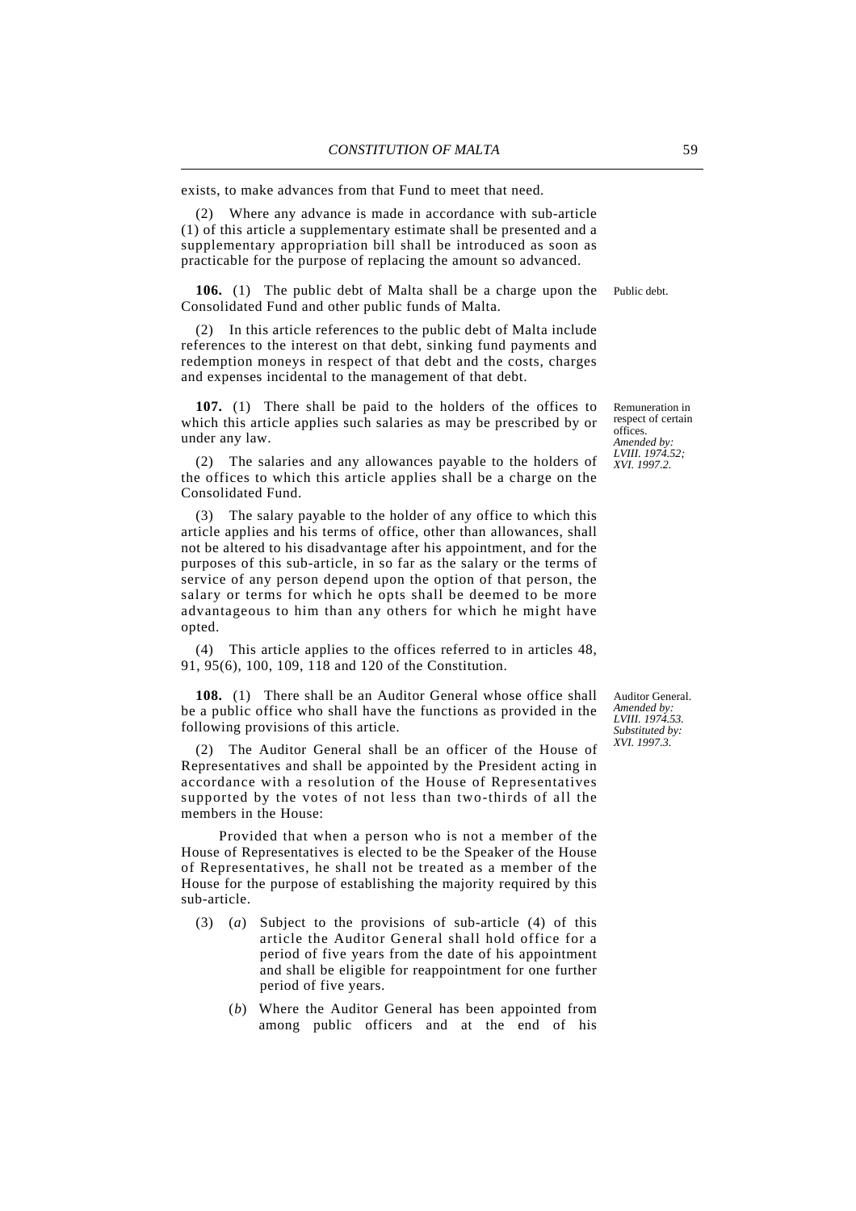exists, to make advances from that Fund to meet that need.

(2) Where any advance is made in accordance with sub-article (1) of this article a supplementary estimate shall be presented and a supplementary appropriation bill shall be introduced as soon as practicable for the purpose of replacing the amount so advanced.

Public debt.

**106.** (1) The public debt of Malta shall be a charge upon the Consolidated Fund and other public funds of Malta.

(2) In this article references to the public debt of Malta include references to the interest on that debt, sinking fund payments and redemption moneys in respect of that debt and the costs, charges and expenses incidental to the management of that debt.

Remuneration in respect of certain offices.
*Amended by: LVIII. 1974.52; XVI. 1997.2.*

**107.** (1) There shall be paid to the holders of the offices to which this article applies such salaries as may be prescribed by or under any law.

(2) The salaries and any allowances payable to the holders of the offices to which this article applies shall be a charge on the Consolidated Fund.

(3) The salary payable to the holder of any office to which this article applies and his terms of office, other than allowances, shall not be altered to his disadvantage after his appointment, and for the purposes of this sub-article, in so far as the salary or the terms of service of any person depend upon the option of that person, the salary or terms for which he opts shall be deemed to be more advantageous to him than any others for which he might have opted.

(4) This article applies to the offices referred to in articles 48, 91, 95(6), 100, 109, 118 and 120 of the Constitution.

Auditor General.
*Amended by: LVIII. 1974.53. Substituted by: XVI. 1997.3.*

**108.** (1) There shall be an Auditor General whose office shall be a public office who shall have the functions as provided in the following provisions of this article.

(2) The Auditor General shall be an officer of the House of Representatives and shall be appointed by the President acting in accordance with a resolution of the House of Representatives supported by the votes of not less than two-thirds of all the members in the House:

Provided that when a person who is not a member of the House of Representatives is elected to be the Speaker of the House of Representatives, he shall not be treated as a member of the House for the purpose of establishing the majority required by this sub-article.

(3) (*a*) Subject to the provisions of sub-article (4) of this article the Auditor General shall hold office for a period of five years from the date of his appointment and shall be eligible for reappointment for one further period of five years.

(*b*) Where the Auditor General has been appointed from among public officers and at the end of his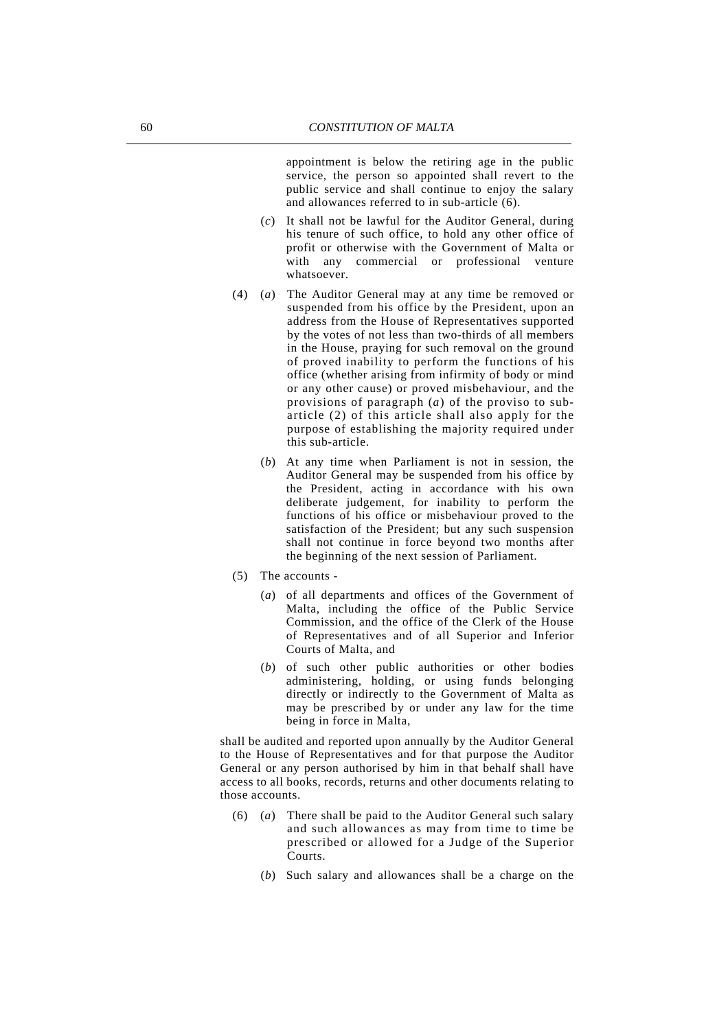appointment is below the retiring age in the public service, the person so appointed shall revert to the public service and shall continue to enjoy the salary and allowances referred to in sub-article (6).

(*c*) It shall not be lawful for the Auditor General, during his tenure of such office, to hold any other office of profit or otherwise with the Government of Malta or with any commercial or professional venture whatsoever.

(4) (*a*) The Auditor General may at any time be removed or suspended from his office by the President, upon an address from the House of Representatives supported by the votes of not less than two-thirds of all members in the House, praying for such removal on the ground of proved inability to perform the functions of his office (whether arising from infirmity of body or mind or any other cause) or proved misbehaviour, and the provisions of paragraph (*a*) of the proviso to sub-article (2) of this article shall also apply for the purpose of establishing the majority required under this sub-article.

(*b*) At any time when Parliament is not in session, the Auditor General may be suspended from his office by the President, acting in accordance with his own deliberate judgement, for inability to perform the functions of his office or misbehaviour proved to the satisfaction of the President; but any such suspension shall not continue in force beyond two months after the beginning of the next session of Parliament.

(5) The accounts -

(*a*) of all departments and offices of the Government of Malta, including the office of the Public Service Commission, and the office of the Clerk of the House of Representatives and of all Superior and Inferior Courts of Malta, and

(*b*) of such other public authorities or other bodies administering, holding, or using funds belonging directly or indirectly to the Government of Malta as may be prescribed by or under any law for the time being in force in Malta,

shall be audited and reported upon annually by the Auditor General to the House of Representatives and for that purpose the Auditor General or any person authorised by him in that behalf shall have access to all books, records, returns and other documents relating to those accounts.

(6) (*a*) There shall be paid to the Auditor General such salary and such allowances as may from time to time be prescribed or allowed for a Judge of the Superior Courts.

(*b*) Such salary and allowances shall be a charge on the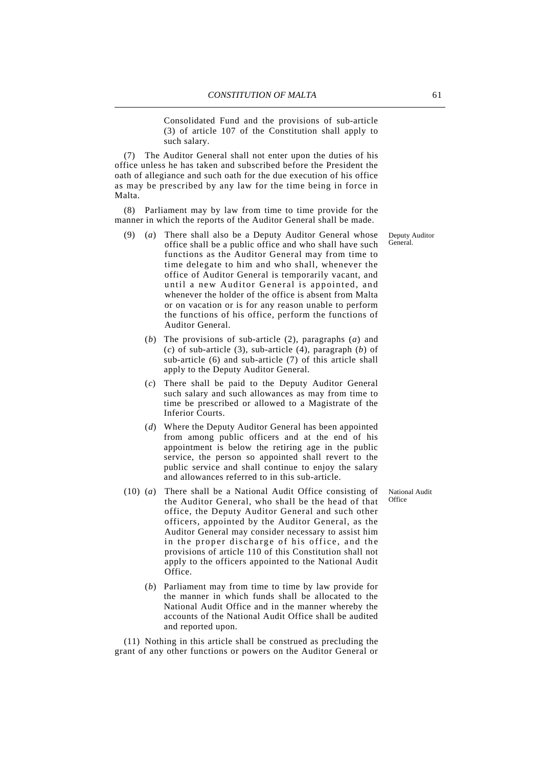Consolidated Fund and the provisions of sub-article (3) of article 107 of the Constitution shall apply to such salary.

(7) The Auditor General shall not enter upon the duties of his office unless he has taken and subscribed before the President the oath of allegiance and such oath for the due execution of his office as may be prescribed by any law for the time being in force in Malta.

(8) Parliament may by law from time to time provide for the manner in which the reports of the Auditor General shall be made.

Deputy Auditor General.

(9) (*a*) There shall also be a Deputy Auditor General whose office shall be a public office and who shall have such functions as the Auditor General may from time to time delegate to him and who shall, whenever the office of Auditor General is temporarily vacant, and until a new Auditor General is appointed, and whenever the holder of the office is absent from Malta or on vacation or is for any reason unable to perform the functions of his office, perform the functions of Auditor General.

(*b*) The provisions of sub-article (2), paragraphs (*a*) and (*c*) of sub-article (3), sub-article (4), paragraph (*b*) of sub-article (6) and sub-article (7) of this article shall apply to the Deputy Auditor General.

(*c*) There shall be paid to the Deputy Auditor General such salary and such allowances as may from time to time be prescribed or allowed to a Magistrate of the Inferior Courts.

(*d*) Where the Deputy Auditor General has been appointed from among public officers and at the end of his appointment is below the retiring age in the public service, the person so appointed shall revert to the public service and shall continue to enjoy the salary and allowances referred to in this sub-article.

National Audit Office

(10) (*a*) There shall be a National Audit Office consisting of the Auditor General, who shall be the head of that office, the Deputy Auditor General and such other officers, appointed by the Auditor General, as the Auditor General may consider necessary to assist him in the proper discharge of his office, and the provisions of article 110 of this Constitution shall not apply to the officers appointed to the National Audit Office.

(*b*) Parliament may from time to time by law provide for the manner in which funds shall be allocated to the National Audit Office and in the manner whereby the accounts of the National Audit Office shall be audited and reported upon.

(11) Nothing in this article shall be construed as precluding the grant of any other functions or powers on the Auditor General or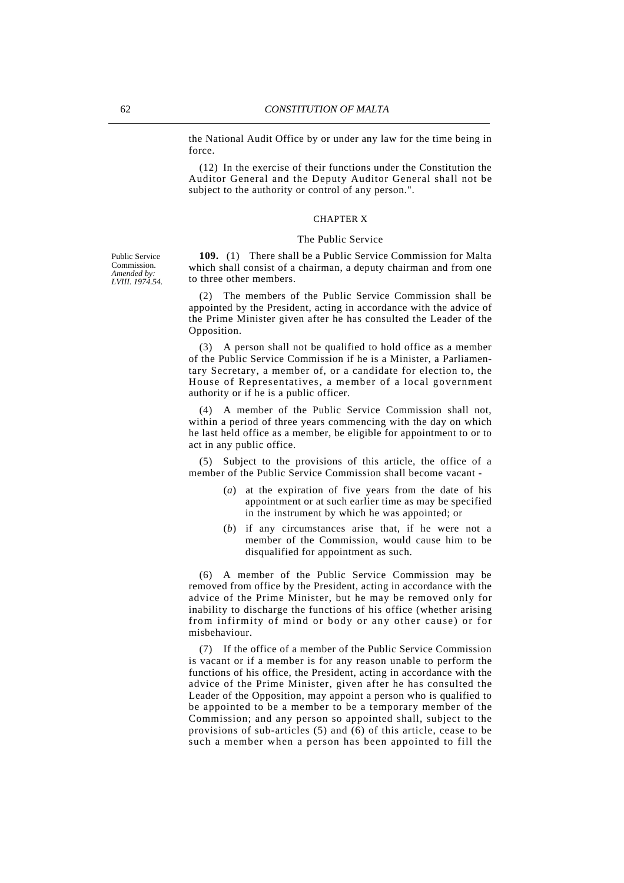the National Audit Office by or under any law for the time being in force.

(12) In the exercise of their functions under the Constitution the Auditor General and the Deputy Auditor General shall not be subject to the authority or control of any person.".

## CHAPTER X

### The Public Service

Public Service Commission.
*Amended by: LVIII. 1974.54.*

**109.** (1) There shall be a Public Service Commission for Malta which shall consist of a chairman, a deputy chairman and from one to three other members.

(2) The members of the Public Service Commission shall be appointed by the President, acting in accordance with the advice of the Prime Minister given after he has consulted the Leader of the Opposition.

(3) A person shall not be qualified to hold office as a member of the Public Service Commission if he is a Minister, a Parliamentary Secretary, a member of, or a candidate for election to, the House of Representatives, a member of a local government authority or if he is a public officer.

(4) A member of the Public Service Commission shall not, within a period of three years commencing with the day on which he last held office as a member, be eligible for appointment to or to act in any public office.

(5) Subject to the provisions of this article, the office of a member of the Public Service Commission shall become vacant -

- (*a*) at the expiration of five years from the date of his appointment or at such earlier time as may be specified in the instrument by which he was appointed; or
- (*b*) if any circumstances arise that, if he were not a member of the Commission, would cause him to be disqualified for appointment as such.

(6) A member of the Public Service Commission may be removed from office by the President, acting in accordance with the advice of the Prime Minister, but he may be removed only for inability to discharge the functions of his office (whether arising from infirmity of mind or body or any other cause) or for misbehaviour.

(7) If the office of a member of the Public Service Commission is vacant or if a member is for any reason unable to perform the functions of his office, the President, acting in accordance with the advice of the Prime Minister, given after he has consulted the Leader of the Opposition, may appoint a person who is qualified to be appointed to be a member to be a temporary member of the Commission; and any person so appointed shall, subject to the provisions of sub-articles (5) and (6) of this article, cease to be such a member when a person has been appointed to fill the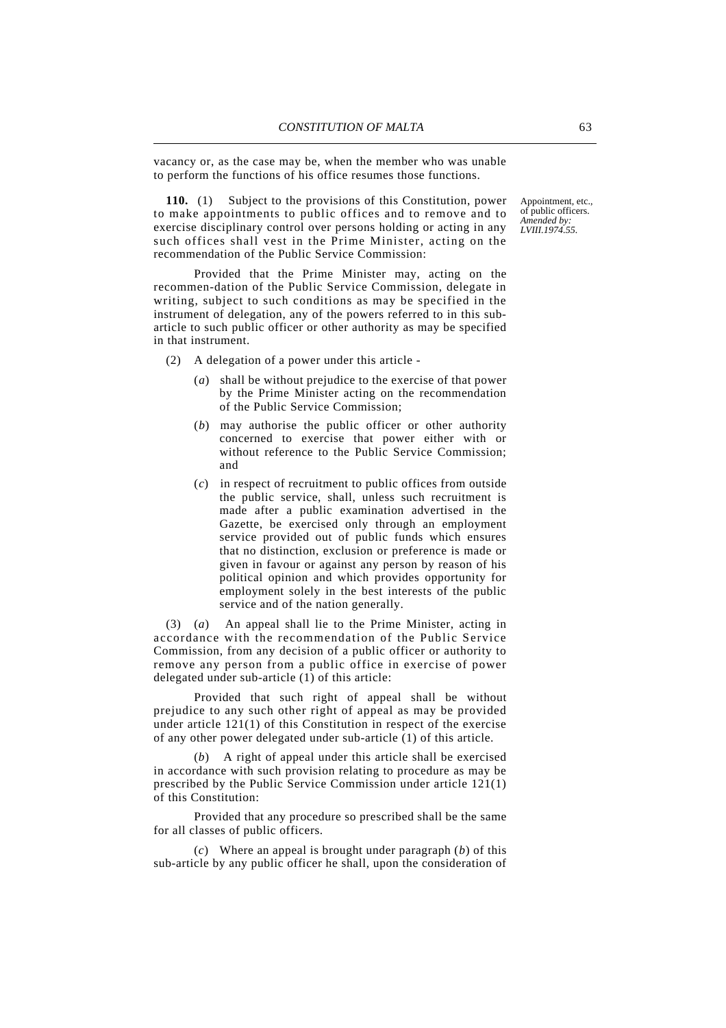vacancy or, as the case may be, when the member who was unable to perform the functions of his office resumes those functions.

Appointment, etc., of public officers. *Amended by: LVIII.1974.55.*

**110.** (1) Subject to the provisions of this Constitution, power to make appointments to public offices and to remove and to exercise disciplinary control over persons holding or acting in any such offices shall vest in the Prime Minister, acting on the recommendation of the Public Service Commission:

Provided that the Prime Minister may, acting on the recommen-dation of the Public Service Commission, delegate in writing, subject to such conditions as may be specified in the instrument of delegation, any of the powers referred to in this sub-article to such public officer or other authority as may be specified in that instrument.

(2) A delegation of a power under this article -

(*a*) shall be without prejudice to the exercise of that power by the Prime Minister acting on the recommendation of the Public Service Commission;

(*b*) may authorise the public officer or other authority concerned to exercise that power either with or without reference to the Public Service Commission; and

(*c*) in respect of recruitment to public offices from outside the public service, shall, unless such recruitment is made after a public examination advertised in the Gazette, be exercised only through an employment service provided out of public funds which ensures that no distinction, exclusion or preference is made or given in favour or against any person by reason of his political opinion and which provides opportunity for employment solely in the best interests of the public service and of the nation generally.

(3) (*a*) An appeal shall lie to the Prime Minister, acting in accordance with the recommendation of the Public Service Commission, from any decision of a public officer or authority to remove any person from a public office in exercise of power delegated under sub-article (1) of this article:

Provided that such right of appeal shall be without prejudice to any such other right of appeal as may be provided under article 121(1) of this Constitution in respect of the exercise of any other power delegated under sub-article (1) of this article.

(*b*) A right of appeal under this article shall be exercised in accordance with such provision relating to procedure as may be prescribed by the Public Service Commission under article 121(1) of this Constitution:

Provided that any procedure so prescribed shall be the same for all classes of public officers.

(*c*) Where an appeal is brought under paragraph (*b*) of this sub-article by any public officer he shall, upon the consideration of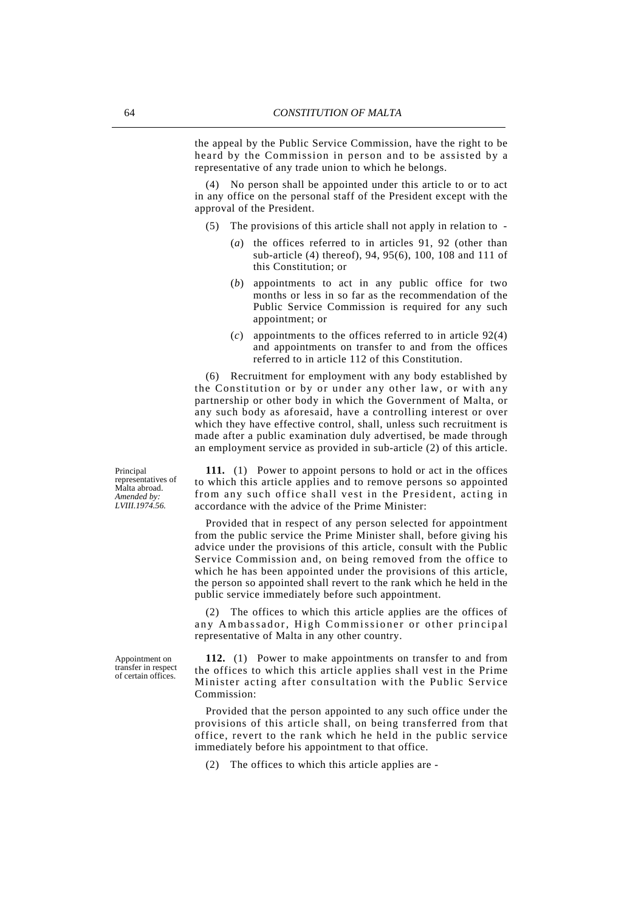the appeal by the Public Service Commission, have the right to be heard by the Commission in person and to be assisted by a representative of any trade union to which he belongs.

(4) No person shall be appointed under this article to or to act in any office on the personal staff of the President except with the approval of the President.

(5) The provisions of this article shall not apply in relation to -

(*a*) the offices referred to in articles 91, 92 (other than sub-article (4) thereof), 94, 95(6), 100, 108 and 111 of this Constitution; or

(*b*) appointments to act in any public office for two months or less in so far as the recommendation of the Public Service Commission is required for any such appointment; or

(*c*) appointments to the offices referred to in article 92(4) and appointments on transfer to and from the offices referred to in article 112 of this Constitution.

(6) Recruitment for employment with any body established by the Constitution or by or under any other law, or with any partnership or other body in which the Government of Malta, or any such body as aforesaid, have a controlling interest or over which they have effective control, shall, unless such recruitment is made after a public examination duly advertised, be made through an employment service as provided in sub-article (2) of this article.

Principal representatives of Malta abroad.
*Amended by: LVIII.1974.56.*

**111.** (1) Power to appoint persons to hold or act in the offices to which this article applies and to remove persons so appointed from any such office shall vest in the President, acting in accordance with the advice of the Prime Minister:

Provided that in respect of any person selected for appointment from the public service the Prime Minister shall, before giving his advice under the provisions of this article, consult with the Public Service Commission and, on being removed from the office to which he has been appointed under the provisions of this article, the person so appointed shall revert to the rank which he held in the public service immediately before such appointment.

(2) The offices to which this article applies are the offices of any Ambassador, High Commissioner or other principal representative of Malta in any other country.

Appointment on transfer in respect of certain offices.

**112.** (1) Power to make appointments on transfer to and from the offices to which this article applies shall vest in the Prime Minister acting after consultation with the Public Service Commission:

Provided that the person appointed to any such office under the provisions of this article shall, on being transferred from that office, revert to the rank which he held in the public service immediately before his appointment to that office.

(2) The offices to which this article applies are -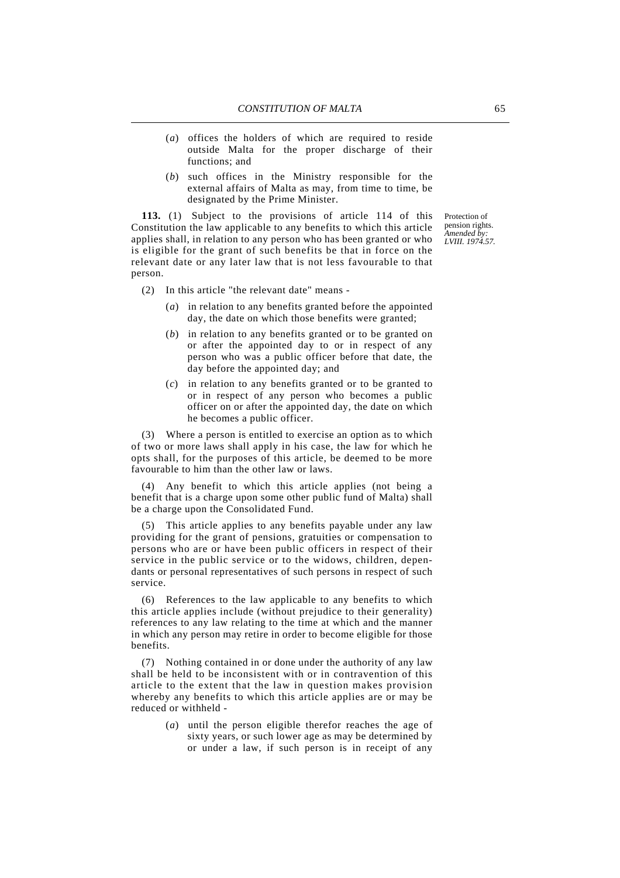(*a*) offices the holders of which are required to reside outside Malta for the proper discharge of their functions; and

(*b*) such offices in the Ministry responsible for the external affairs of Malta as may, from time to time, be designated by the Prime Minister.

Protection of pension rights. *Amended by: LVIII. 1974.57.*

**113.** (1) Subject to the provisions of article 114 of this Constitution the law applicable to any benefits to which this article applies shall, in relation to any person who has been granted or who is eligible for the grant of such benefits be that in force on the relevant date or any later law that is not less favourable to that person.

(2) In this article "the relevant date" means -

(*a*) in relation to any benefits granted before the appointed day, the date on which those benefits were granted;

(*b*) in relation to any benefits granted or to be granted on or after the appointed day to or in respect of any person who was a public officer before that date, the day before the appointed day; and

(*c*) in relation to any benefits granted or to be granted to or in respect of any person who becomes a public officer on or after the appointed day, the date on which he becomes a public officer.

(3) Where a person is entitled to exercise an option as to which of two or more laws shall apply in his case, the law for which he opts shall, for the purposes of this article, be deemed to be more favourable to him than the other law or laws.

(4) Any benefit to which this article applies (not being a benefit that is a charge upon some other public fund of Malta) shall be a charge upon the Consolidated Fund.

(5) This article applies to any benefits payable under any law providing for the grant of pensions, gratuities or compensation to persons who are or have been public officers in respect of their service in the public service or to the widows, children, dependants or personal representatives of such persons in respect of such service.

(6) References to the law applicable to any benefits to which this article applies include (without prejudice to their generality) references to any law relating to the time at which and the manner in which any person may retire in order to become eligible for those benefits.

(7) Nothing contained in or done under the authority of any law shall be held to be inconsistent with or in contravention of this article to the extent that the law in question makes provision whereby any benefits to which this article applies are or may be reduced or withheld -

(*a*) until the person eligible therefor reaches the age of sixty years, or such lower age as may be determined by or under a law, if such person is in receipt of any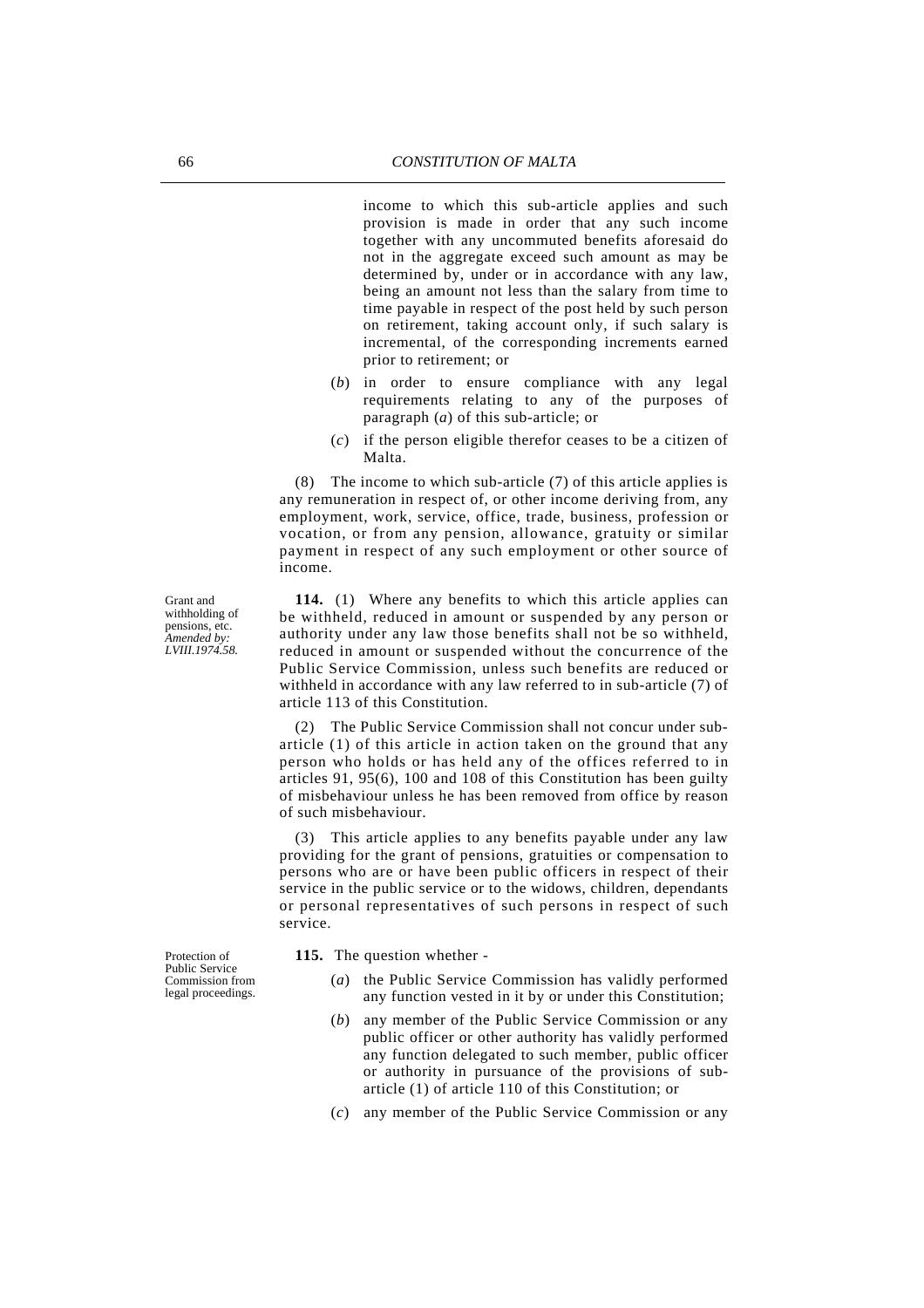income to which this sub-article applies and such provision is made in order that any such income together with any uncommuted benefits aforesaid do not in the aggregate exceed such amount as may be determined by, under or in accordance with any law, being an amount not less than the salary from time to time payable in respect of the post held by such person on retirement, taking account only, if such salary is incremental, of the corresponding increments earned prior to retirement; or

(*b*) in order to ensure compliance with any legal requirements relating to any of the purposes of paragraph (*a*) of this sub-article; or

(*c*) if the person eligible therefor ceases to be a citizen of Malta.

(8) The income to which sub-article (7) of this article applies is any remuneration in respect of, or other income deriving from, any employment, work, service, office, trade, business, profession or vocation, or from any pension, allowance, gratuity or similar payment in respect of any such employment or other source of income.

Grant and withholding of pensions, etc. *Amended by: LVIII.1974.58.*

**114.** (1) Where any benefits to which this article applies can be withheld, reduced in amount or suspended by any person or authority under any law those benefits shall not be so withheld, reduced in amount or suspended without the concurrence of the Public Service Commission, unless such benefits are reduced or withheld in accordance with any law referred to in sub-article (7) of article 113 of this Constitution.

(2) The Public Service Commission shall not concur under sub-article (1) of this article in action taken on the ground that any person who holds or has held any of the offices referred to in articles 91, 95(6), 100 and 108 of this Constitution has been guilty of misbehaviour unless he has been removed from office by reason of such misbehaviour.

(3) This article applies to any benefits payable under any law providing for the grant of pensions, gratuities or compensation to persons who are or have been public officers in respect of their service in the public service or to the widows, children, dependants or personal representatives of such persons in respect of such service.

Protection of Public Service Commission from legal proceedings.

**115.** The question whether -

(*a*) the Public Service Commission has validly performed any function vested in it by or under this Constitution;

(*b*) any member of the Public Service Commission or any public officer or other authority has validly performed any function delegated to such member, public officer or authority in pursuance of the provisions of sub-article (1) of article 110 of this Constitution; or

(*c*) any member of the Public Service Commission or any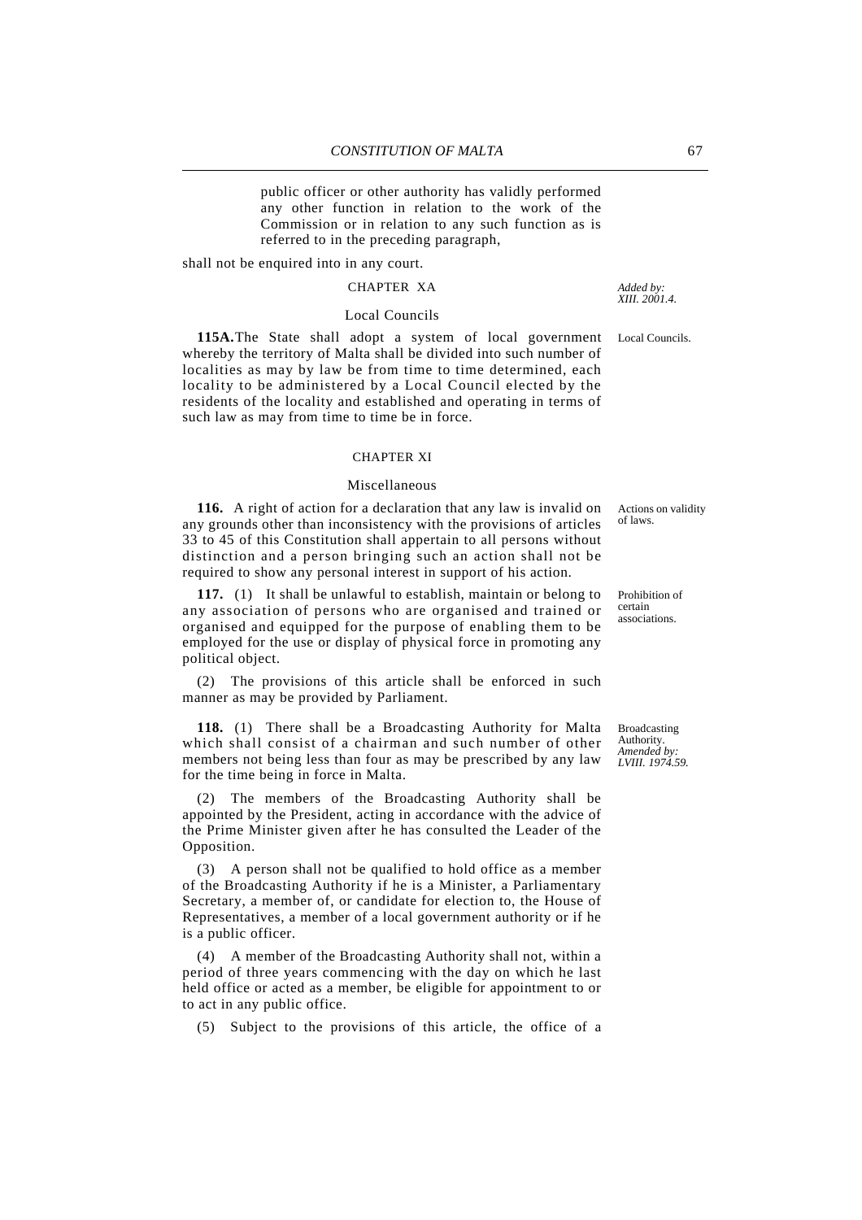public officer or other authority has validly performed any other function in relation to the work of the Commission or in relation to any such function as is referred to in the preceding paragraph,

shall not be enquired into in any court.

## CHAPTER XA

*Added by: XIII. 2001.4.*

### Local Councils

Local Councils.

**115A.** The State shall adopt a system of local government whereby the territory of Malta shall be divided into such number of localities as may by law be from time to time determined, each locality to be administered by a Local Council elected by the residents of the locality and established and operating in terms of such law as may from time to time be in force.

## CHAPTER XI

### Miscellaneous

Actions on validity of laws.

**116.** A right of action for a declaration that any law is invalid on any grounds other than inconsistency with the provisions of articles 33 to 45 of this Constitution shall appertain to all persons without distinction and a person bringing such an action shall not be required to show any personal interest in support of his action.

Prohibition of certain associations.

**117.** (1) It shall be unlawful to establish, maintain or belong to any association of persons who are organised and trained or organised and equipped for the purpose of enabling them to be employed for the use or display of physical force in promoting any political object.

(2) The provisions of this article shall be enforced in such manner as may be provided by Parliament.

Broadcasting Authority. *Amended by: LVIII. 1974.59.*

**118.** (1) There shall be a Broadcasting Authority for Malta which shall consist of a chairman and such number of other members not being less than four as may be prescribed by any law for the time being in force in Malta.

(2) The members of the Broadcasting Authority shall be appointed by the President, acting in accordance with the advice of the Prime Minister given after he has consulted the Leader of the Opposition.

(3) A person shall not be qualified to hold office as a member of the Broadcasting Authority if he is a Minister, a Parliamentary Secretary, a member of, or candidate for election to, the House of Representatives, a member of a local government authority or if he is a public officer.

(4) A member of the Broadcasting Authority shall not, within a period of three years commencing with the day on which he last held office or acted as a member, be eligible for appointment to or to act in any public office.

(5) Subject to the provisions of this article, the office of a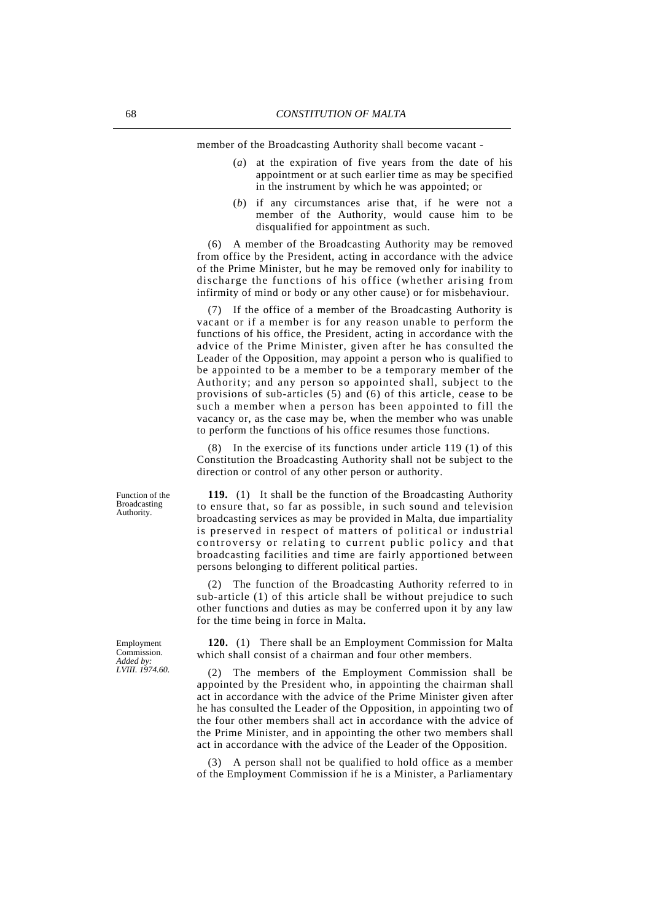member of the Broadcasting Authority shall become vacant -

(*a*) at the expiration of five years from the date of his appointment or at such earlier time as may be specified in the instrument by which he was appointed; or

(*b*) if any circumstances arise that, if he were not a member of the Authority, would cause him to be disqualified for appointment as such.

(6) A member of the Broadcasting Authority may be removed from office by the President, acting in accordance with the advice of the Prime Minister, but he may be removed only for inability to discharge the functions of his office (whether arising from infirmity of mind or body or any other cause) or for misbehaviour.

(7) If the office of a member of the Broadcasting Authority is vacant or if a member is for any reason unable to perform the functions of his office, the President, acting in accordance with the advice of the Prime Minister, given after he has consulted the Leader of the Opposition, may appoint a person who is qualified to be appointed to be a member to be a temporary member of the Authority; and any person so appointed shall, subject to the provisions of sub-articles (5) and (6) of this article, cease to be such a member when a person has been appointed to fill the vacancy or, as the case may be, when the member who was unable to perform the functions of his office resumes those functions.

(8) In the exercise of its functions under article 119 (1) of this Constitution the Broadcasting Authority shall not be subject to the direction or control of any other person or authority.

Function of the Broadcasting Authority.

**119.** (1) It shall be the function of the Broadcasting Authority to ensure that, so far as possible, in such sound and television broadcasting services as may be provided in Malta, due impartiality is preserved in respect of matters of political or industrial controversy or relating to current public policy and that broadcasting facilities and time are fairly apportioned between persons belonging to different political parties.

(2) The function of the Broadcasting Authority referred to in sub-article (1) of this article shall be without prejudice to such other functions and duties as may be conferred upon it by any law for the time being in force in Malta.

Employment Commission.
*Added by: LVIII. 1974.60.*

**120.** (1) There shall be an Employment Commission for Malta which shall consist of a chairman and four other members.

(2) The members of the Employment Commission shall be appointed by the President who, in appointing the chairman shall act in accordance with the advice of the Prime Minister given after he has consulted the Leader of the Opposition, in appointing two of the four other members shall act in accordance with the advice of the Prime Minister, and in appointing the other two members shall act in accordance with the advice of the Leader of the Opposition.

(3) A person shall not be qualified to hold office as a member of the Employment Commission if he is a Minister, a Parliamentary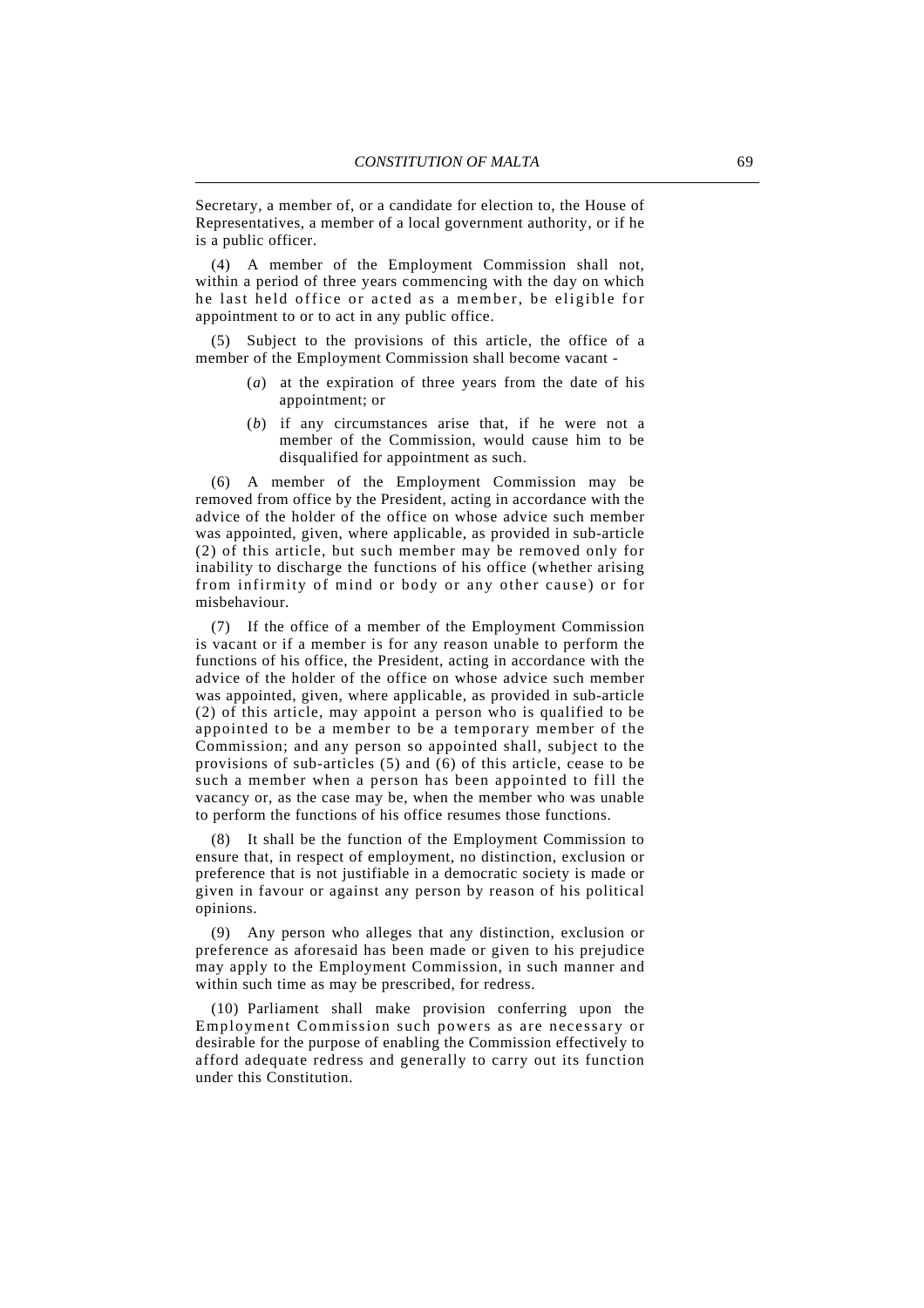Secretary, a member of, or a candidate for election to, the House of Representatives, a member of a local government authority, or if he is a public officer.

(4) A member of the Employment Commission shall not, within a period of three years commencing with the day on which he last held office or acted as a member, be eligible for appointment to or to act in any public office.

(5) Subject to the provisions of this article, the office of a member of the Employment Commission shall become vacant -

(*a*) at the expiration of three years from the date of his appointment; or

(*b*) if any circumstances arise that, if he were not a member of the Commission, would cause him to be disqualified for appointment as such.

(6) A member of the Employment Commission may be removed from office by the President, acting in accordance with the advice of the holder of the office on whose advice such member was appointed, given, where applicable, as provided in sub-article (2) of this article, but such member may be removed only for inability to discharge the functions of his office (whether arising from infirmity of mind or body or any other cause) or for misbehaviour.

(7) If the office of a member of the Employment Commission is vacant or if a member is for any reason unable to perform the functions of his office, the President, acting in accordance with the advice of the holder of the office on whose advice such member was appointed, given, where applicable, as provided in sub-article (2) of this article, may appoint a person who is qualified to be appointed to be a member to be a temporary member of the Commission; and any person so appointed shall, subject to the provisions of sub-articles (5) and (6) of this article, cease to be such a member when a person has been appointed to fill the vacancy or, as the case may be, when the member who was unable to perform the functions of his office resumes those functions.

(8) It shall be the function of the Employment Commission to ensure that, in respect of employment, no distinction, exclusion or preference that is not justifiable in a democratic society is made or given in favour or against any person by reason of his political opinions.

(9) Any person who alleges that any distinction, exclusion or preference as aforesaid has been made or given to his prejudice may apply to the Employment Commission, in such manner and within such time as may be prescribed, for redress.

(10) Parliament shall make provision conferring upon the Employment Commission such powers as are necessary or desirable for the purpose of enabling the Commission effectively to afford adequate redress and generally to carry out its function under this Constitution.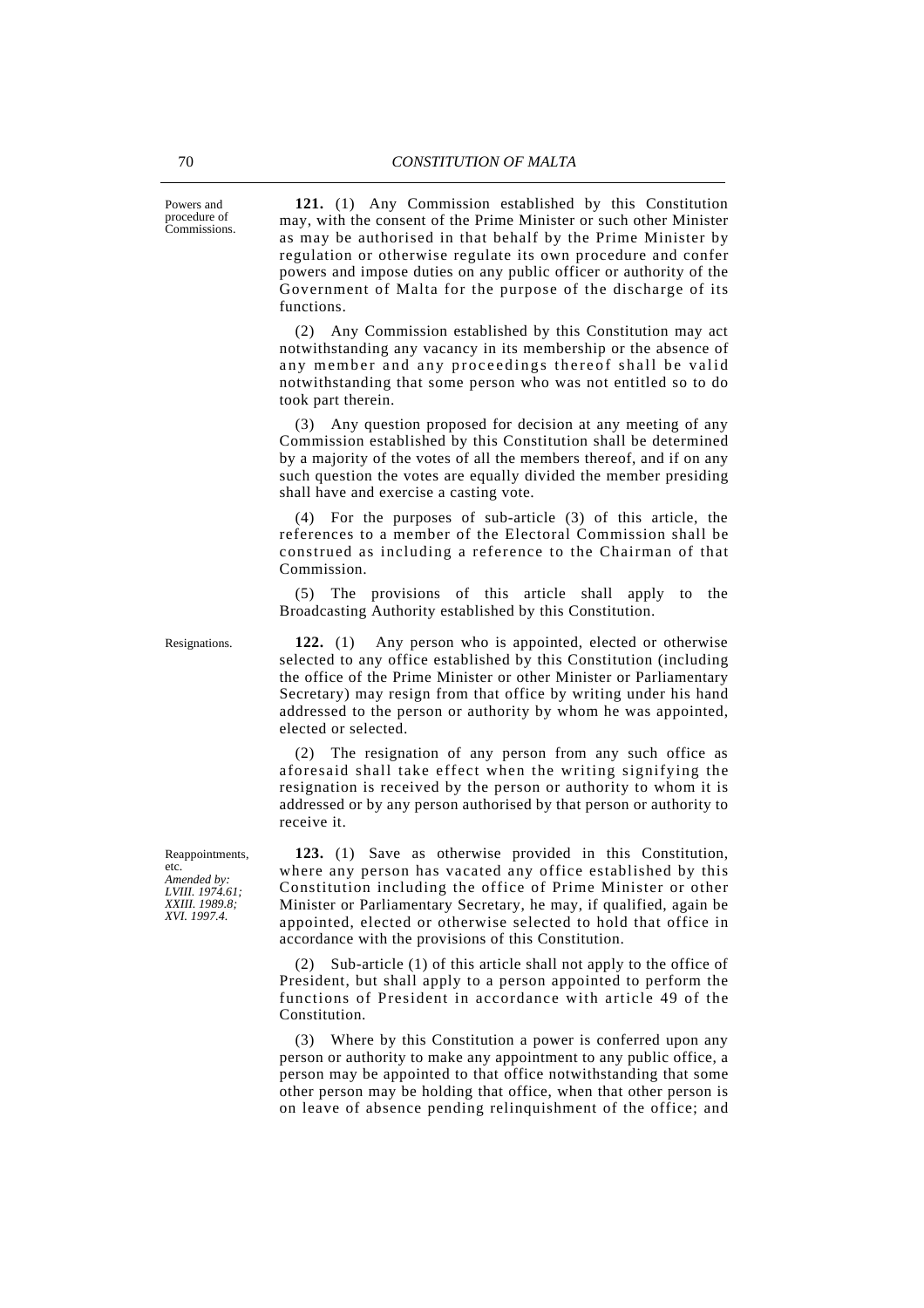Powers and procedure of Commissions.

**121.** (1) Any Commission established by this Constitution may, with the consent of the Prime Minister or such other Minister as may be authorised in that behalf by the Prime Minister by regulation or otherwise regulate its own procedure and confer powers and impose duties on any public officer or authority of the Government of Malta for the purpose of the discharge of its functions.

(2) Any Commission established by this Constitution may act notwithstanding any vacancy in its membership or the absence of any member and any proceedings thereof shall be valid notwithstanding that some person who was not entitled so to do took part therein.

(3) Any question proposed for decision at any meeting of any Commission established by this Constitution shall be determined by a majority of the votes of all the members thereof, and if on any such question the votes are equally divided the member presiding shall have and exercise a casting vote.

(4) For the purposes of sub-article (3) of this article, the references to a member of the Electoral Commission shall be construed as including a reference to the Chairman of that Commission.

(5) The provisions of this article shall apply to the Broadcasting Authority established by this Constitution.

Resignations.

**122.** (1) Any person who is appointed, elected or otherwise selected to any office established by this Constitution (including the office of the Prime Minister or other Minister or Parliamentary Secretary) may resign from that office by writing under his hand addressed to the person or authority by whom he was appointed, elected or selected.

(2) The resignation of any person from any such office as aforesaid shall take effect when the writing signifying the resignation is received by the person or authority to whom it is addressed or by any person authorised by that person or authority to receive it.

Reappointments, etc.
*Amended by: LVIII. 1974.61; XXIII. 1989.8; XVI. 1997.4.*

**123.** (1) Save as otherwise provided in this Constitution, where any person has vacated any office established by this Constitution including the office of Prime Minister or other Minister or Parliamentary Secretary, he may, if qualified, again be appointed, elected or otherwise selected to hold that office in accordance with the provisions of this Constitution.

(2) Sub-article (1) of this article shall not apply to the office of President, but shall apply to a person appointed to perform the functions of President in accordance with article 49 of the Constitution.

(3) Where by this Constitution a power is conferred upon any person or authority to make any appointment to any public office, a person may be appointed to that office notwithstanding that some other person may be holding that office, when that other person is on leave of absence pending relinquishment of the office; and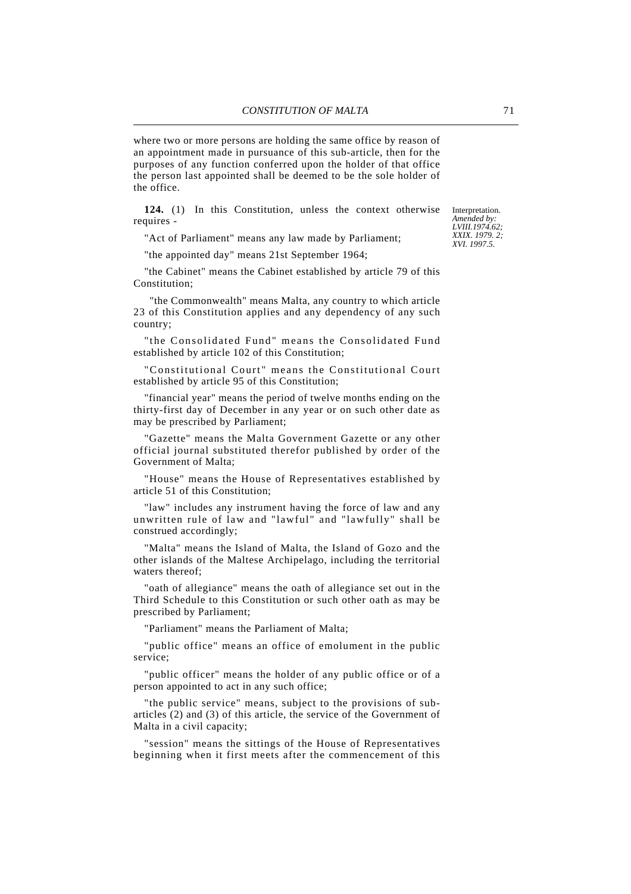where two or more persons are holding the same office by reason of an appointment made in pursuance of this sub-article, then for the purposes of any function conferred upon the holder of that office the person last appointed shall be deemed to be the sole holder of the office.

Interpretation. *Amended by: LVIII.1974.62; XXIX. 1979. 2; XVI. 1997.5.*

**124.** (1) In this Constitution, unless the context otherwise requires -

"Act of Parliament" means any law made by Parliament;

"the appointed day" means 21st September 1964;

"the Cabinet" means the Cabinet established by article 79 of this Constitution;

"the Commonwealth" means Malta, any country to which article 23 of this Constitution applies and any dependency of any such country;

"the Consolidated Fund" means the Consolidated Fund established by article 102 of this Constitution;

"Constitutional Court" means the Constitutional Court established by article 95 of this Constitution;

"financial year" means the period of twelve months ending on the thirty-first day of December in any year or on such other date as may be prescribed by Parliament;

"Gazette" means the Malta Government Gazette or any other official journal substituted therefor published by order of the Government of Malta;

"House" means the House of Representatives established by article 51 of this Constitution;

"law" includes any instrument having the force of law and any unwritten rule of law and "lawful" and "lawfully" shall be construed accordingly;

"Malta" means the Island of Malta, the Island of Gozo and the other islands of the Maltese Archipelago, including the territorial waters thereof;

"oath of allegiance" means the oath of allegiance set out in the Third Schedule to this Constitution or such other oath as may be prescribed by Parliament;

"Parliament" means the Parliament of Malta;

"public office" means an office of emolument in the public service;

"public officer" means the holder of any public office or of a person appointed to act in any such office;

"the public service" means, subject to the provisions of sub-articles (2) and (3) of this article, the service of the Government of Malta in a civil capacity;

"session" means the sittings of the House of Representatives beginning when it first meets after the commencement of this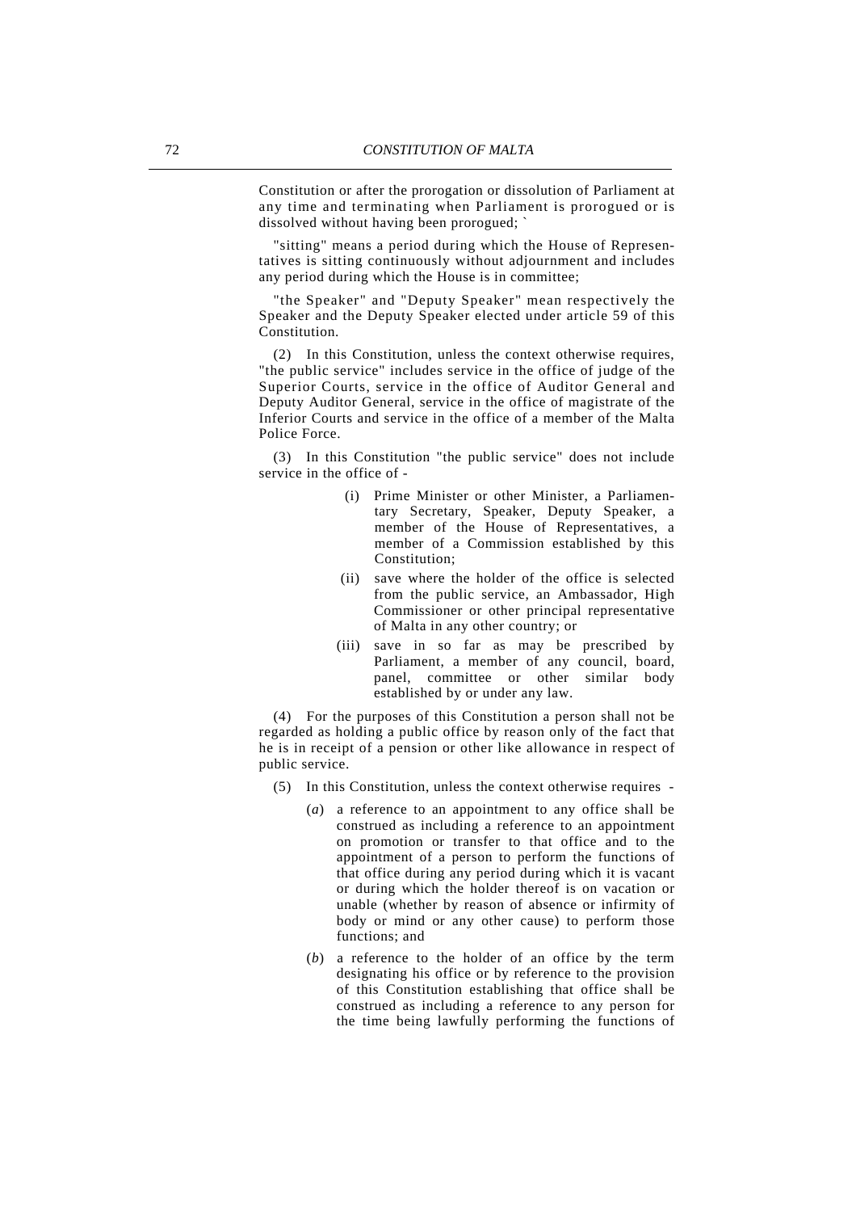Constitution or after the prorogation or dissolution of Parliament at any time and terminating when Parliament is prorogued or is dissolved without having been prorogued; `

"sitting" means a period during which the House of Representatives is sitting continuously without adjournment and includes any period during which the House is in committee;

"the Speaker" and "Deputy Speaker" mean respectively the Speaker and the Deputy Speaker elected under article 59 of this Constitution.

(2) In this Constitution, unless the context otherwise requires, "the public service" includes service in the office of judge of the Superior Courts, service in the office of Auditor General and Deputy Auditor General, service in the office of magistrate of the Inferior Courts and service in the office of a member of the Malta Police Force.

(3) In this Constitution "the public service" does not include service in the office of -

(i) Prime Minister or other Minister, a Parliamentary Secretary, Speaker, Deputy Speaker, a member of the House of Representatives, a member of a Commission established by this Constitution;

(ii) save where the holder of the office is selected from the public service, an Ambassador, High Commissioner or other principal representative of Malta in any other country; or

(iii) save in so far as may be prescribed by Parliament, a member of any council, board, panel, committee or other similar body established by or under any law.

(4) For the purposes of this Constitution a person shall not be regarded as holding a public office by reason only of the fact that he is in receipt of a pension or other like allowance in respect of public service.

(5) In this Constitution, unless the context otherwise requires -

(*a*) a reference to an appointment to any office shall be construed as including a reference to an appointment on promotion or transfer to that office and to the appointment of a person to perform the functions of that office during any period during which it is vacant or during which the holder thereof is on vacation or unable (whether by reason of absence or infirmity of body or mind or any other cause) to perform those functions; and

(*b*) a reference to the holder of an office by the term designating his office or by reference to the provision of this Constitution establishing that office shall be construed as including a reference to any person for the time being lawfully performing the functions of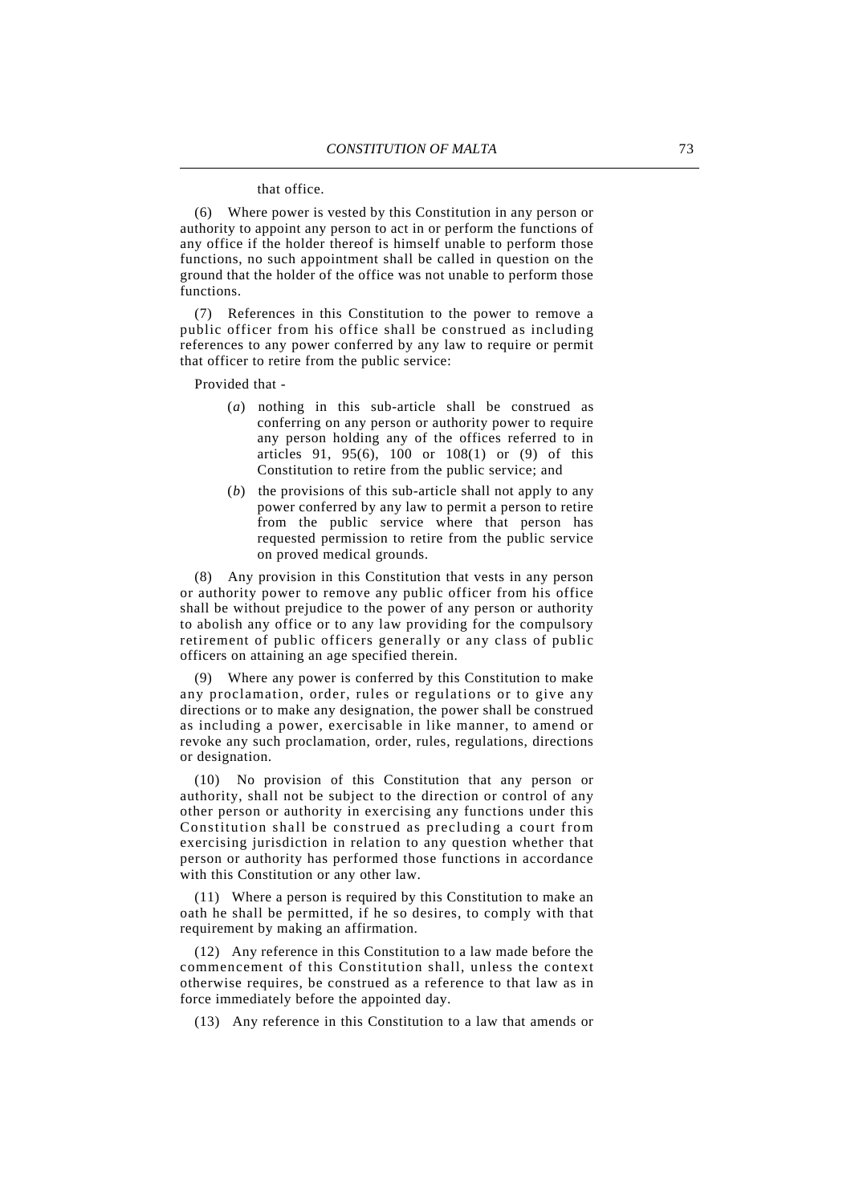that office.

(6) Where power is vested by this Constitution in any person or authority to appoint any person to act in or perform the functions of any office if the holder thereof is himself unable to perform those functions, no such appointment shall be called in question on the ground that the holder of the office was not unable to perform those functions.

(7) References in this Constitution to the power to remove a public officer from his office shall be construed as including references to any power conferred by any law to require or permit that officer to retire from the public service:

Provided that -

- (*a*) nothing in this sub-article shall be construed as conferring on any person or authority power to require any person holding any of the offices referred to in articles 91, 95(6), 100 or 108(1) or (9) of this Constitution to retire from the public service; and
- (*b*) the provisions of this sub-article shall not apply to any power conferred by any law to permit a person to retire from the public service where that person has requested permission to retire from the public service on proved medical grounds.

(8) Any provision in this Constitution that vests in any person or authority power to remove any public officer from his office shall be without prejudice to the power of any person or authority to abolish any office or to any law providing for the compulsory retirement of public officers generally or any class of public officers on attaining an age specified therein.

(9) Where any power is conferred by this Constitution to make any proclamation, order, rules or regulations or to give any directions or to make any designation, the power shall be construed as including a power, exercisable in like manner, to amend or revoke any such proclamation, order, rules, regulations, directions or designation.

(10) No provision of this Constitution that any person or authority, shall not be subject to the direction or control of any other person or authority in exercising any functions under this Constitution shall be construed as precluding a court from exercising jurisdiction in relation to any question whether that person or authority has performed those functions in accordance with this Constitution or any other law.

(11) Where a person is required by this Constitution to make an oath he shall be permitted, if he so desires, to comply with that requirement by making an affirmation.

(12) Any reference in this Constitution to a law made before the commencement of this Constitution shall, unless the context otherwise requires, be construed as a reference to that law as in force immediately before the appointed day.

(13) Any reference in this Constitution to a law that amends or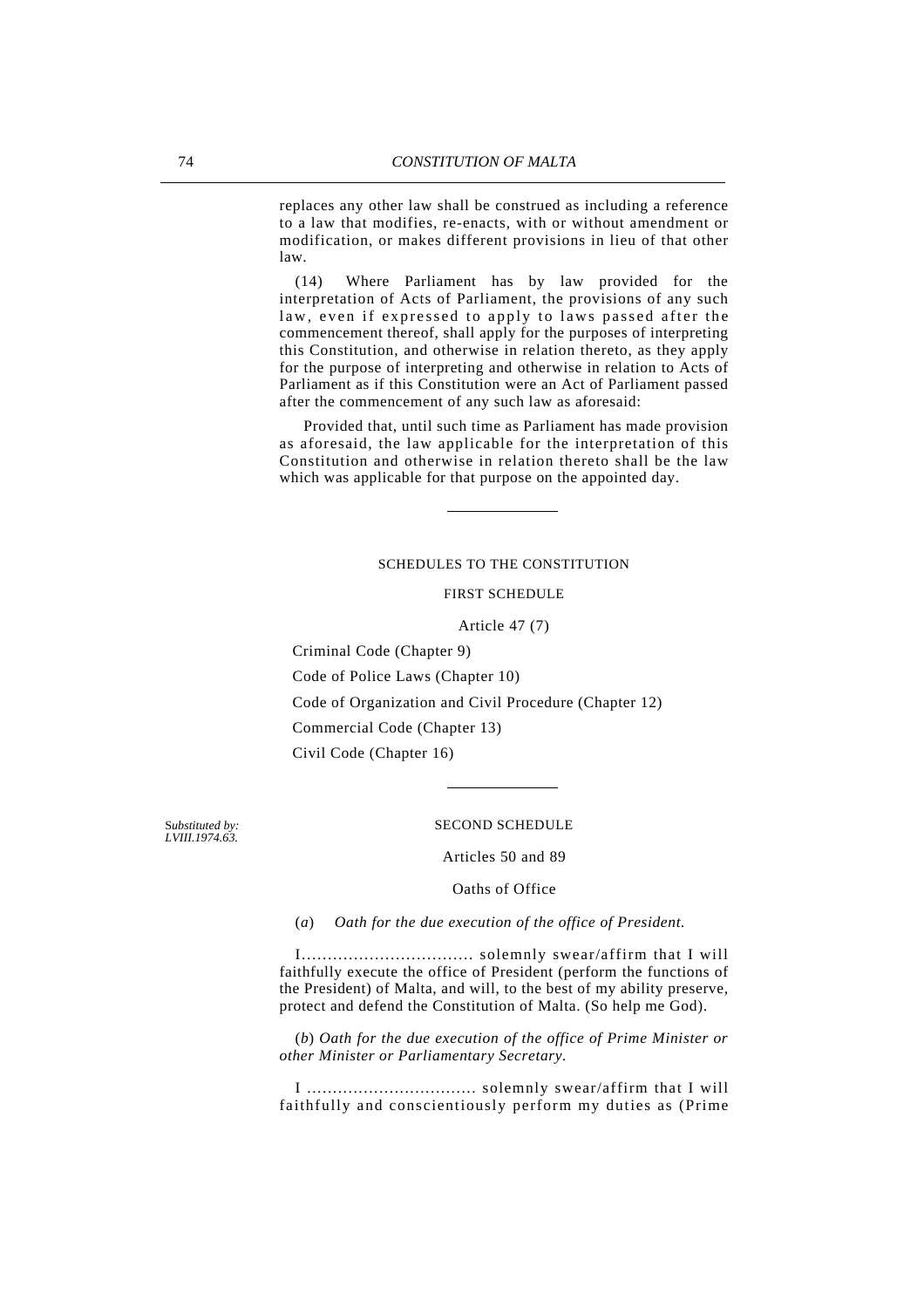replaces any other law shall be construed as including a reference to a law that modifies, re-enacts, with or without amendment or modification, or makes different provisions in lieu of that other law.

(14) Where Parliament has by law provided for the interpretation of Acts of Parliament, the provisions of any such law, even if expressed to apply to laws passed after the commencement thereof, shall apply for the purposes of interpreting this Constitution, and otherwise in relation thereto, as they apply for the purpose of interpreting and otherwise in relation to Acts of Parliament as if this Constitution were an Act of Parliament passed after the commencement of any such law as aforesaid:

Provided that, until such time as Parliament has made provision as aforesaid, the law applicable for the interpretation of this Constitution and otherwise in relation thereto shall be the law which was applicable for that purpose on the appointed day.

---

## SCHEDULES TO THE CONSTITUTION

### FIRST SCHEDULE

Article 47 (7)

Criminal Code (Chapter 9)

Code of Police Laws (Chapter 10)

Code of Organization and Civil Procedure (Chapter 12)

Commercial Code (Chapter 13)

Civil Code (Chapter 16)

---

### SECOND SCHEDULE

*Substituted by: LVIII.1974.63.*

Articles 50 and 89

Oaths of Office

(*a*) *Oath for the due execution of the office of President.*

I................................ solemnly swear/affirm that I will faithfully execute the office of President (perform the functions of the President) of Malta, and will, to the best of my ability preserve, protect and defend the Constitution of Malta. (So help me God).

(*b*) *Oath for the due execution of the office of Prime Minister or other Minister or Parliamentary Secretary.*

I ................................ solemnly swear/affirm that I will faithfully and conscientiously perform my duties as (Prime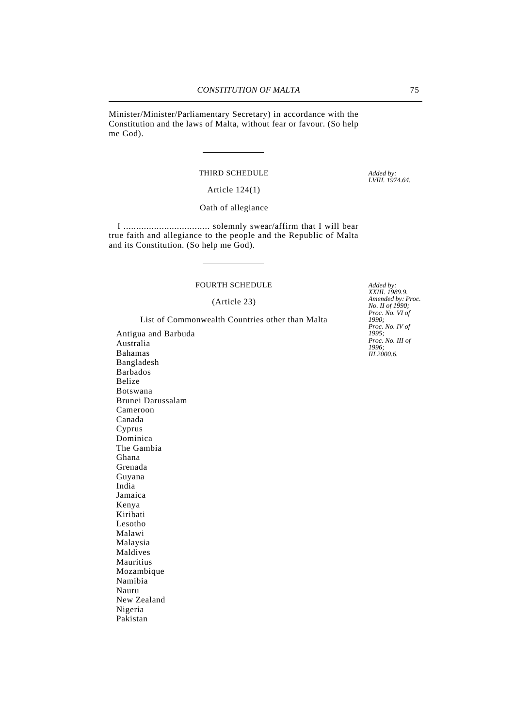Minister/Minister/Parliamentary Secretary) in accordance with the Constitution and the laws of Malta, without fear or favour. (So help me God).

---

THIRD SCHEDULE

*Added by: LVIII. 1974.64.*

Article 124(1)

Oath of allegiance

I .................................. solemnly swear/affirm that I will bear true faith and allegiance to the people and the Republic of Malta and its Constitution. (So help me God).

---

FOURTH SCHEDULE

*Added by: XXIII. 1989.9. Amended by: Proc. No. II of 1990; Proc. No. VI of 1990; Proc. No. IV of 1995; Proc. No. III of 1996; III.2000.6.*

(Article 23)

List of Commonwealth Countries other than Malta

Antigua and Barbuda
Australia
Bahamas
Bangladesh
Barbados
Belize
Botswana
Brunei Darussalam
Cameroon
Canada
Cyprus
Dominica
The Gambia
Ghana
Grenada
Guyana
India
Jamaica
Kenya
Kiribati
Lesotho
Malawi
Malaysia
Maldives
Mauritius
Mozambique
Namibia
Nauru
New Zealand
Nigeria
Pakistan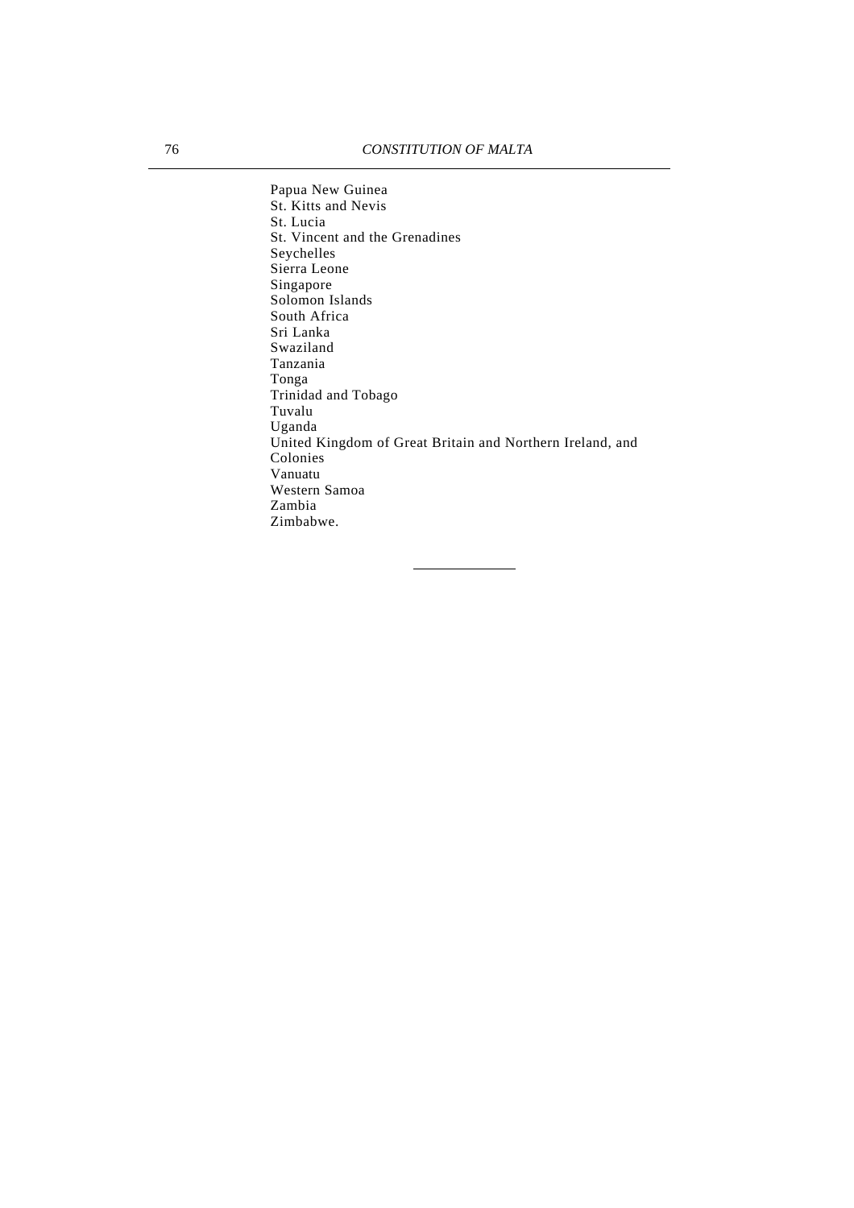Papua New Guinea
St. Kitts and Nevis
St. Lucia
St. Vincent and the Grenadines
Seychelles
Sierra Leone
Singapore
Solomon Islands
South Africa
Sri Lanka
Swaziland
Tanzania
Tonga
Trinidad and Tobago
Tuvalu
Uganda
United Kingdom of Great Britain and Northern Ireland, and Colonies
Vanuatu
Western Samoa
Zambia
Zimbabwe.

---